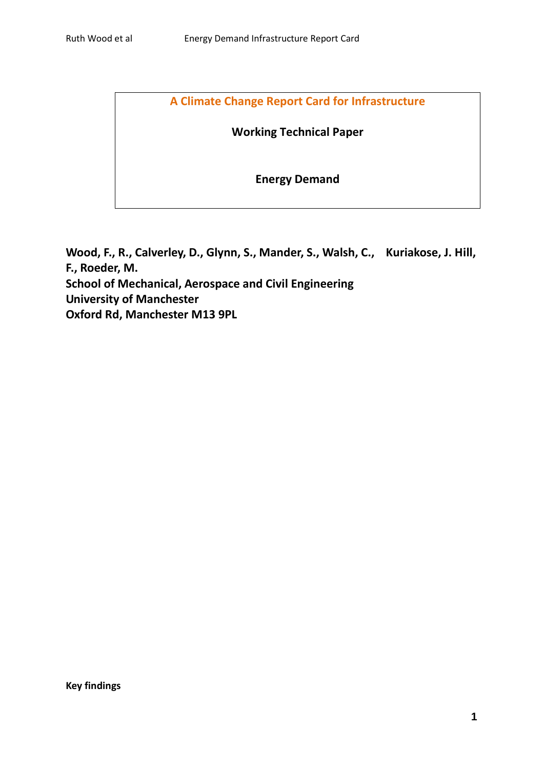# A Climate Change Report Card for Infrastructure

## Working Technical Paper

## Energy Demand

**Wood, F., R., Calverley, D., Glynn, S., Mander, S., Walsh, C., Kuriakose, J. Hill, F., Roeder, M.**
**School of Mechanical, Aerospace and Civil Engineering**
**University of Manchester**
**Oxford Rd, Manchester M13 9PL**

**Key findings**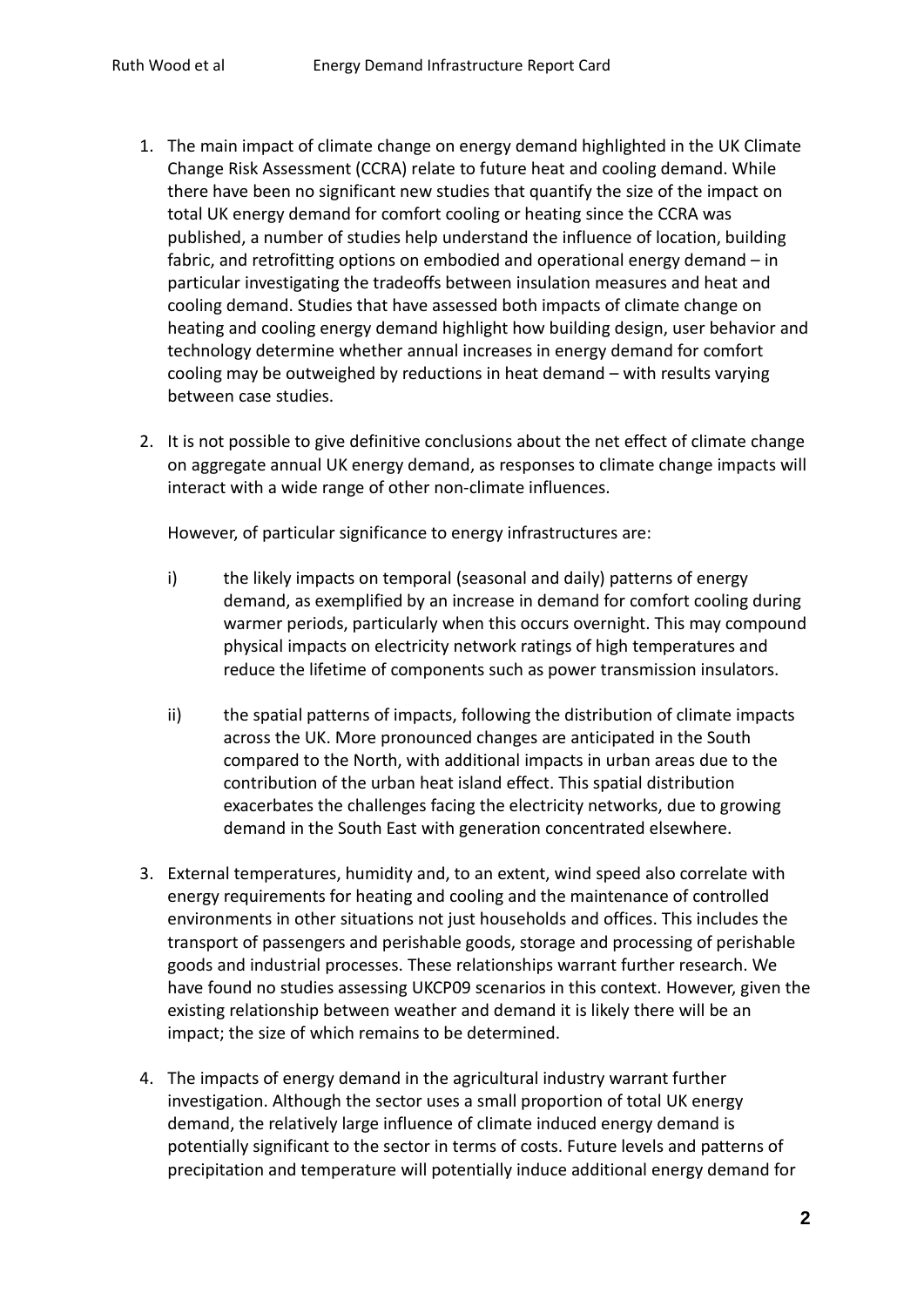1. The main impact of climate change on energy demand highlighted in the UK Climate Change Risk Assessment (CCRA) relate to future heat and cooling demand. While there have been no significant new studies that quantify the size of the impact on total UK energy demand for comfort cooling or heating since the CCRA was published, a number of studies help understand the influence of location, building fabric, and retrofitting options on embodied and operational energy demand – in particular investigating the tradeoffs between insulation measures and heat and cooling demand. Studies that have assessed both impacts of climate change on heating and cooling energy demand highlight how building design, user behavior and technology determine whether annual increases in energy demand for comfort cooling may be outweighed by reductions in heat demand – with results varying between case studies.

2. It is not possible to give definitive conclusions about the net effect of climate change on aggregate annual UK energy demand, as responses to climate change impacts will interact with a wide range of other non-climate influences.

   However, of particular significance to energy infrastructures are:

   i) the likely impacts on temporal (seasonal and daily) patterns of energy demand, as exemplified by an increase in demand for comfort cooling during warmer periods, particularly when this occurs overnight. This may compound physical impacts on electricity network ratings of high temperatures and reduce the lifetime of components such as power transmission insulators.

   ii) the spatial patterns of impacts, following the distribution of climate impacts across the UK. More pronounced changes are anticipated in the South compared to the North, with additional impacts in urban areas due to the contribution of the urban heat island effect. This spatial distribution exacerbates the challenges facing the electricity networks, due to growing demand in the South East with generation concentrated elsewhere.

3. External temperatures, humidity and, to an extent, wind speed also correlate with energy requirements for heating and cooling and the maintenance of controlled environments in other situations not just households and offices. This includes the transport of passengers and perishable goods, storage and processing of perishable goods and industrial processes. These relationships warrant further research. We have found no studies assessing UKCP09 scenarios in this context. However, given the existing relationship between weather and demand it is likely there will be an impact; the size of which remains to be determined.

4. The impacts of energy demand in the agricultural industry warrant further investigation. Although the sector uses a small proportion of total UK energy demand, the relatively large influence of climate induced energy demand is potentially significant to the sector in terms of costs. Future levels and patterns of precipitation and temperature will potentially induce additional energy demand for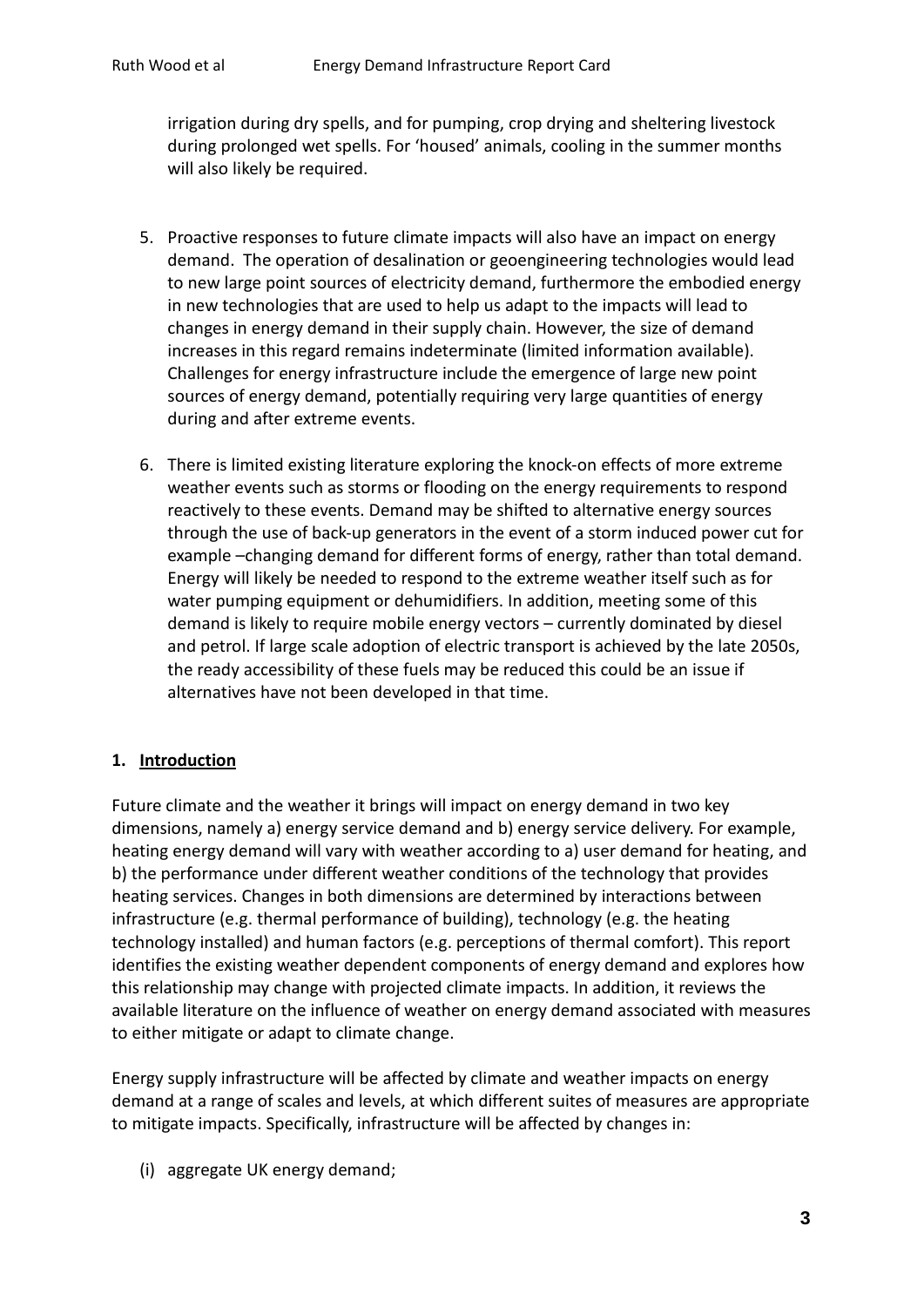irrigation during dry spells, and for pumping, crop drying and sheltering livestock during prolonged wet spells. For 'housed' animals, cooling in the summer months will also likely be required.

5. Proactive responses to future climate impacts will also have an impact on energy demand. The operation of desalination or geoengineering technologies would lead to new large point sources of electricity demand, furthermore the embodied energy in new technologies that are used to help us adapt to the impacts will lead to changes in energy demand in their supply chain. However, the size of demand increases in this regard remains indeterminate (limited information available). Challenges for energy infrastructure include the emergence of large new point sources of energy demand, potentially requiring very large quantities of energy during and after extreme events.

6. There is limited existing literature exploring the knock-on effects of more extreme weather events such as storms or flooding on the energy requirements to respond reactively to these events. Demand may be shifted to alternative energy sources through the use of back-up generators in the event of a storm induced power cut for example –changing demand for different forms of energy, rather than total demand. Energy will likely be needed to respond to the extreme weather itself such as for water pumping equipment or dehumidifiers. In addition, meeting some of this demand is likely to require mobile energy vectors – currently dominated by diesel and petrol. If large scale adoption of electric transport is achieved by the late 2050s, the ready accessibility of these fuels may be reduced this could be an issue if alternatives have not been developed in that time.

## 1. Introduction

Future climate and the weather it brings will impact on energy demand in two key dimensions, namely a) energy service demand and b) energy service delivery. For example, heating energy demand will vary with weather according to a) user demand for heating, and b) the performance under different weather conditions of the technology that provides heating services. Changes in both dimensions are determined by interactions between infrastructure (e.g. thermal performance of building), technology (e.g. the heating technology installed) and human factors (e.g. perceptions of thermal comfort). This report identifies the existing weather dependent components of energy demand and explores how this relationship may change with projected climate impacts. In addition, it reviews the available literature on the influence of weather on energy demand associated with measures to either mitigate or adapt to climate change.

Energy supply infrastructure will be affected by climate and weather impacts on energy demand at a range of scales and levels, at which different suites of measures are appropriate to mitigate impacts. Specifically, infrastructure will be affected by changes in:

(i) aggregate UK energy demand;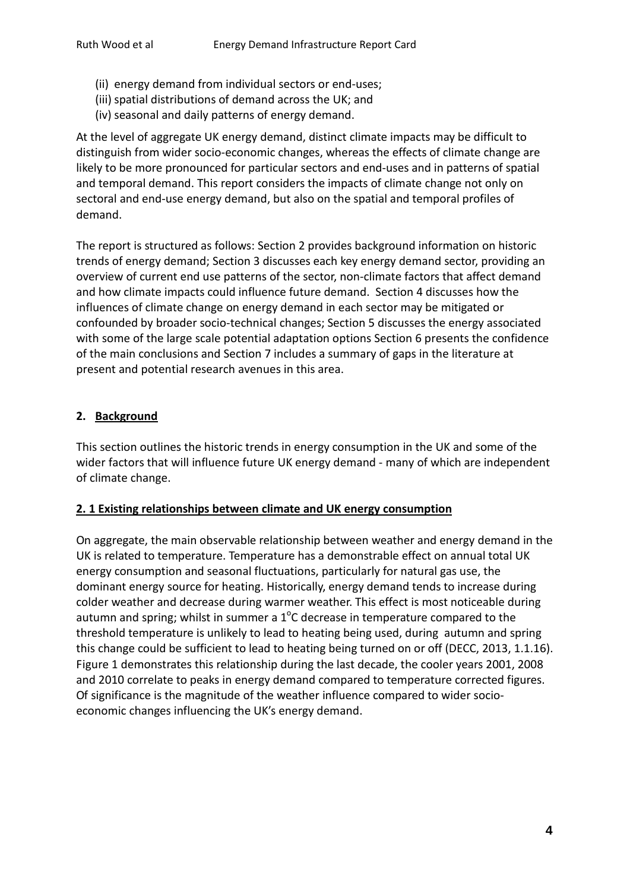(ii) energy demand from individual sectors or end-uses;
(iii) spatial distributions of demand across the UK; and
(iv) seasonal and daily patterns of energy demand.

At the level of aggregate UK energy demand, distinct climate impacts may be difficult to distinguish from wider socio-economic changes, whereas the effects of climate change are likely to be more pronounced for particular sectors and end-uses and in patterns of spatial and temporal demand. This report considers the impacts of climate change not only on sectoral and end-use energy demand, but also on the spatial and temporal profiles of demand.

The report is structured as follows: Section 2 provides background information on historic trends of energy demand; Section 3 discusses each key energy demand sector, providing an overview of current end use patterns of the sector, non-climate factors that affect demand and how climate impacts could influence future demand. Section 4 discusses how the influences of climate change on energy demand in each sector may be mitigated or confounded by broader socio-technical changes; Section 5 discusses the energy associated with some of the large scale potential adaptation options Section 6 presents the confidence of the main conclusions and Section 7 includes a summary of gaps in the literature at present and potential research avenues in this area.

## 2. Background

This section outlines the historic trends in energy consumption in the UK and some of the wider factors that will influence future UK energy demand - many of which are independent of climate change.

### 2. 1 Existing relationships between climate and UK energy consumption

On aggregate, the main observable relationship between weather and energy demand in the UK is related to temperature. Temperature has a demonstrable effect on annual total UK energy consumption and seasonal fluctuations, particularly for natural gas use, the dominant energy source for heating. Historically, energy demand tends to increase during colder weather and decrease during warmer weather. This effect is most noticeable during autumn and spring; whilst in summer a 1$^{o}$C decrease in temperature compared to the threshold temperature is unlikely to lead to heating being used, during autumn and spring this change could be sufficient to lead to heating being turned on or off (DECC, 2013, 1.1.16). Figure 1 demonstrates this relationship during the last decade, the cooler years 2001, 2008 and 2010 correlate to peaks in energy demand compared to temperature corrected figures. Of significance is the magnitude of the weather influence compared to wider socio-economic changes influencing the UK's energy demand.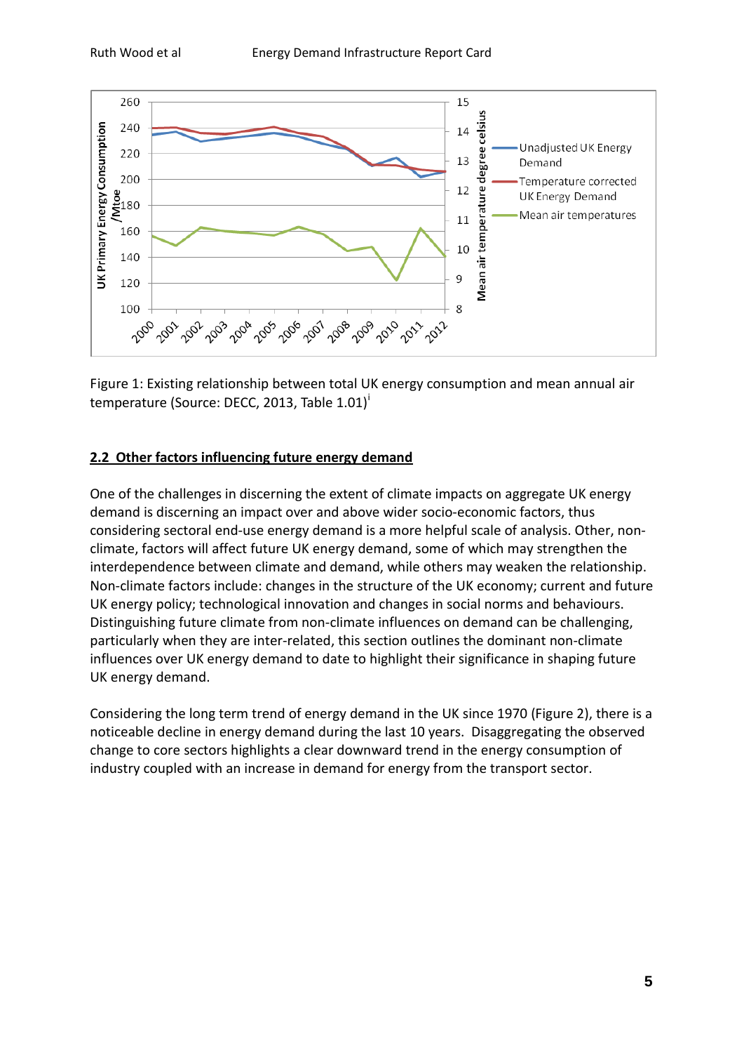Figure 1: Existing relationship between total UK energy consumption and mean annual air temperature (Source: DECC, 2013, Table 1.01)[i]

## 2.2 Other factors influencing future energy demand

One of the challenges in discerning the extent of climate impacts on aggregate UK energy demand is discerning an impact over and above wider socio-economic factors, thus considering sectoral end-use energy demand is a more helpful scale of analysis. Other, non-climate, factors will affect future UK energy demand, some of which may strengthen the interdependence between climate and demand, while others may weaken the relationship. Non-climate factors include: changes in the structure of the UK economy; current and future UK energy policy; technological innovation and changes in social norms and behaviours. Distinguishing future climate from non-climate influences on demand can be challenging, particularly when they are inter-related, this section outlines the dominant non-climate influences over UK energy demand to date to highlight their significance in shaping future UK energy demand.

Considering the long term trend of energy demand in the UK since 1970 (Figure 2), there is a noticeable decline in energy demand during the last 10 years. Disaggregating the observed change to core sectors highlights a clear downward trend in the energy consumption of industry coupled with an increase in demand for energy from the transport sector.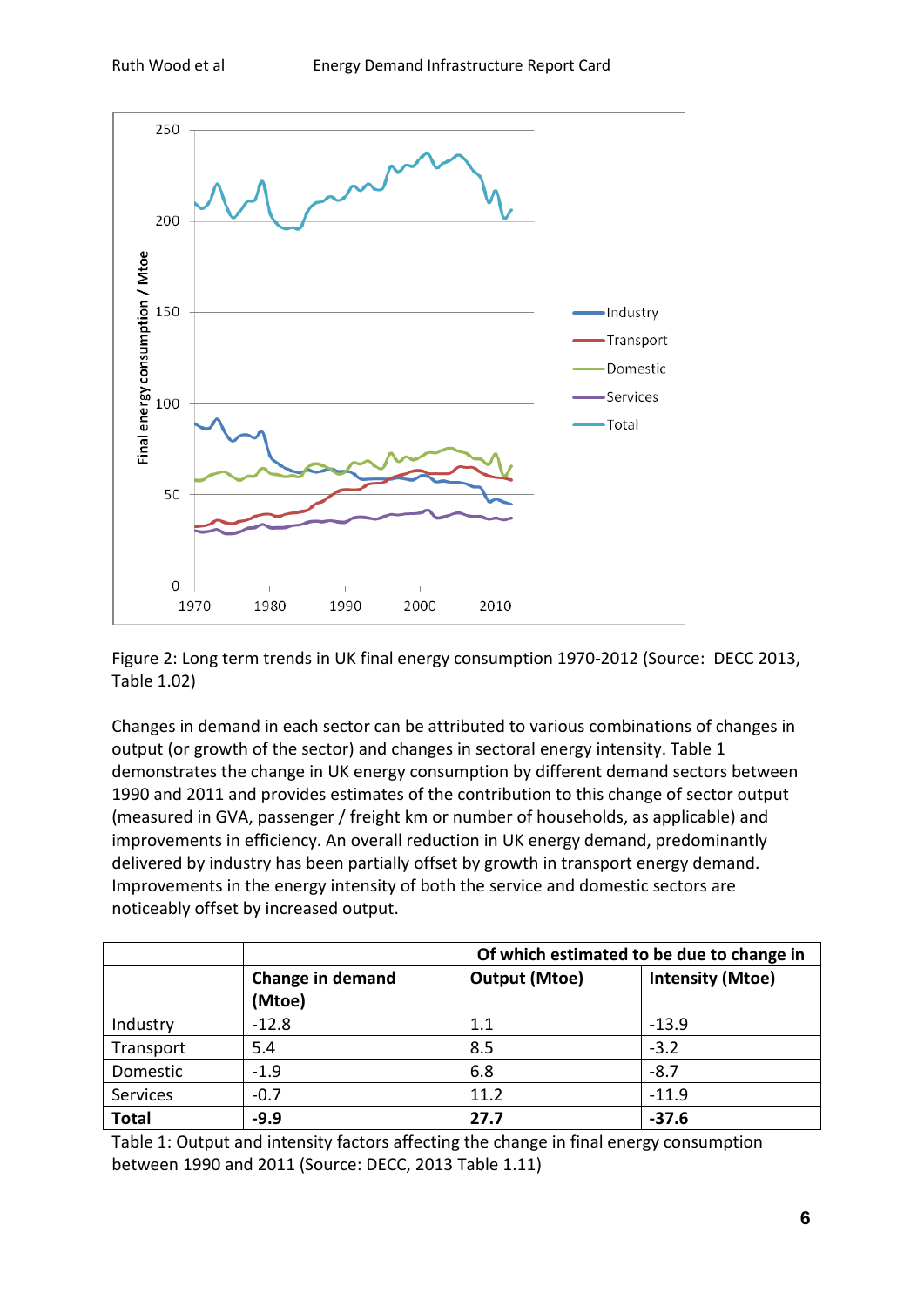Figure 2: Long term trends in UK final energy consumption 1970-2012 (Source: DECC 2013, Table 1.02)

Changes in demand in each sector can be attributed to various combinations of changes in output (or growth of the sector) and changes in sectoral energy intensity. Table 1 demonstrates the change in UK energy consumption by different demand sectors between 1990 and 2011 and provides estimates of the contribution to this change of sector output (measured in GVA, passenger / freight km or number of households, as applicable) and improvements in efficiency. An overall reduction in UK energy demand, predominantly delivered by industry has been partially offset by growth in transport energy demand. Improvements in the energy intensity of both the service and domestic sectors are noticeably offset by increased output.

| | | **Of which estimated to be due to change in** | |
|---|---|---|---|
| | **Change in demand (Mtoe)** | **Output (Mtoe)** | **Intensity (Mtoe)** |
| Industry | -12.8 | 1.1 | -13.9 |
| Transport | 5.4 | 8.5 | -3.2 |
| Domestic | -1.9 | 6.8 | -8.7 |
| Services | -0.7 | 11.2 | -11.9 |
| **Total** | **-9.9** | **27.7** | **-37.6** |

Table 1: Output and intensity factors affecting the change in final energy consumption between 1990 and 2011 (Source: DECC, 2013 Table 1.11)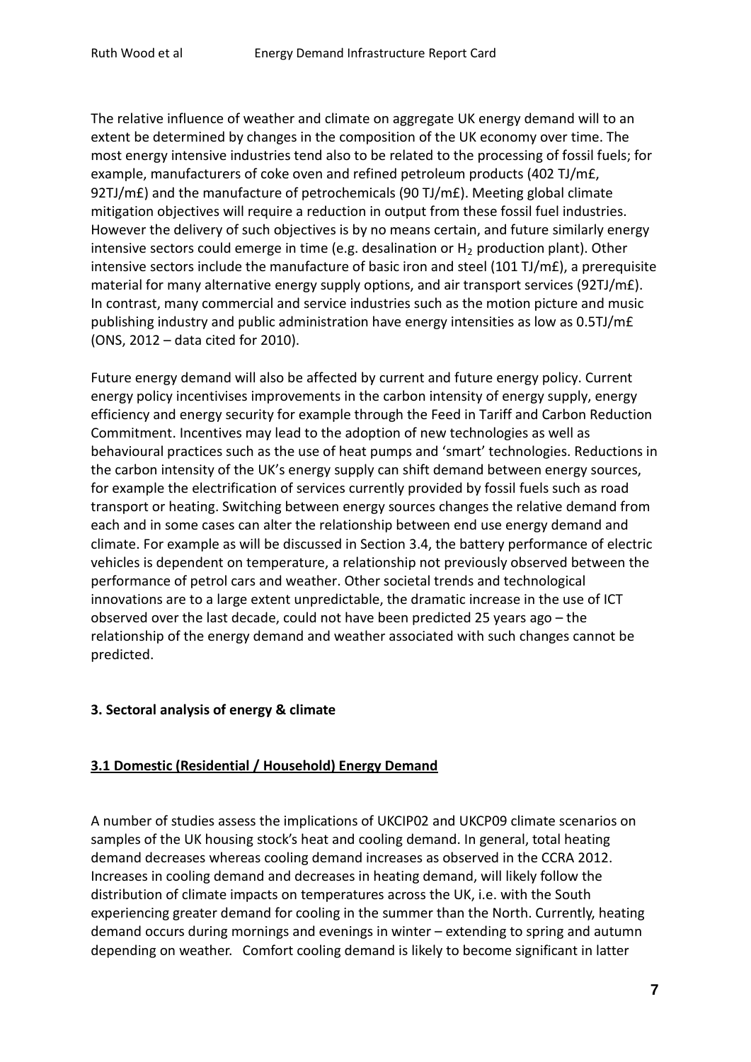The relative influence of weather and climate on aggregate UK energy demand will to an extent be determined by changes in the composition of the UK economy over time. The most energy intensive industries tend also to be related to the processing of fossil fuels; for example, manufacturers of coke oven and refined petroleum products (402 TJ/m£, 92TJ/m£) and the manufacture of petrochemicals (90 TJ/m£). Meeting global climate mitigation objectives will require a reduction in output from these fossil fuel industries. However the delivery of such objectives is by no means certain, and future similarly energy intensive sectors could emerge in time (e.g. desalination or $H_2$ production plant). Other intensive sectors include the manufacture of basic iron and steel (101 TJ/m£), a prerequisite material for many alternative energy supply options, and air transport services (92TJ/m£). In contrast, many commercial and service industries such as the motion picture and music publishing industry and public administration have energy intensities as low as 0.5TJ/m£ (ONS, 2012 – data cited for 2010).

Future energy demand will also be affected by current and future energy policy. Current energy policy incentivises improvements in the carbon intensity of energy supply, energy efficiency and energy security for example through the Feed in Tariff and Carbon Reduction Commitment. Incentives may lead to the adoption of new technologies as well as behavioural practices such as the use of heat pumps and 'smart' technologies. Reductions in the carbon intensity of the UK's energy supply can shift demand between energy sources, for example the electrification of services currently provided by fossil fuels such as road transport or heating. Switching between energy sources changes the relative demand from each and in some cases can alter the relationship between end use energy demand and climate. For example as will be discussed in Section 3.4, the battery performance of electric vehicles is dependent on temperature, a relationship not previously observed between the performance of petrol cars and weather. Other societal trends and technological innovations are to a large extent unpredictable, the dramatic increase in the use of ICT observed over the last decade, could not have been predicted 25 years ago – the relationship of the energy demand and weather associated with such changes cannot be predicted.

## 3. Sectoral analysis of energy & climate

### 3.1 Domestic (Residential / Household) Energy Demand

A number of studies assess the implications of UKCIP02 and UKCP09 climate scenarios on samples of the UK housing stock's heat and cooling demand. In general, total heating demand decreases whereas cooling demand increases as observed in the CCRA 2012. Increases in cooling demand and decreases in heating demand, will likely follow the distribution of climate impacts on temperatures across the UK, i.e. with the South experiencing greater demand for cooling in the summer than the North. Currently, heating demand occurs during mornings and evenings in winter – extending to spring and autumn depending on weather. Comfort cooling demand is likely to become significant in latter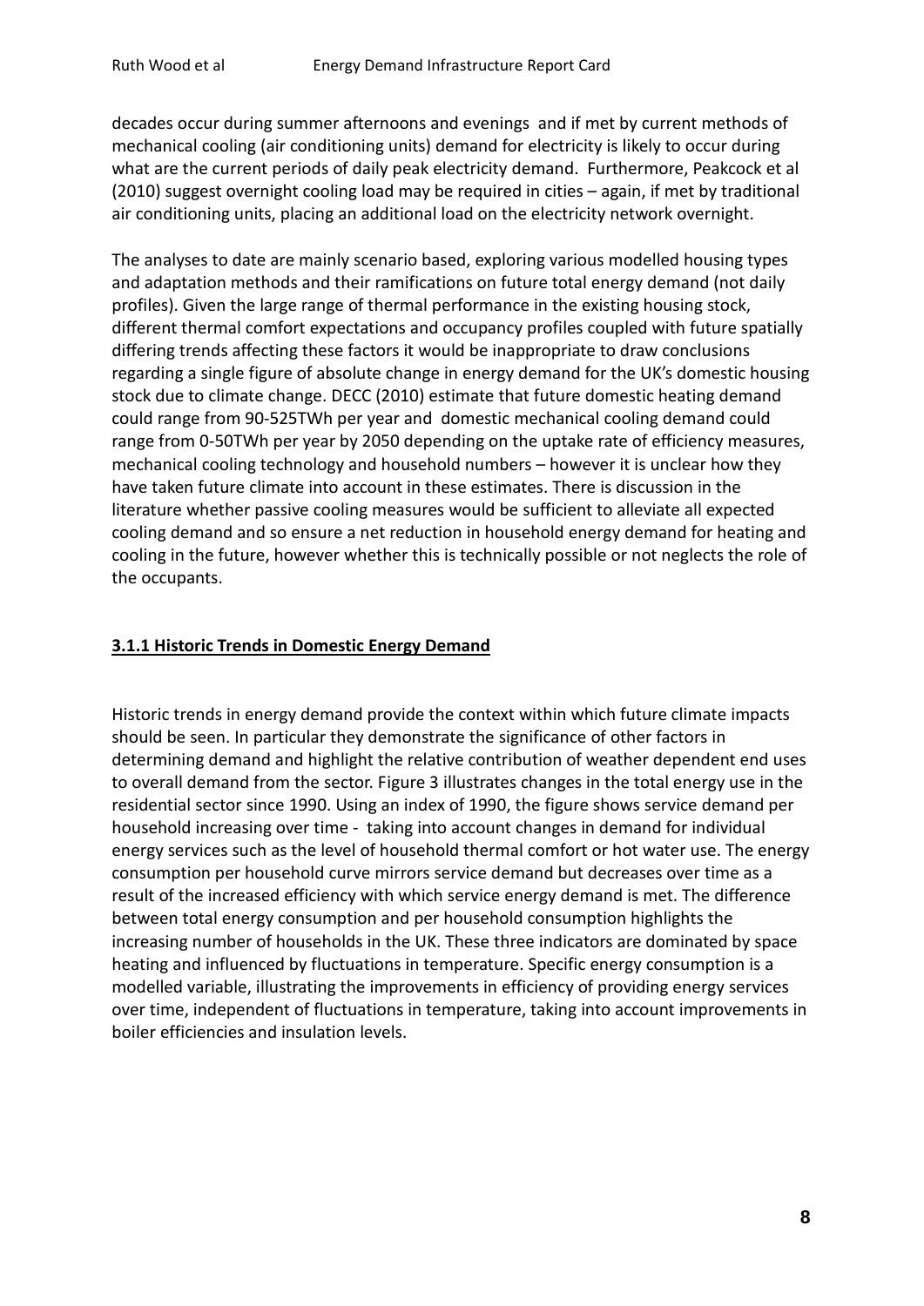decades occur during summer afternoons and evenings and if met by current methods of mechanical cooling (air conditioning units) demand for electricity is likely to occur during what are the current periods of daily peak electricity demand. Furthermore, Peakcock et al (2010) suggest overnight cooling load may be required in cities – again, if met by traditional air conditioning units, placing an additional load on the electricity network overnight.

The analyses to date are mainly scenario based, exploring various modelled housing types and adaptation methods and their ramifications on future total energy demand (not daily profiles). Given the large range of thermal performance in the existing housing stock, different thermal comfort expectations and occupancy profiles coupled with future spatially differing trends affecting these factors it would be inappropriate to draw conclusions regarding a single figure of absolute change in energy demand for the UK's domestic housing stock due to climate change. DECC (2010) estimate that future domestic heating demand could range from 90-525TWh per year and domestic mechanical cooling demand could range from 0-50TWh per year by 2050 depending on the uptake rate of efficiency measures, mechanical cooling technology and household numbers – however it is unclear how they have taken future climate into account in these estimates. There is discussion in the literature whether passive cooling measures would be sufficient to alleviate all expected cooling demand and so ensure a net reduction in household energy demand for heating and cooling in the future, however whether this is technically possible or not neglects the role of the occupants.

### 3.1.1 Historic Trends in Domestic Energy Demand

Historic trends in energy demand provide the context within which future climate impacts should be seen. In particular they demonstrate the significance of other factors in determining demand and highlight the relative contribution of weather dependent end uses to overall demand from the sector. Figure 3 illustrates changes in the total energy use in the residential sector since 1990. Using an index of 1990, the figure shows service demand per household increasing over time - taking into account changes in demand for individual energy services such as the level of household thermal comfort or hot water use. The energy consumption per household curve mirrors service demand but decreases over time as a result of the increased efficiency with which service energy demand is met. The difference between total energy consumption and per household consumption highlights the increasing number of households in the UK. These three indicators are dominated by space heating and influenced by fluctuations in temperature. Specific energy consumption is a modelled variable, illustrating the improvements in efficiency of providing energy services over time, independent of fluctuations in temperature, taking into account improvements in boiler efficiencies and insulation levels.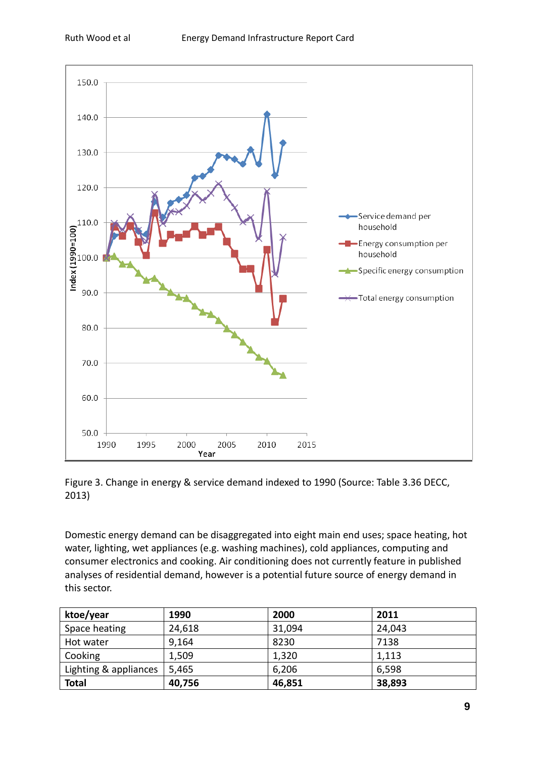Figure 3. Change in energy & service demand indexed to 1990 (Source: Table 3.36 DECC, 2013)

Domestic energy demand can be disaggregated into eight main end uses; space heating, hot water, lighting, wet appliances (e.g. washing machines), cold appliances, computing and consumer electronics and cooking. Air conditioning does not currently feature in published analyses of residential demand, however is a potential future source of energy demand in this sector.

| ktoe/year | 1990 | 2000 | 2011 |
|---|---|---|---|
| Space heating | 24,618 | 31,094 | 24,043 |
| Hot water | 9,164 | 8230 | 7138 |
| Cooking | 1,509 | 1,320 | 1,113 |
| Lighting & appliances | 5,465 | 6,206 | 6,598 |
| **Total** | **40,756** | **46,851** | **38,893** |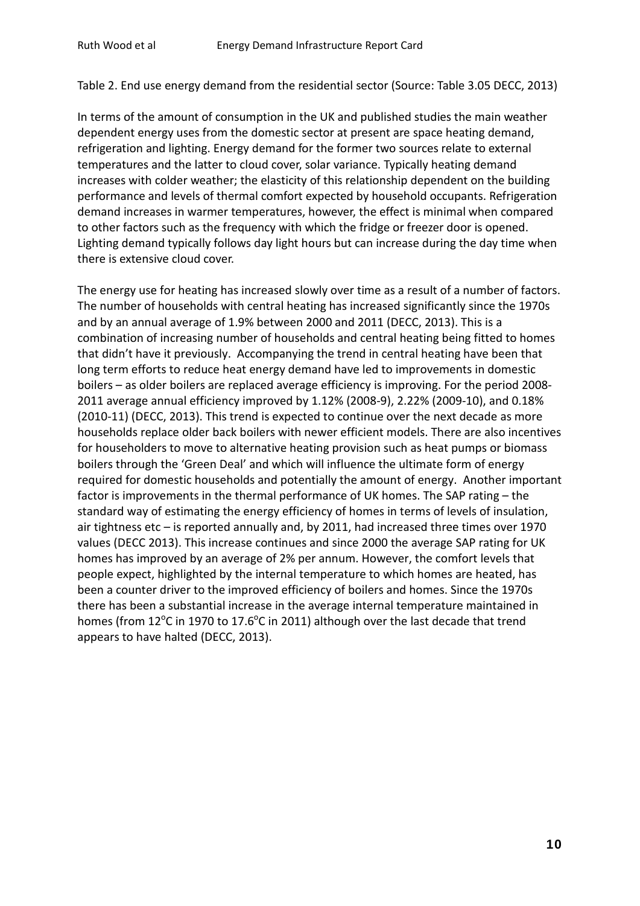Table 2. End use energy demand from the residential sector (Source: Table 3.05 DECC, 2013)

In terms of the amount of consumption in the UK and published studies the main weather dependent energy uses from the domestic sector at present are space heating demand, refrigeration and lighting. Energy demand for the former two sources relate to external temperatures and the latter to cloud cover, solar variance. Typically heating demand increases with colder weather; the elasticity of this relationship dependent on the building performance and levels of thermal comfort expected by household occupants. Refrigeration demand increases in warmer temperatures, however, the effect is minimal when compared to other factors such as the frequency with which the fridge or freezer door is opened. Lighting demand typically follows day light hours but can increase during the day time when there is extensive cloud cover.

The energy use for heating has increased slowly over time as a result of a number of factors. The number of households with central heating has increased significantly since the 1970s and by an annual average of 1.9% between 2000 and 2011 (DECC, 2013). This is a combination of increasing number of households and central heating being fitted to homes that didn't have it previously. Accompanying the trend in central heating have been that long term efforts to reduce heat energy demand have led to improvements in domestic boilers – as older boilers are replaced average efficiency is improving. For the period 2008-2011 average annual efficiency improved by 1.12% (2008-9), 2.22% (2009-10), and 0.18% (2010-11) (DECC, 2013). This trend is expected to continue over the next decade as more households replace older back boilers with newer efficient models. There are also incentives for householders to move to alternative heating provision such as heat pumps or biomass boilers through the 'Green Deal' and which will influence the ultimate form of energy required for domestic households and potentially the amount of energy. Another important factor is improvements in the thermal performance of UK homes. The SAP rating – the standard way of estimating the energy efficiency of homes in terms of levels of insulation, air tightness etc – is reported annually and, by 2011, had increased three times over 1970 values (DECC 2013). This increase continues and since 2000 the average SAP rating for UK homes has improved by an average of 2% per annum. However, the comfort levels that people expect, highlighted by the internal temperature to which homes are heated, has been a counter driver to the improved efficiency of boilers and homes. Since the 1970s there has been a substantial increase in the average internal temperature maintained in homes (from 12°C in 1970 to 17.6°C in 2011) although over the last decade that trend appears to have halted (DECC, 2013).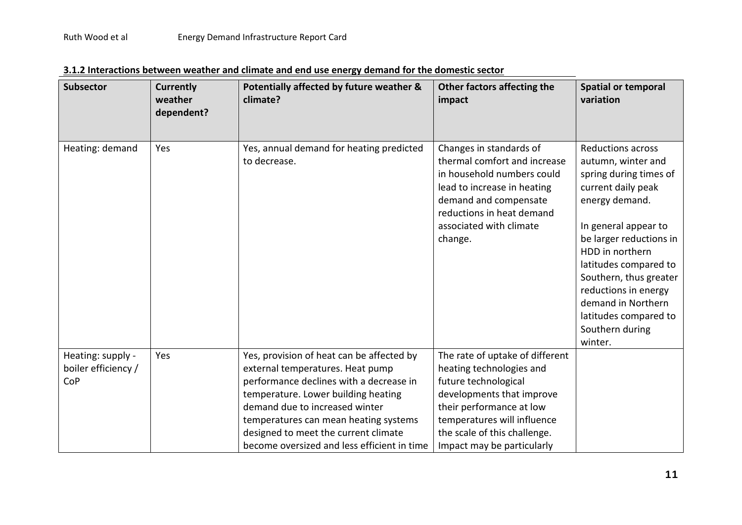### 3.1.2 Interactions between weather and climate and end use energy demand for the domestic sector

| Subsector | Currently weather dependent? | Potentially affected by future weather & climate? | Other factors affecting the impact | Spatial or temporal variation |
|---|---|---|---|---|
| Heating: demand | Yes | Yes, annual demand for heating predicted to decrease. | Changes in standards of thermal comfort and increase in household numbers could lead to increase in heating demand and compensate reductions in heat demand associated with climate change. | Reductions across autumn, winter and spring during times of current daily peak energy demand.<br><br>In general appear to be larger reductions in HDD in northern latitudes compared to Southern, thus greater reductions in energy demand in Northern latitudes compared to Southern during winter. |
| Heating: supply - boiler efficiency / CoP | Yes | Yes, provision of heat can be affected by external temperatures. Heat pump performance declines with a decrease in temperature. Lower building heating demand due to increased winter temperatures can mean heating systems designed to meet the current climate become oversized and less efficient in time | The rate of uptake of different heating technologies and future technological developments that improve their performance at low temperatures will influence the scale of this challenge. Impact may be particularly | |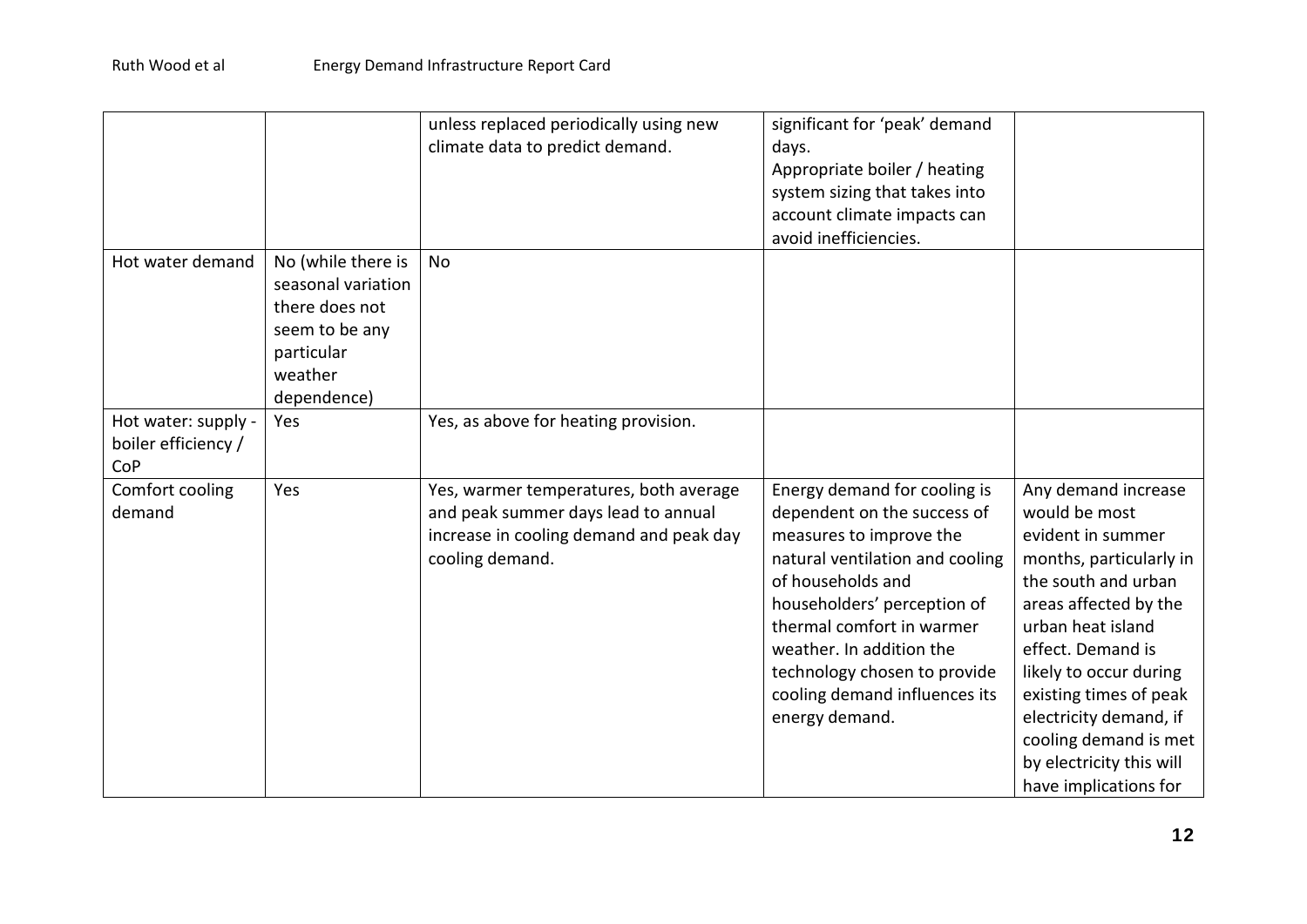| | | | | |
|---|---|---|---|---|
| | | unless replaced periodically using new climate data to predict demand. | significant for 'peak' demand days. Appropriate boiler / heating system sizing that takes into account climate impacts can avoid inefficiencies. | |
| Hot water demand | No (while there is seasonal variation there does not seem to be any particular weather dependence) | No | | |
| Hot water: supply - boiler efficiency / CoP | Yes | Yes, as above for heating provision. | | |
| Comfort cooling demand | Yes | Yes, warmer temperatures, both average and peak summer days lead to annual increase in cooling demand and peak day cooling demand. | Energy demand for cooling is dependent on the success of measures to improve the natural ventilation and cooling of households and householders' perception of thermal comfort in warmer weather. In addition the technology chosen to provide cooling demand influences its energy demand. | Any demand increase would be most evident in summer months, particularly in the south and urban areas affected by the urban heat island effect. Demand is likely to occur during existing times of peak electricity demand, if cooling demand is met by electricity this will have implications for |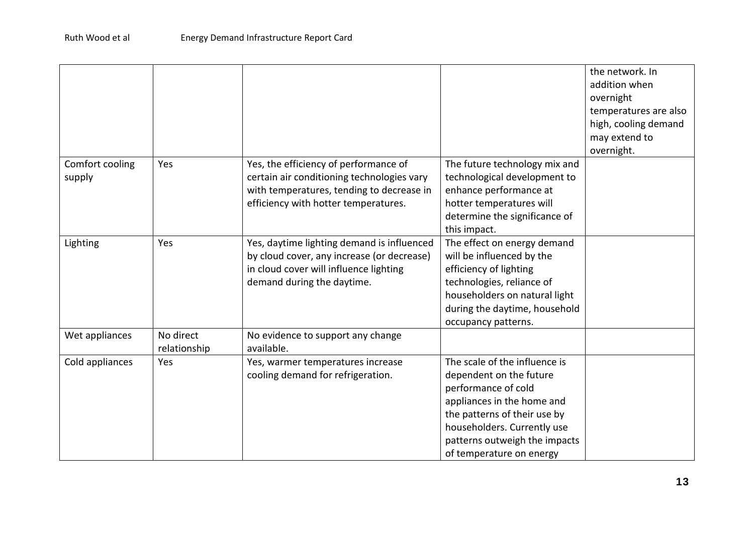| | | | | |
|---|---|---|---|---|
| | | | | the network. In addition when overnight temperatures are also high, cooling demand may extend to overnight. |
| Comfort cooling supply | Yes | Yes, the efficiency of performance of certain air conditioning technologies vary with temperatures, tending to decrease in efficiency with hotter temperatures. | The future technology mix and technological development to enhance performance at hotter temperatures will determine the significance of this impact. | |
| Lighting | Yes | Yes, daytime lighting demand is influenced by cloud cover, any increase (or decrease) in cloud cover will influence lighting demand during the daytime. | The effect on energy demand will be influenced by the efficiency of lighting technologies, reliance of householders on natural light during the daytime, household occupancy patterns. | |
| Wet appliances | No direct relationship | No evidence to support any change available. | | |
| Cold appliances | Yes | Yes, warmer temperatures increase cooling demand for refrigeration. | The scale of the influence is dependent on the future performance of cold appliances in the home and the patterns of their use by householders. Currently use patterns outweigh the impacts of temperature on energy | |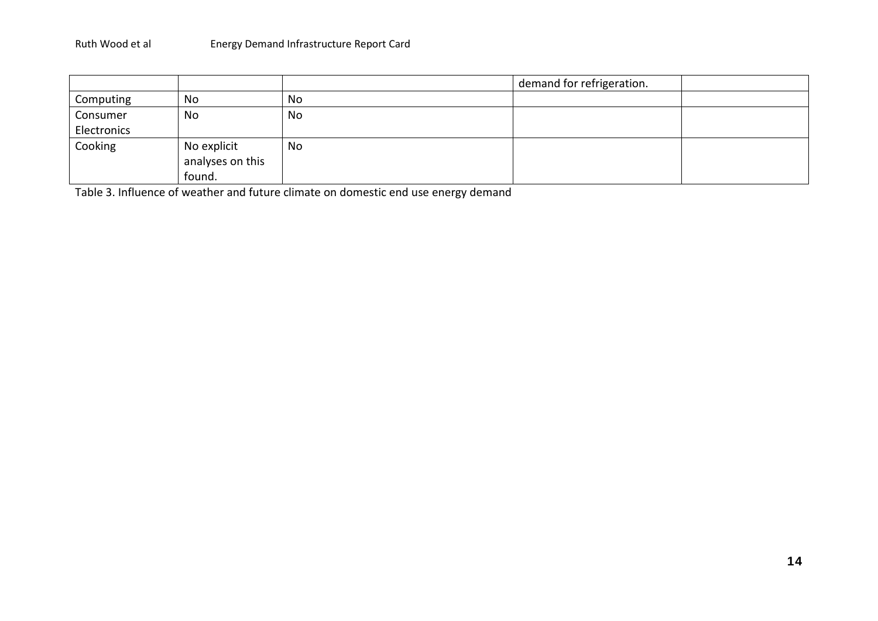| | | | | |
|---|---|---|---|---|
| | | | demand for refrigeration. | |
| Computing | No | No | | |
| Consumer Electronics | No | No | | |
| Cooking | No explicit analyses on this found. | No | | |

Table 3. Influence of weather and future climate on domestic end use energy demand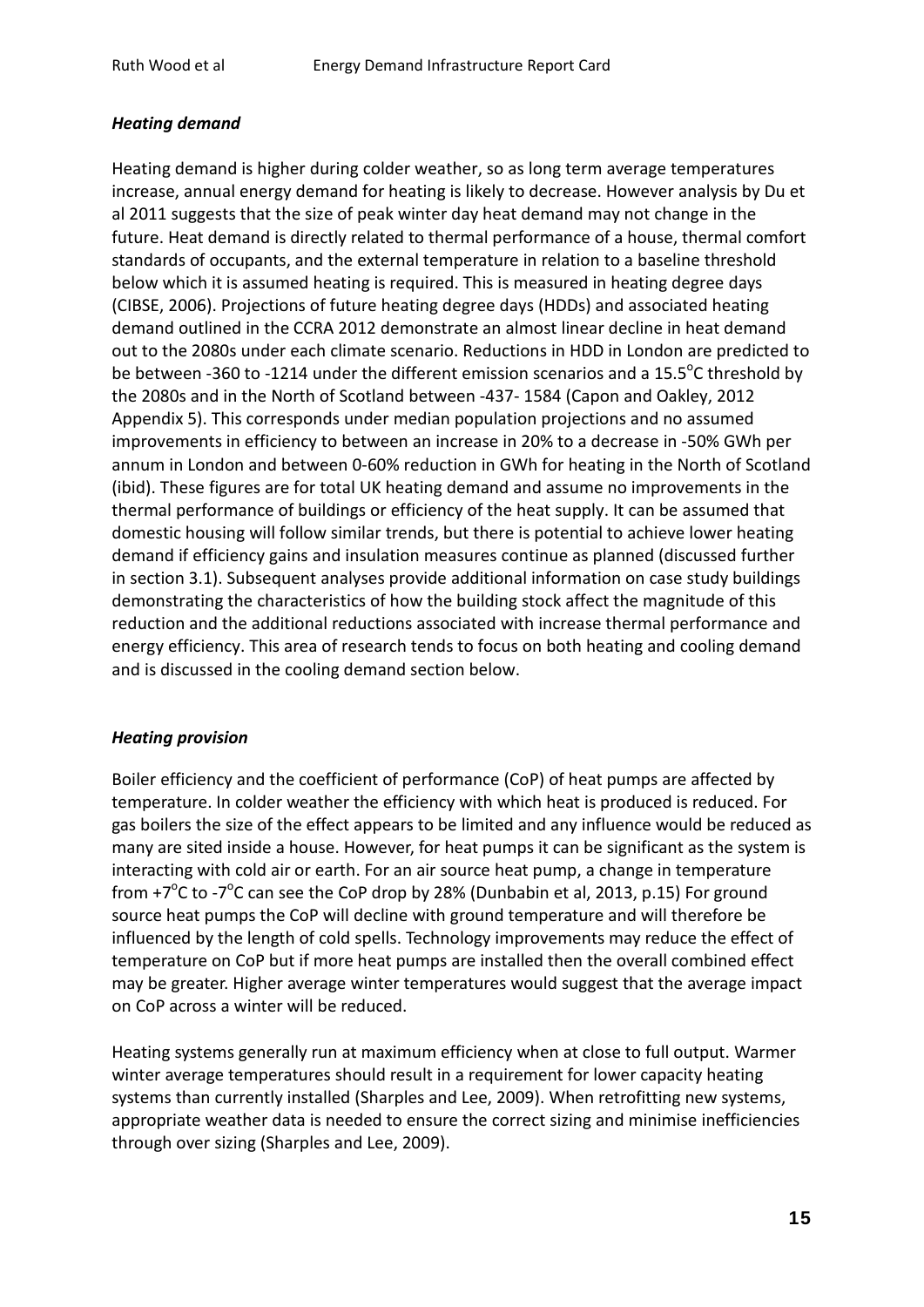### *Heating demand*

Heating demand is higher during colder weather, so as long term average temperatures increase, annual energy demand for heating is likely to decrease. However analysis by Du et al 2011 suggests that the size of peak winter day heat demand may not change in the future. Heat demand is directly related to thermal performance of a house, thermal comfort standards of occupants, and the external temperature in relation to a baseline threshold below which it is assumed heating is required. This is measured in heating degree days (CIBSE, 2006). Projections of future heating degree days (HDDs) and associated heating demand outlined in the CCRA 2012 demonstrate an almost linear decline in heat demand out to the 2080s under each climate scenario. Reductions in HDD in London are predicted to be between -360 to -1214 under the different emission scenarios and a 15.5°C threshold by the 2080s and in the North of Scotland between -437- 1584 (Capon and Oakley, 2012 Appendix 5). This corresponds under median population projections and no assumed improvements in efficiency to between an increase in 20% to a decrease in -50% GWh per annum in London and between 0-60% reduction in GWh for heating in the North of Scotland (ibid). These figures are for total UK heating demand and assume no improvements in the thermal performance of buildings or efficiency of the heat supply. It can be assumed that domestic housing will follow similar trends, but there is potential to achieve lower heating demand if efficiency gains and insulation measures continue as planned (discussed further in section 3.1). Subsequent analyses provide additional information on case study buildings demonstrating the characteristics of how the building stock affect the magnitude of this reduction and the additional reductions associated with increase thermal performance and energy efficiency. This area of research tends to focus on both heating and cooling demand and is discussed in the cooling demand section below.

### *Heating provision*

Boiler efficiency and the coefficient of performance (CoP) of heat pumps are affected by temperature. In colder weather the efficiency with which heat is produced is reduced. For gas boilers the size of the effect appears to be limited and any influence would be reduced as many are sited inside a house. However, for heat pumps it can be significant as the system is interacting with cold air or earth. For an air source heat pump, a change in temperature from +7°C to -7°C can see the CoP drop by 28% (Dunbabin et al, 2013, p.15) For ground source heat pumps the CoP will decline with ground temperature and will therefore be influenced by the length of cold spells. Technology improvements may reduce the effect of temperature on CoP but if more heat pumps are installed then the overall combined effect may be greater. Higher average winter temperatures would suggest that the average impact on CoP across a winter will be reduced.

Heating systems generally run at maximum efficiency when at close to full output. Warmer winter average temperatures should result in a requirement for lower capacity heating systems than currently installed (Sharples and Lee, 2009). When retrofitting new systems, appropriate weather data is needed to ensure the correct sizing and minimise inefficiencies through over sizing (Sharples and Lee, 2009).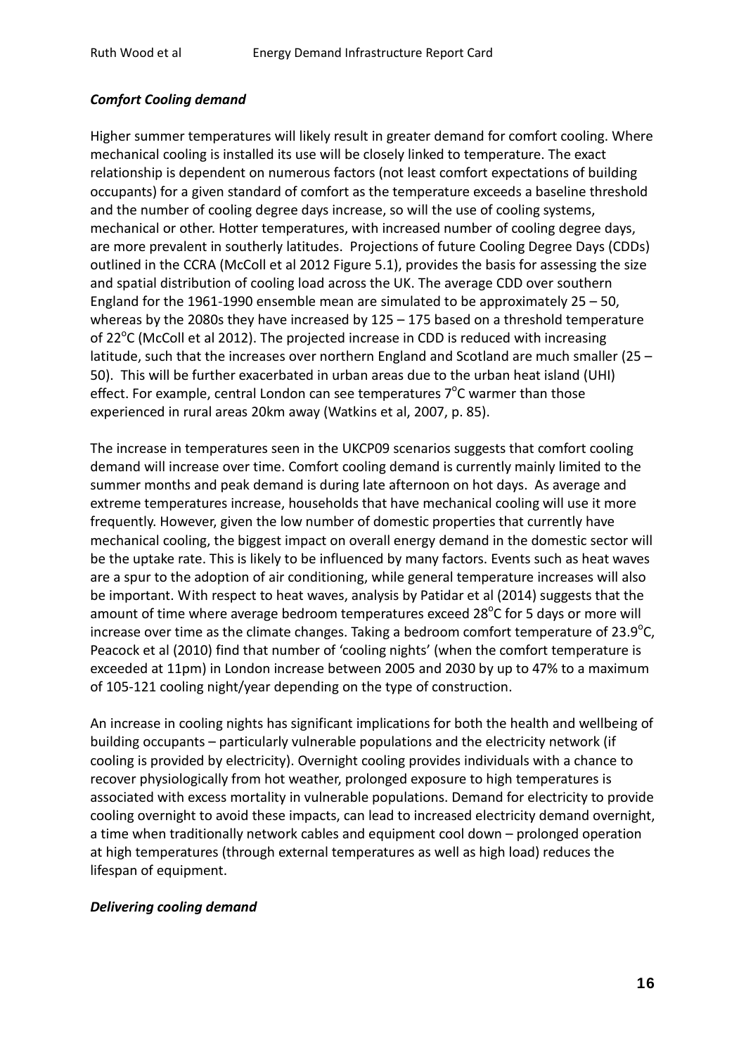### *Comfort Cooling demand*

Higher summer temperatures will likely result in greater demand for comfort cooling. Where mechanical cooling is installed its use will be closely linked to temperature. The exact relationship is dependent on numerous factors (not least comfort expectations of building occupants) for a given standard of comfort as the temperature exceeds a baseline threshold and the number of cooling degree days increase, so will the use of cooling systems, mechanical or other. Hotter temperatures, with increased number of cooling degree days, are more prevalent in southerly latitudes. Projections of future Cooling Degree Days (CDDs) outlined in the CCRA (McColl et al 2012 Figure 5.1), provides the basis for assessing the size and spatial distribution of cooling load across the UK. The average CDD over southern England for the 1961-1990 ensemble mean are simulated to be approximately 25 – 50, whereas by the 2080s they have increased by 125 – 175 based on a threshold temperature of 22$^{o}$C (McColl et al 2012). The projected increase in CDD is reduced with increasing latitude, such that the increases over northern England and Scotland are much smaller (25 – 50). This will be further exacerbated in urban areas due to the urban heat island (UHI) effect. For example, central London can see temperatures 7$^{o}$C warmer than those experienced in rural areas 20km away (Watkins et al, 2007, p. 85).

The increase in temperatures seen in the UKCP09 scenarios suggests that comfort cooling demand will increase over time. Comfort cooling demand is currently mainly limited to the summer months and peak demand is during late afternoon on hot days. As average and extreme temperatures increase, households that have mechanical cooling will use it more frequently. However, given the low number of domestic properties that currently have mechanical cooling, the biggest impact on overall energy demand in the domestic sector will be the uptake rate. This is likely to be influenced by many factors. Events such as heat waves are a spur to the adoption of air conditioning, while general temperature increases will also be important. With respect to heat waves, analysis by Patidar et al (2014) suggests that the amount of time where average bedroom temperatures exceed 28$^{o}$C for 5 days or more will increase over time as the climate changes. Taking a bedroom comfort temperature of 23.9$^{o}$C, Peacock et al (2010) find that number of 'cooling nights' (when the comfort temperature is exceeded at 11pm) in London increase between 2005 and 2030 by up to 47% to a maximum of 105-121 cooling night/year depending on the type of construction.

An increase in cooling nights has significant implications for both the health and wellbeing of building occupants – particularly vulnerable populations and the electricity network (if cooling is provided by electricity). Overnight cooling provides individuals with a chance to recover physiologically from hot weather, prolonged exposure to high temperatures is associated with excess mortality in vulnerable populations. Demand for electricity to provide cooling overnight to avoid these impacts, can lead to increased electricity demand overnight, a time when traditionally network cables and equipment cool down – prolonged operation at high temperatures (through external temperatures as well as high load) reduces the lifespan of equipment.

### *Delivering cooling demand*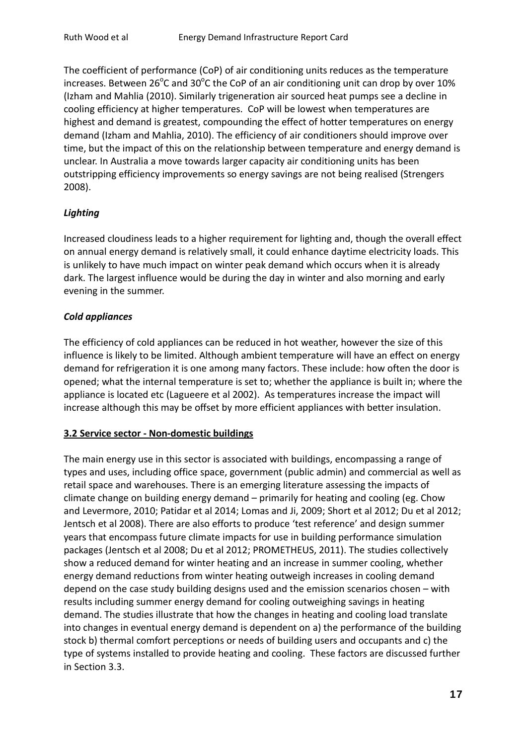The coefficient of performance (CoP) of air conditioning units reduces as the temperature increases. Between 26$^{o}$C and 30$^{o}$C the CoP of an air conditioning unit can drop by over 10% (Izham and Mahlia (2010). Similarly trigeneration air sourced heat pumps see a decline in cooling efficiency at higher temperatures. CoP will be lowest when temperatures are highest and demand is greatest, compounding the effect of hotter temperatures on energy demand (Izham and Mahlia, 2010). The efficiency of air conditioners should improve over time, but the impact of this on the relationship between temperature and energy demand is unclear. In Australia a move towards larger capacity air conditioning units has been outstripping efficiency improvements so energy savings are not being realised (Strengers 2008).

***Lighting***

Increased cloudiness leads to a higher requirement for lighting and, though the overall effect on annual energy demand is relatively small, it could enhance daytime electricity loads. This is unlikely to have much impact on winter peak demand which occurs when it is already dark. The largest influence would be during the day in winter and also morning and early evening in the summer.

***Cold appliances***

The efficiency of cold appliances can be reduced in hot weather, however the size of this influence is likely to be limited. Although ambient temperature will have an effect on energy demand for refrigeration it is one among many factors. These include: how often the door is opened; what the internal temperature is set to; whether the appliance is built in; where the appliance is located etc (Lagueere et al 2002). As temperatures increase the impact will increase although this may be offset by more efficient appliances with better insulation.

**3.2 Service sector - Non-domestic buildings**

The main energy use in this sector is associated with buildings, encompassing a range of types and uses, including office space, government (public admin) and commercial as well as retail space and warehouses. There is an emerging literature assessing the impacts of climate change on building energy demand – primarily for heating and cooling (eg. Chow and Levermore, 2010; Patidar et al 2014; Lomas and Ji, 2009; Short et al 2012; Du et al 2012; Jentsch et al 2008). There are also efforts to produce 'test reference' and design summer years that encompass future climate impacts for use in building performance simulation packages (Jentsch et al 2008; Du et al 2012; PROMETHEUS, 2011). The studies collectively show a reduced demand for winter heating and an increase in summer cooling, whether energy demand reductions from winter heating outweigh increases in cooling demand depend on the case study building designs used and the emission scenarios chosen – with results including summer energy demand for cooling outweighing savings in heating demand. The studies illustrate that how the changes in heating and cooling load translate into changes in eventual energy demand is dependent on a) the performance of the building stock b) thermal comfort perceptions or needs of building users and occupants and c) the type of systems installed to provide heating and cooling. These factors are discussed further in Section 3.3.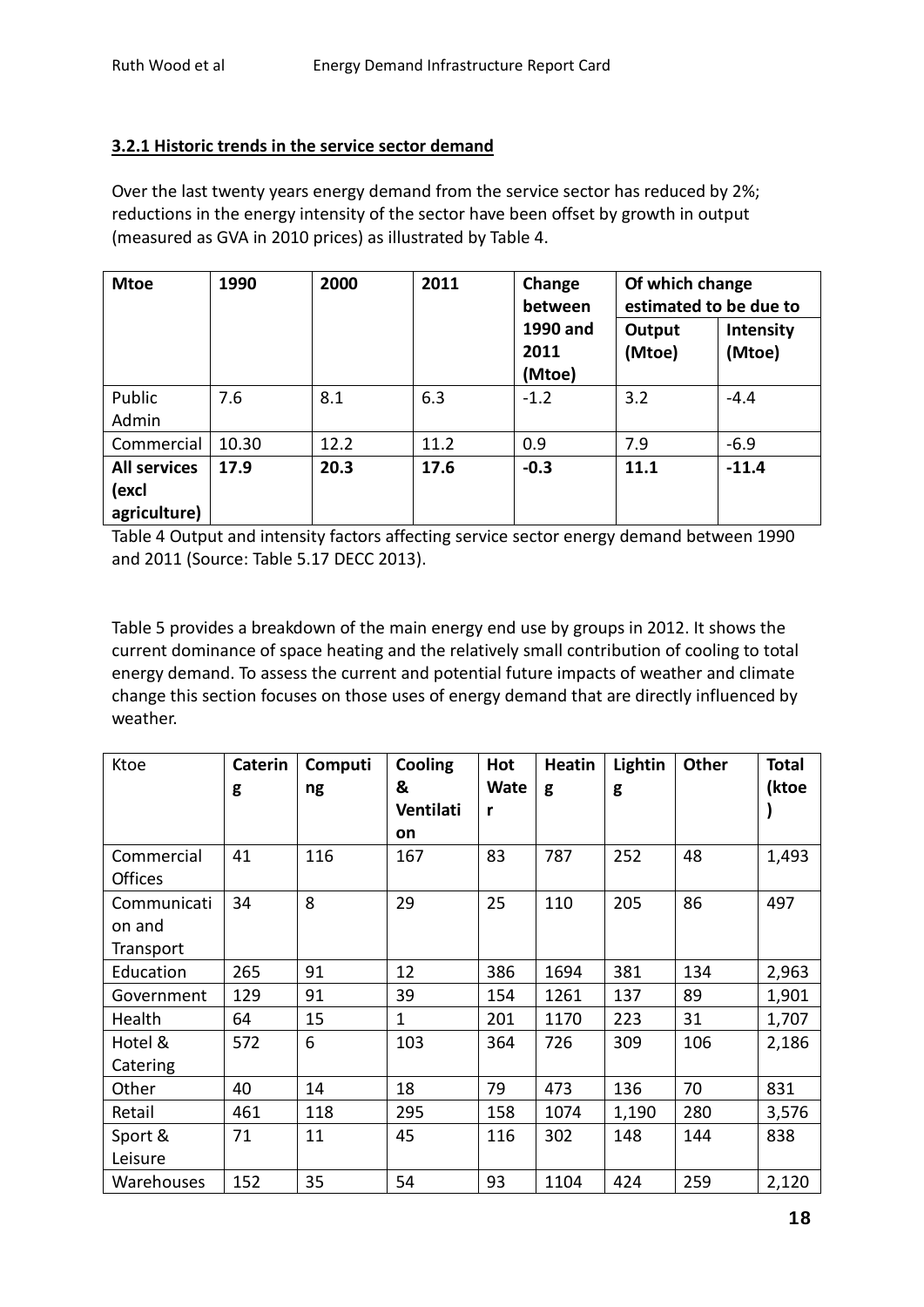### 3.2.1 Historic trends in the service sector demand

Over the last twenty years energy demand from the service sector has reduced by 2%; reductions in the energy intensity of the sector have been offset by growth in output (measured as GVA in 2010 prices) as illustrated by Table 4.

| Mtoe | 1990 | 2000 | 2011 | Change between 1990 and 2011 (Mtoe) | Of which change estimated to be due to | |
|---|---|---|---|---|---|---|
| | | | | | Output (Mtoe) | Intensity (Mtoe) |
| Public Admin | 7.6 | 8.1 | 6.3 | -1.2 | 3.2 | -4.4 |
| Commercial | 10.30 | 12.2 | 11.2 | 0.9 | 7.9 | -6.9 |
| **All services (excl agriculture)** | **17.9** | **20.3** | **17.6** | **-0.3** | **11.1** | **-11.4** |

Table 4 Output and intensity factors affecting service sector energy demand between 1990 and 2011 (Source: Table 5.17 DECC 2013).

Table 5 provides a breakdown of the main energy end use by groups in 2012. It shows the current dominance of space heating and the relatively small contribution of cooling to total energy demand. To assess the current and potential future impacts of weather and climate change this section focuses on those uses of energy demand that are directly influenced by weather.

| Ktoe | Catering | Computing | Cooling & Ventilation | Hot Water | Heating | Lighting | Other | Total (ktoe) |
|---|---|---|---|---|---|---|---|---|
| Commercial Offices | 41 | 116 | 167 | 83 | 787 | 252 | 48 | 1,493 |
| Communication and Transport | 34 | 8 | 29 | 25 | 110 | 205 | 86 | 497 |
| Education | 265 | 91 | 12 | 386 | 1694 | 381 | 134 | 2,963 |
| Government | 129 | 91 | 39 | 154 | 1261 | 137 | 89 | 1,901 |
| Health | 64 | 15 | 1 | 201 | 1170 | 223 | 31 | 1,707 |
| Hotel & Catering | 572 | 6 | 103 | 364 | 726 | 309 | 106 | 2,186 |
| Other | 40 | 14 | 18 | 79 | 473 | 136 | 70 | 831 |
| Retail | 461 | 118 | 295 | 158 | 1074 | 1,190 | 280 | 3,576 |
| Sport & Leisure | 71 | 11 | 45 | 116 | 302 | 148 | 144 | 838 |
| Warehouses | 152 | 35 | 54 | 93 | 1104 | 424 | 259 | 2,120 |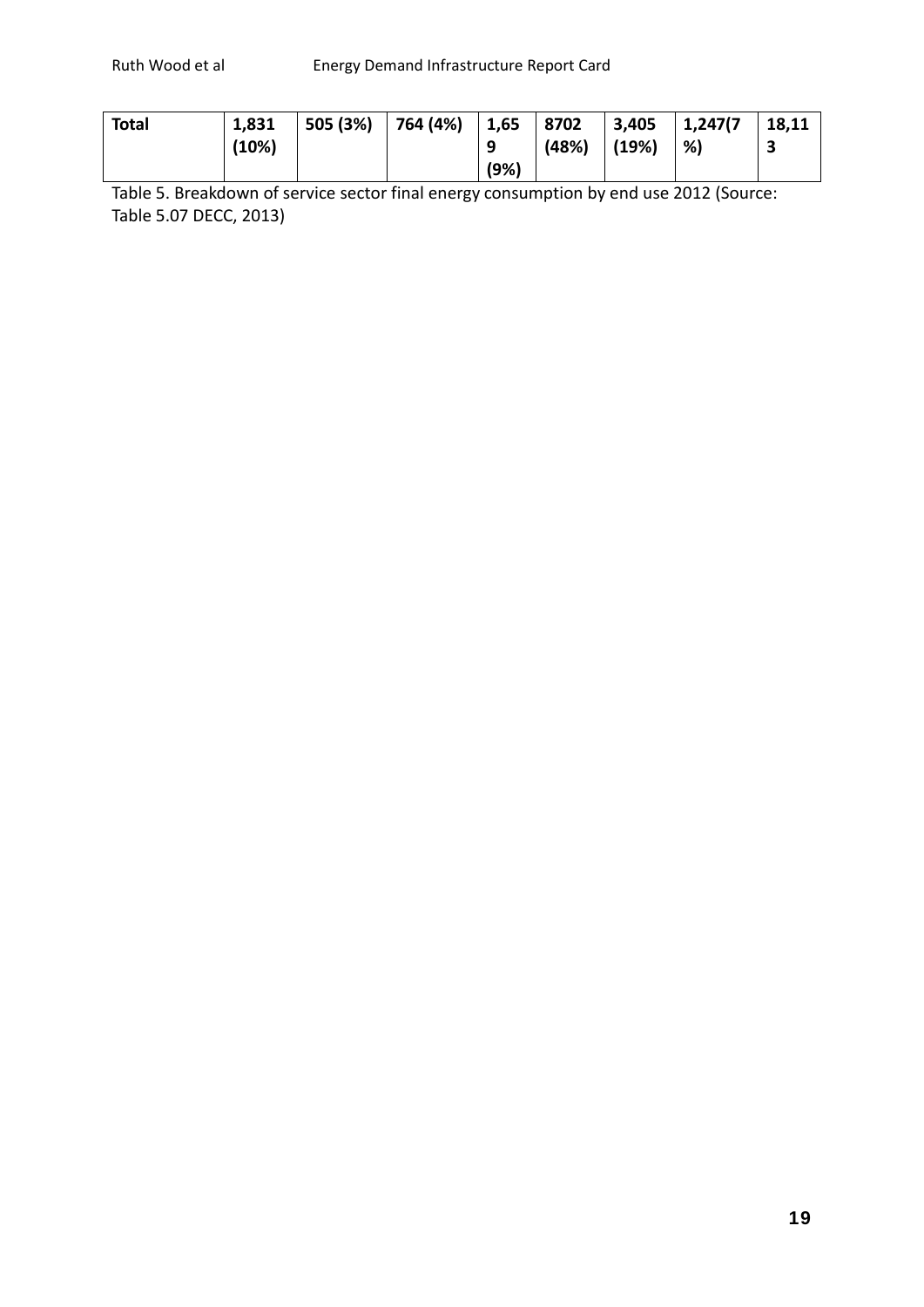| Total | 1,831 (10%) | 505 (3%) | 764 (4%) | 1,659 (9%) | 8702 (48%) | 3,405 (19%) | 1,247(7%) | 18,113 |
|---|---|---|---|---|---|---|---|---|

Table 5. Breakdown of service sector final energy consumption by end use 2012 (Source: Table 5.07 DECC, 2013)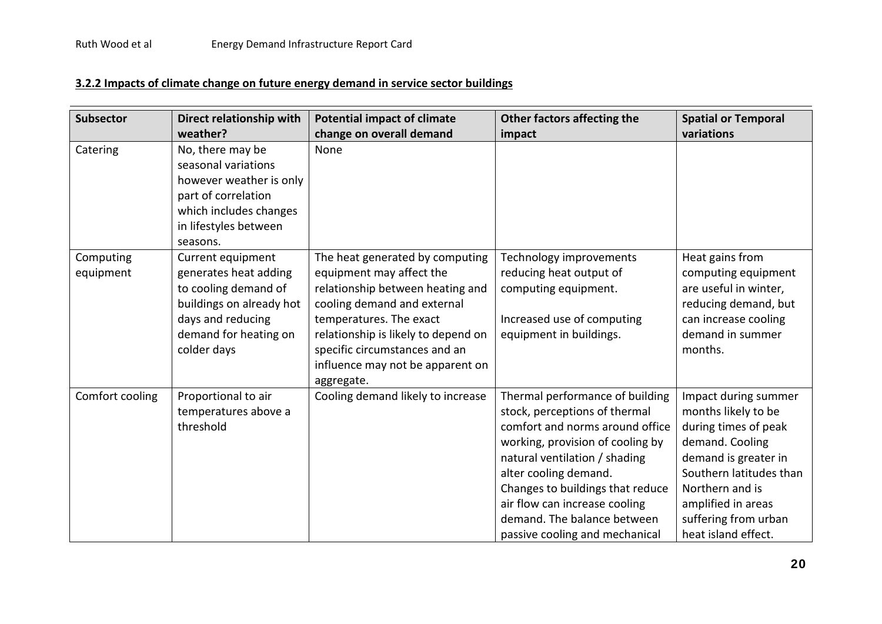### 3.2.2 Impacts of climate change on future energy demand in service sector buildings

| Subsector | Direct relationship with weather? | Potential impact of climate change on overall demand | Other factors affecting the impact | Spatial or Temporal variations |
|---|---|---|---|---|
| Catering | No, there may be seasonal variations however weather is only part of correlation which includes changes in lifestyles between seasons. | None | | |
| Computing equipment | Current equipment generates heat adding to cooling demand of buildings on already hot days and reducing demand for heating on colder days | The heat generated by computing equipment may affect the relationship between heating and cooling demand and external temperatures. The exact relationship is likely to depend on specific circumstances and an influence may not be apparent on aggregate. | Technology improvements reducing heat output of computing equipment.<br><br>Increased use of computing equipment in buildings. | Heat gains from computing equipment are useful in winter, reducing demand, but can increase cooling demand in summer months. |
| Comfort cooling | Proportional to air temperatures above a threshold | Cooling demand likely to increase | Thermal performance of building stock, perceptions of thermal comfort and norms around office working, provision of cooling by natural ventilation / shading alter cooling demand.<br>Changes to buildings that reduce air flow can increase cooling demand. The balance between passive cooling and mechanical | Impact during summer months likely to be during times of peak demand. Cooling demand is greater in Southern latitudes than Northern and is amplified in areas suffering from urban heat island effect. |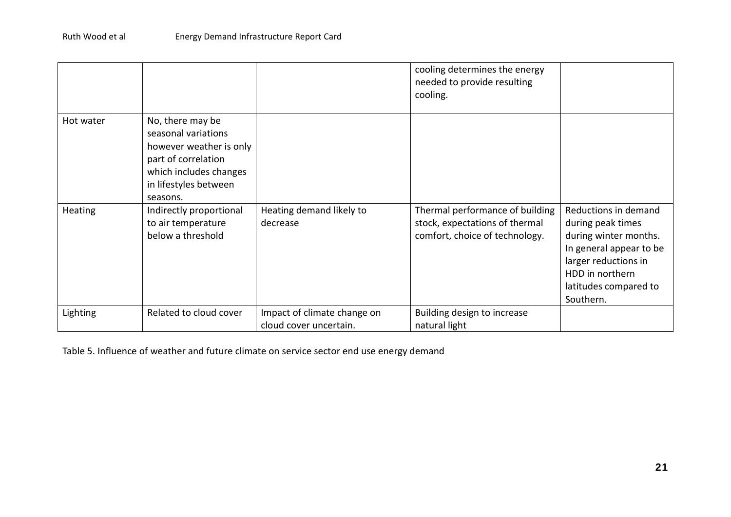|  |  |  | cooling determines the energy needed to provide resulting cooling. |  |
|---|---|---|---|---|
| Hot water | No, there may be seasonal variations however weather is only part of correlation which includes changes in lifestyles between seasons. |  |  |  |
| Heating | Indirectly proportional to air temperature below a threshold | Heating demand likely to decrease | Thermal performance of building stock, expectations of thermal comfort, choice of technology. | Reductions in demand during peak times during winter months. In general appear to be larger reductions in HDD in northern latitudes compared to Southern. |
| Lighting | Related to cloud cover | Impact of climate change on cloud cover uncertain. | Building design to increase natural light |  |

Table 5. Influence of weather and future climate on service sector end use energy demand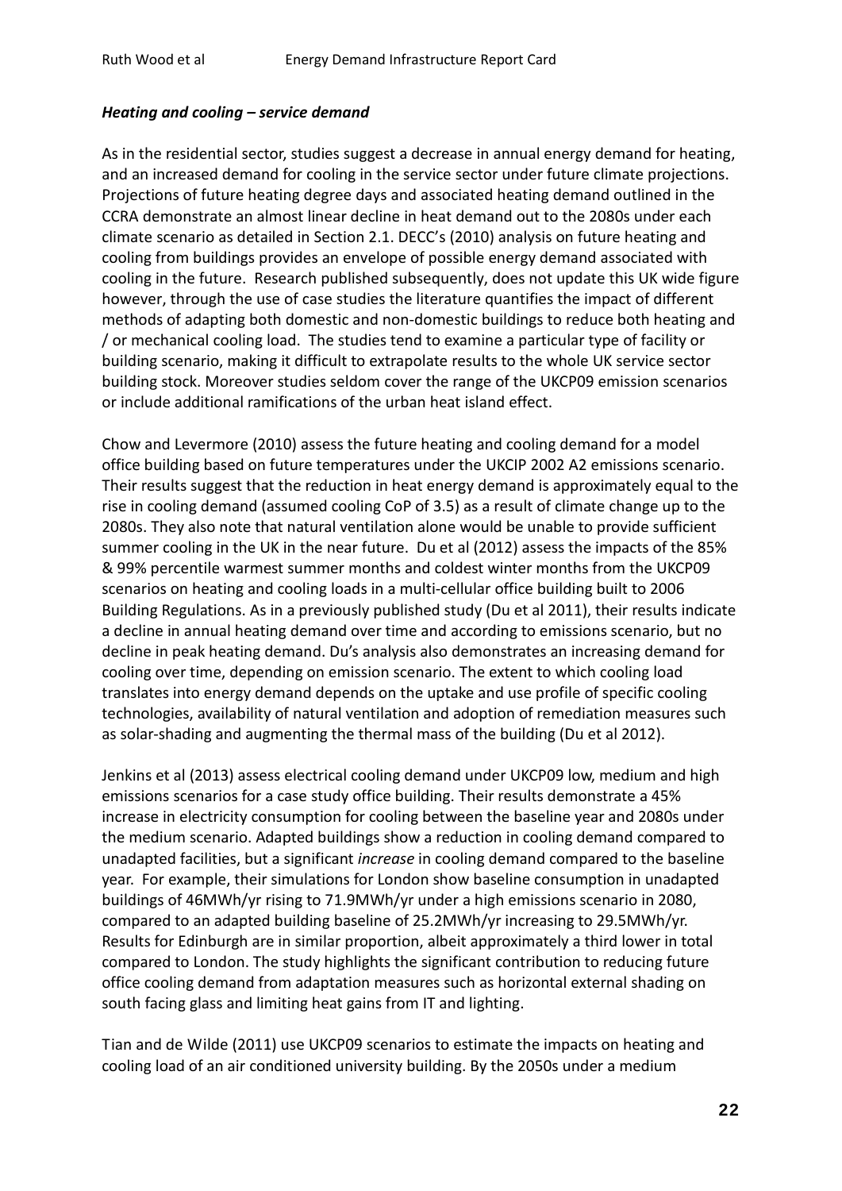### *Heating and cooling – service demand*

As in the residential sector, studies suggest a decrease in annual energy demand for heating, and an increased demand for cooling in the service sector under future climate projections. Projections of future heating degree days and associated heating demand outlined in the CCRA demonstrate an almost linear decline in heat demand out to the 2080s under each climate scenario as detailed in Section 2.1. DECC's (2010) analysis on future heating and cooling from buildings provides an envelope of possible energy demand associated with cooling in the future. Research published subsequently, does not update this UK wide figure however, through the use of case studies the literature quantifies the impact of different methods of adapting both domestic and non-domestic buildings to reduce both heating and / or mechanical cooling load. The studies tend to examine a particular type of facility or building scenario, making it difficult to extrapolate results to the whole UK service sector building stock. Moreover studies seldom cover the range of the UKCP09 emission scenarios or include additional ramifications of the urban heat island effect.

Chow and Levermore (2010) assess the future heating and cooling demand for a model office building based on future temperatures under the UKCIP 2002 A2 emissions scenario. Their results suggest that the reduction in heat energy demand is approximately equal to the rise in cooling demand (assumed cooling CoP of 3.5) as a result of climate change up to the 2080s. They also note that natural ventilation alone would be unable to provide sufficient summer cooling in the UK in the near future. Du et al (2012) assess the impacts of the 85% & 99% percentile warmest summer months and coldest winter months from the UKCP09 scenarios on heating and cooling loads in a multi-cellular office building built to 2006 Building Regulations. As in a previously published study (Du et al 2011), their results indicate a decline in annual heating demand over time and according to emissions scenario, but no decline in peak heating demand. Du's analysis also demonstrates an increasing demand for cooling over time, depending on emission scenario. The extent to which cooling load translates into energy demand depends on the uptake and use profile of specific cooling technologies, availability of natural ventilation and adoption of remediation measures such as solar-shading and augmenting the thermal mass of the building (Du et al 2012).

Jenkins et al (2013) assess electrical cooling demand under UKCP09 low, medium and high emissions scenarios for a case study office building. Their results demonstrate a 45% increase in electricity consumption for cooling between the baseline year and 2080s under the medium scenario. Adapted buildings show a reduction in cooling demand compared to unadapted facilities, but a significant *increase* in cooling demand compared to the baseline year. For example, their simulations for London show baseline consumption in unadapted buildings of 46MWh/yr rising to 71.9MWh/yr under a high emissions scenario in 2080, compared to an adapted building baseline of 25.2MWh/yr increasing to 29.5MWh/yr. Results for Edinburgh are in similar proportion, albeit approximately a third lower in total compared to London. The study highlights the significant contribution to reducing future office cooling demand from adaptation measures such as horizontal external shading on south facing glass and limiting heat gains from IT and lighting.

Tian and de Wilde (2011) use UKCP09 scenarios to estimate the impacts on heating and cooling load of an air conditioned university building. By the 2050s under a medium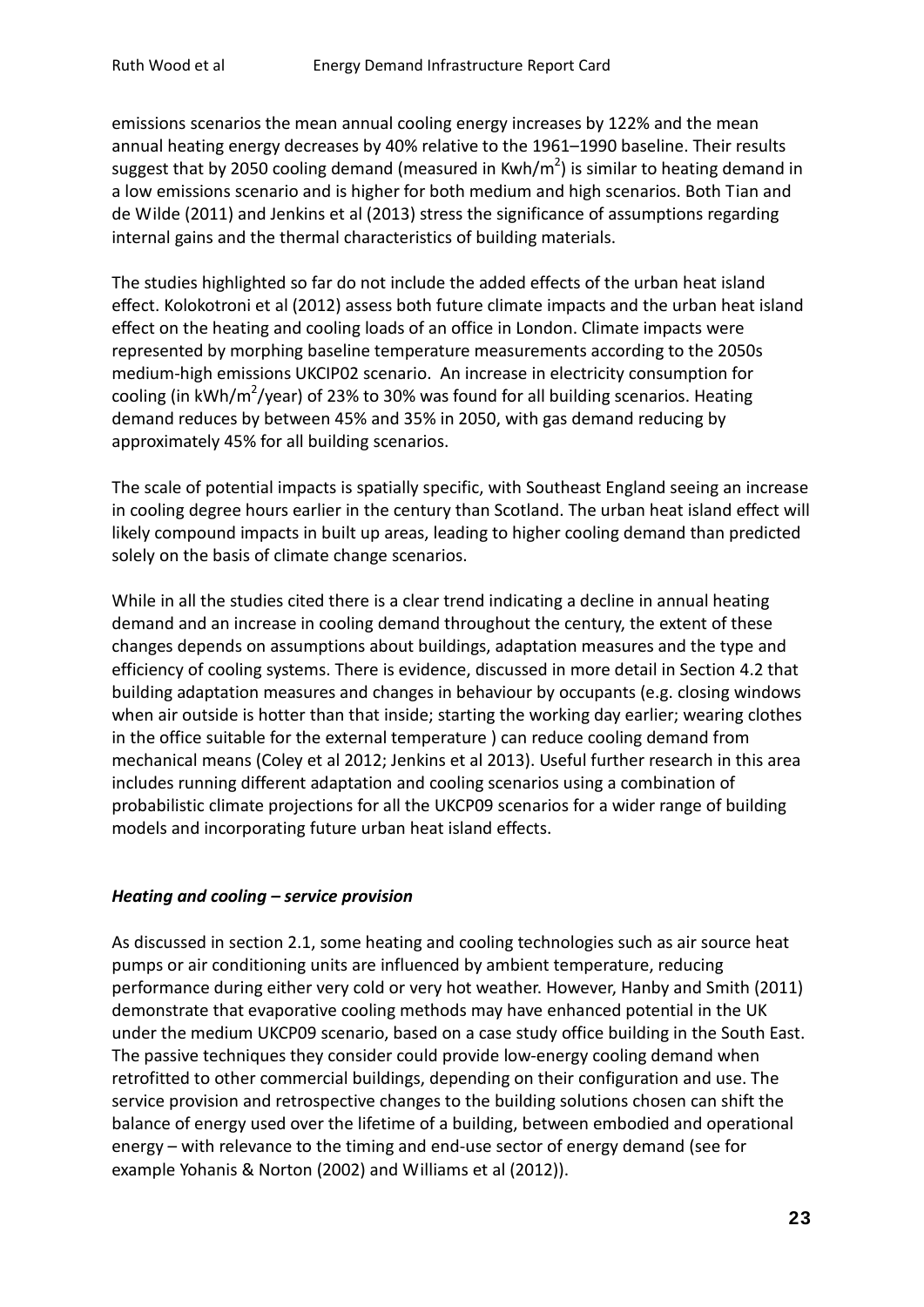emissions scenarios the mean annual cooling energy increases by 122% and the mean annual heating energy decreases by 40% relative to the 1961–1990 baseline. Their results suggest that by 2050 cooling demand (measured in Kwh/m$^2$) is similar to heating demand in a low emissions scenario and is higher for both medium and high scenarios. Both Tian and de Wilde (2011) and Jenkins et al (2013) stress the significance of assumptions regarding internal gains and the thermal characteristics of building materials.

The studies highlighted so far do not include the added effects of the urban heat island effect. Kolokotroni et al (2012) assess both future climate impacts and the urban heat island effect on the heating and cooling loads of an office in London. Climate impacts were represented by morphing baseline temperature measurements according to the 2050s medium-high emissions UKCIP02 scenario. An increase in electricity consumption for cooling (in kWh/m$^2$/year) of 23% to 30% was found for all building scenarios. Heating demand reduces by between 45% and 35% in 2050, with gas demand reducing by approximately 45% for all building scenarios.

The scale of potential impacts is spatially specific, with Southeast England seeing an increase in cooling degree hours earlier in the century than Scotland. The urban heat island effect will likely compound impacts in built up areas, leading to higher cooling demand than predicted solely on the basis of climate change scenarios.

While in all the studies cited there is a clear trend indicating a decline in annual heating demand and an increase in cooling demand throughout the century, the extent of these changes depends on assumptions about buildings, adaptation measures and the type and efficiency of cooling systems. There is evidence, discussed in more detail in Section 4.2 that building adaptation measures and changes in behaviour by occupants (e.g. closing windows when air outside is hotter than that inside; starting the working day earlier; wearing clothes in the office suitable for the external temperature ) can reduce cooling demand from mechanical means (Coley et al 2012; Jenkins et al 2013). Useful further research in this area includes running different adaptation and cooling scenarios using a combination of probabilistic climate projections for all the UKCP09 scenarios for a wider range of building models and incorporating future urban heat island effects.

### *Heating and cooling – service provision*

As discussed in section 2.1, some heating and cooling technologies such as air source heat pumps or air conditioning units are influenced by ambient temperature, reducing performance during either very cold or very hot weather. However, Hanby and Smith (2011) demonstrate that evaporative cooling methods may have enhanced potential in the UK under the medium UKCP09 scenario, based on a case study office building in the South East. The passive techniques they consider could provide low-energy cooling demand when retrofitted to other commercial buildings, depending on their configuration and use. The service provision and retrospective changes to the building solutions chosen can shift the balance of energy used over the lifetime of a building, between embodied and operational energy – with relevance to the timing and end-use sector of energy demand (see for example Yohanis & Norton (2002) and Williams et al (2012)).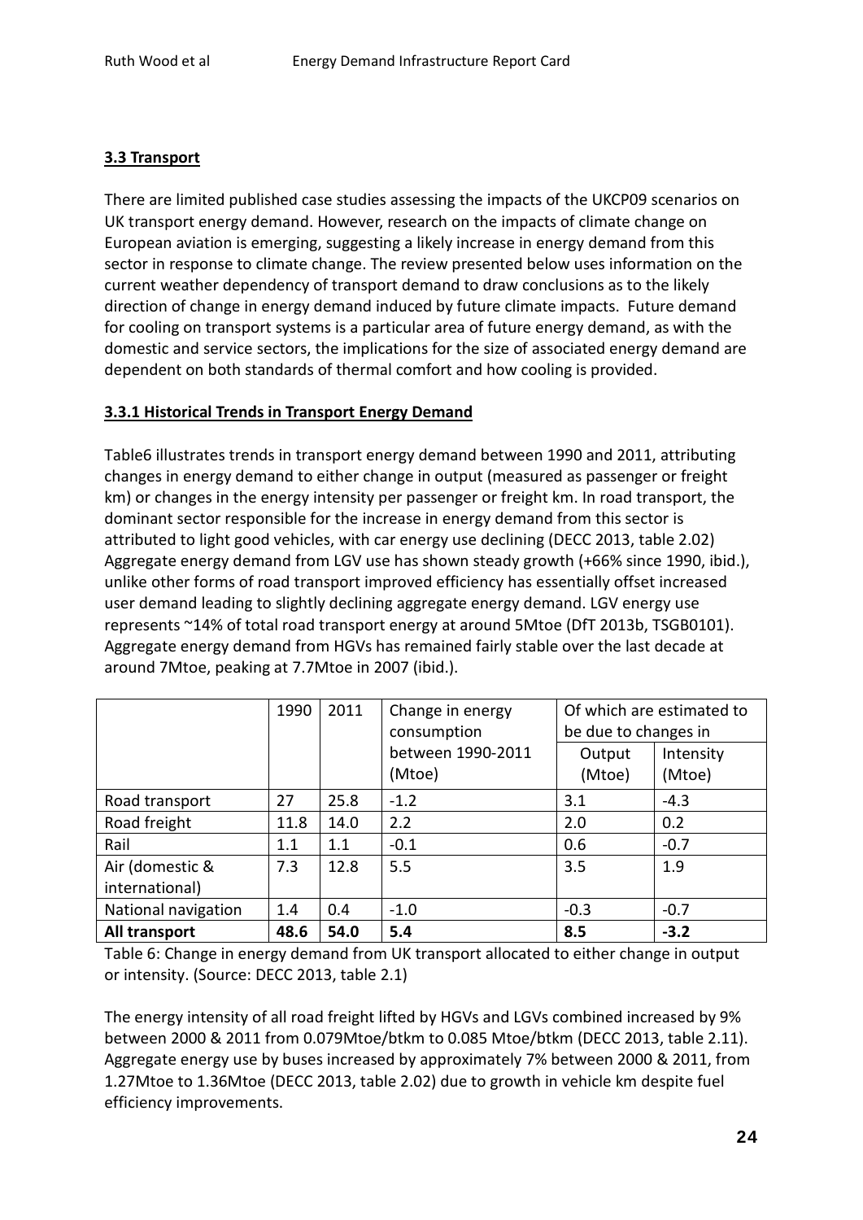### 3.3 Transport

There are limited published case studies assessing the impacts of the UKCP09 scenarios on UK transport energy demand. However, research on the impacts of climate change on European aviation is emerging, suggesting a likely increase in energy demand from this sector in response to climate change. The review presented below uses information on the current weather dependency of transport demand to draw conclusions as to the likely direction of change in energy demand induced by future climate impacts. Future demand for cooling on transport systems is a particular area of future energy demand, as with the domestic and service sectors, the implications for the size of associated energy demand are dependent on both standards of thermal comfort and how cooling is provided.

### 3.3.1 Historical Trends in Transport Energy Demand

Table6 illustrates trends in transport energy demand between 1990 and 2011, attributing changes in energy demand to either change in output (measured as passenger or freight km) or changes in the energy intensity per passenger or freight km. In road transport, the dominant sector responsible for the increase in energy demand from this sector is attributed to light good vehicles, with car energy use declining (DECC 2013, table 2.02) Aggregate energy demand from LGV use has shown steady growth (+66% since 1990, ibid.), unlike other forms of road transport improved efficiency has essentially offset increased user demand leading to slightly declining aggregate energy demand. LGV energy use represents ~14% of total road transport energy at around 5Mtoe (DfT 2013b, TSGB0101). Aggregate energy demand from HGVs has remained fairly stable over the last decade at around 7Mtoe, peaking at 7.7Mtoe in 2007 (ibid.).

| | 1990 | 2011 | Change in energy consumption between 1990-2011 (Mtoe) | Of which are estimated to be due to changes in | |
|---|---|---|---|---|---|
| | | | | Output (Mtoe) | Intensity (Mtoe) |
| Road transport | 27 | 25.8 | -1.2 | 3.1 | -4.3 |
| Road freight | 11.8 | 14.0 | 2.2 | 2.0 | 0.2 |
| Rail | 1.1 | 1.1 | -0.1 | 0.6 | -0.7 |
| Air (domestic & international) | 7.3 | 12.8 | 5.5 | 3.5 | 1.9 |
| National navigation | 1.4 | 0.4 | -1.0 | -0.3 | -0.7 |
| **All transport** | **48.6** | **54.0** | **5.4** | **8.5** | **-3.2** |

Table 6: Change in energy demand from UK transport allocated to either change in output or intensity. (Source: DECC 2013, table 2.1)

The energy intensity of all road freight lifted by HGVs and LGVs combined increased by 9% between 2000 & 2011 from 0.079Mtoe/btkm to 0.085 Mtoe/btkm (DECC 2013, table 2.11). Aggregate energy use by buses increased by approximately 7% between 2000 & 2011, from 1.27Mtoe to 1.36Mtoe (DECC 2013, table 2.02) due to growth in vehicle km despite fuel efficiency improvements.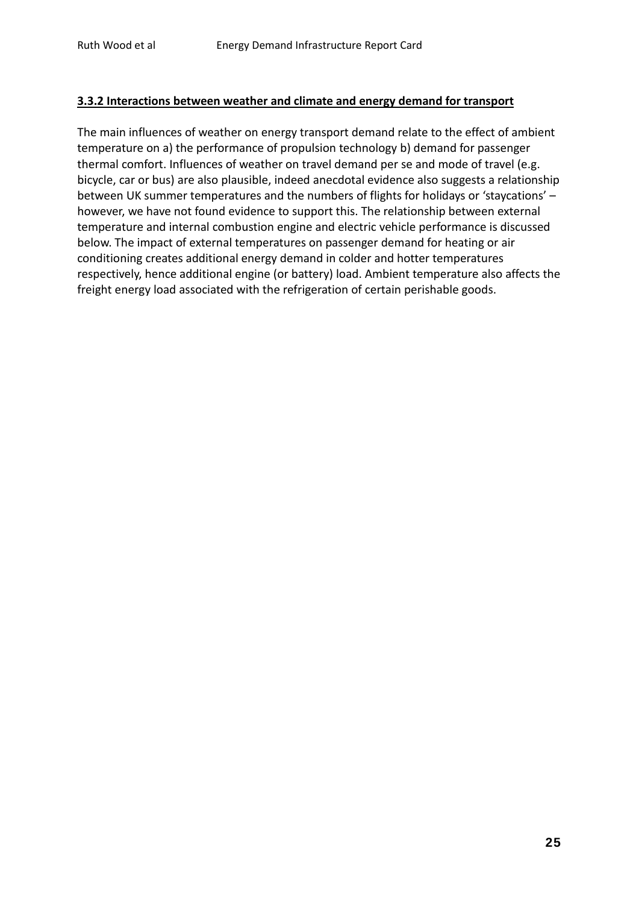### **3.3.2 Interactions between weather and climate and energy demand for transport**

The main influences of weather on energy transport demand relate to the effect of ambient temperature on a) the performance of propulsion technology b) demand for passenger thermal comfort. Influences of weather on travel demand per se and mode of travel (e.g. bicycle, car or bus) are also plausible, indeed anecdotal evidence also suggests a relationship between UK summer temperatures and the numbers of flights for holidays or 'staycations' – however, we have not found evidence to support this. The relationship between external temperature and internal combustion engine and electric vehicle performance is discussed below. The impact of external temperatures on passenger demand for heating or air conditioning creates additional energy demand in colder and hotter temperatures respectively, hence additional engine (or battery) load. Ambient temperature also affects the freight energy load associated with the refrigeration of certain perishable goods.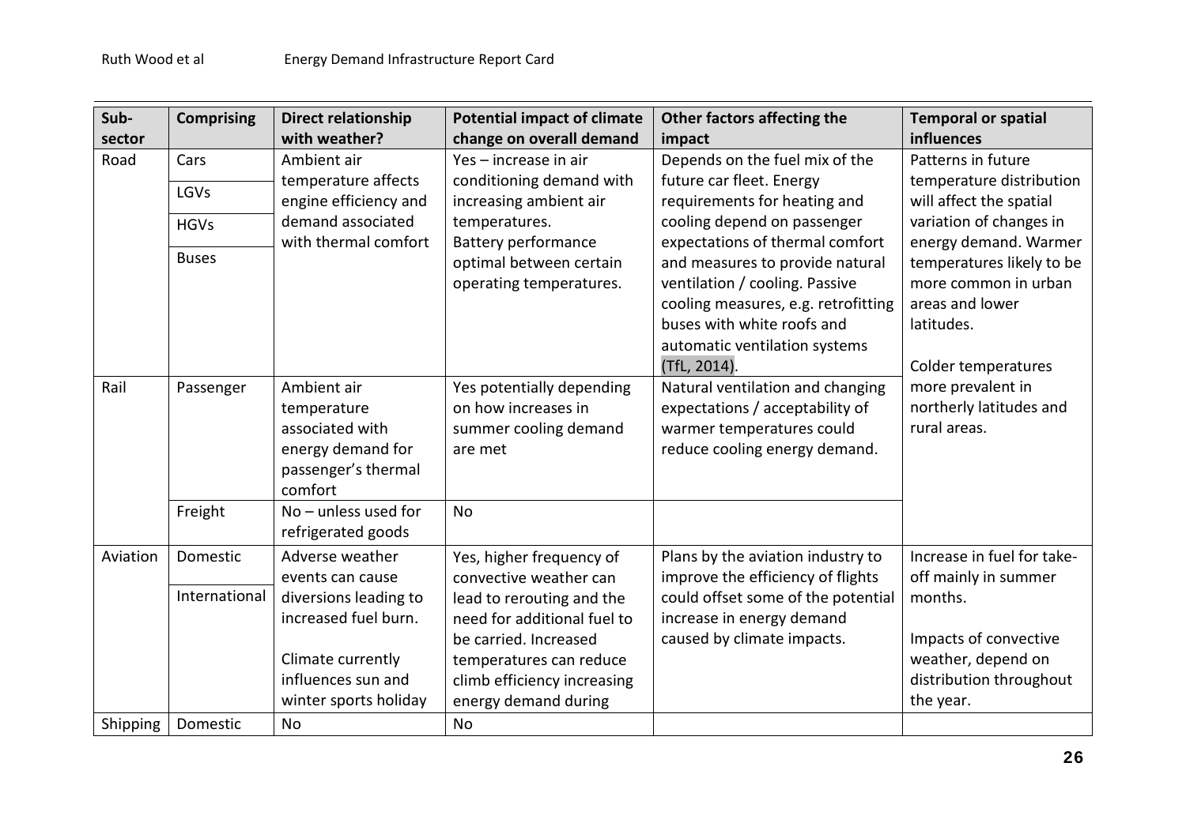| Sub-sector | Comprising | Direct relationship with weather? | Potential impact of climate change on overall demand | Other factors affecting the impact | Temporal or spatial influences |
|---|---|---|---|---|---|
| Road | Cars | Ambient air temperature affects engine efficiency and demand associated with thermal comfort | Yes – increase in air conditioning demand with increasing ambient air temperatures. Battery performance optimal between certain operating temperatures. | Depends on the fuel mix of the future car fleet. Energy requirements for heating and cooling depend on passenger expectations of thermal comfort and measures to provide natural ventilation / cooling. Passive cooling measures, e.g. retrofitting buses with white roofs and automatic ventilation systems (TfL, 2014). | Patterns in future temperature distribution will affect the spatial variation of changes in energy demand. Warmer temperatures likely to be more common in urban areas and lower latitudes. Colder temperatures more prevalent in northerly latitudes and rural areas. |
| | LGVs | | | | |
| | HGVs | | | | |
| | Buses | | | | |
| Rail | Passenger | Ambient air temperature associated with energy demand for passenger's thermal comfort | Yes potentially depending on how increases in summer cooling demand are met | Natural ventilation and changing expectations / acceptability of warmer temperatures could reduce cooling energy demand. | |
| | Freight | No – unless used for refrigerated goods | No | | |
| Aviation | Domestic | Adverse weather events can cause diversions leading to increased fuel burn. Climate currently influences sun and winter sports holiday | Yes, higher frequency of convective weather can lead to rerouting and the need for additional fuel to be carried. Increased temperatures can reduce climb efficiency increasing energy demand during | Plans by the aviation industry to improve the efficiency of flights could offset some of the potential increase in energy demand caused by climate impacts. | Increase in fuel for take-off mainly in summer months. Impacts of convective weather, depend on distribution throughout the year. |
| | International | | | | |
| Shipping | Domestic | No | No | | |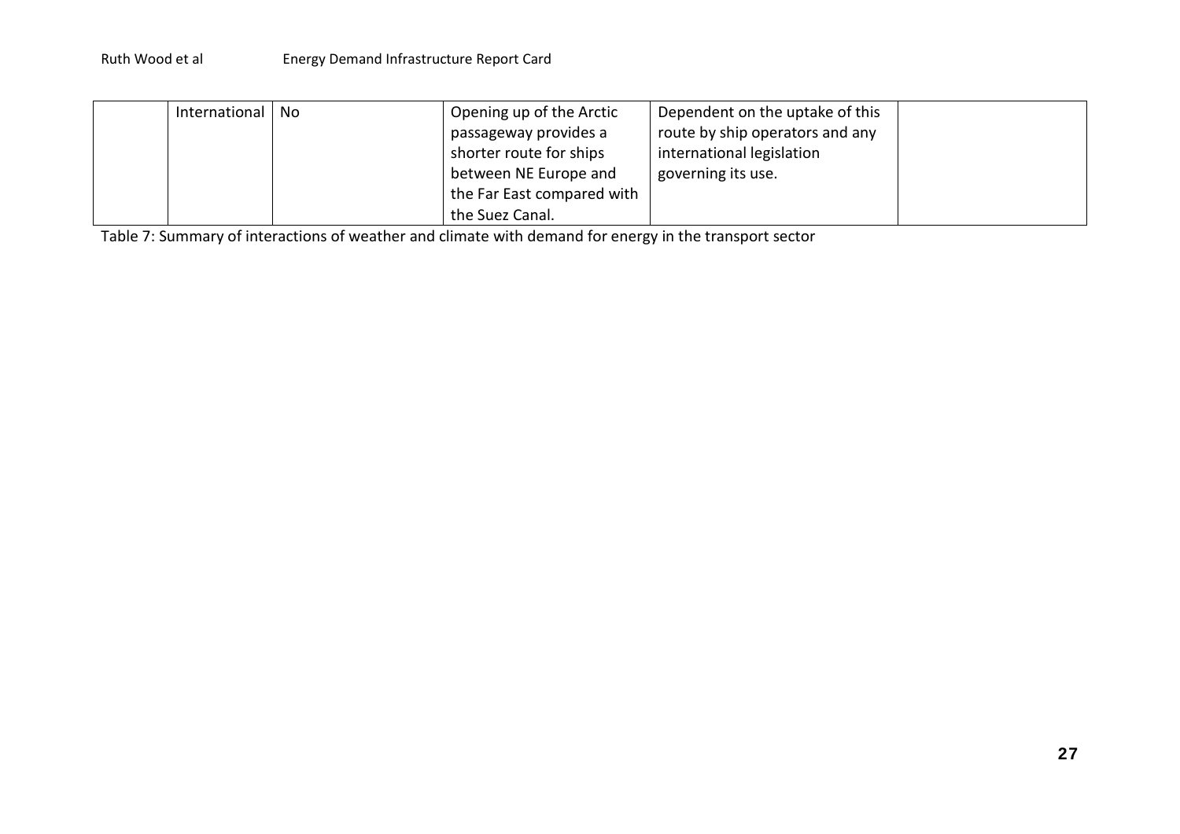| | | | | | |
|---|---|---|---|---|---|
| | International | No | Opening up of the Arctic passageway provides a shorter route for ships between NE Europe and the Far East compared with the Suez Canal. | Dependent on the uptake of this route by ship operators and any international legislation governing its use. | |

Table 7: Summary of interactions of weather and climate with demand for energy in the transport sector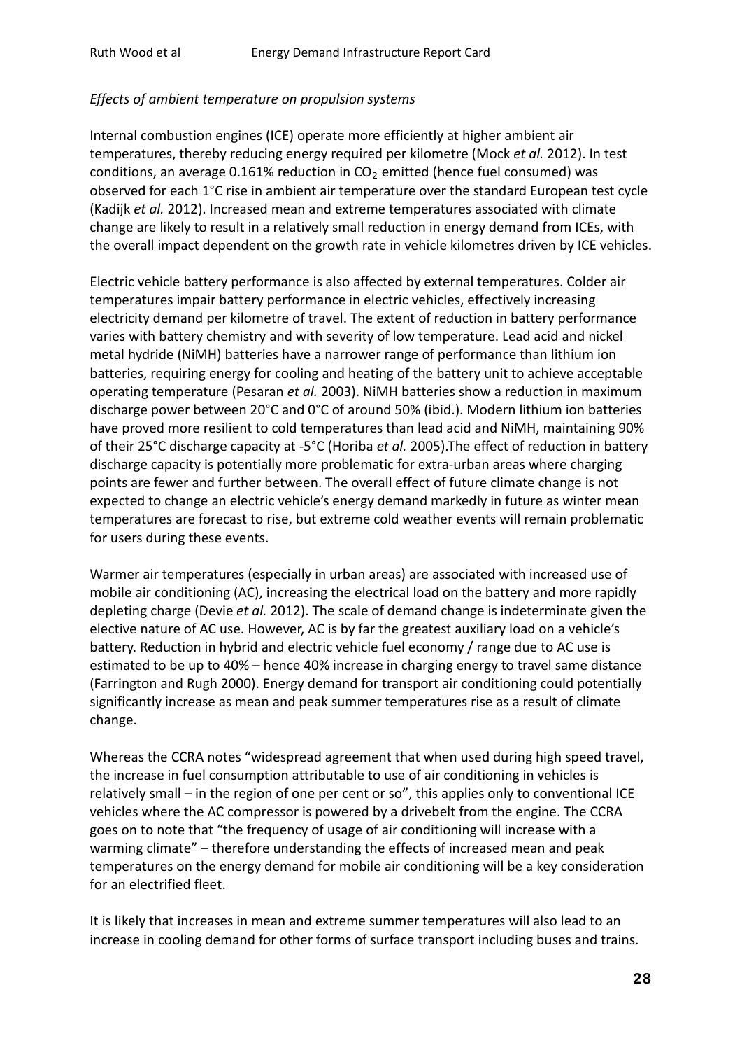*Effects of ambient temperature on propulsion systems*

Internal combustion engines (ICE) operate more efficiently at higher ambient air temperatures, thereby reducing energy required per kilometre (Mock *et al.* 2012). In test conditions, an average 0.161% reduction in $CO_2$ emitted (hence fuel consumed) was observed for each 1°C rise in ambient air temperature over the standard European test cycle (Kadijk *et al.* 2012). Increased mean and extreme temperatures associated with climate change are likely to result in a relatively small reduction in energy demand from ICEs, with the overall impact dependent on the growth rate in vehicle kilometres driven by ICE vehicles.

Electric vehicle battery performance is also affected by external temperatures. Colder air temperatures impair battery performance in electric vehicles, effectively increasing electricity demand per kilometre of travel. The extent of reduction in battery performance varies with battery chemistry and with severity of low temperature. Lead acid and nickel metal hydride (NiMH) batteries have a narrower range of performance than lithium ion batteries, requiring energy for cooling and heating of the battery unit to achieve acceptable operating temperature (Pesaran *et al.* 2003). NiMH batteries show a reduction in maximum discharge power between 20°C and 0°C of around 50% (ibid.). Modern lithium ion batteries have proved more resilient to cold temperatures than lead acid and NiMH, maintaining 90% of their 25°C discharge capacity at -5°C (Horiba *et al.* 2005).The effect of reduction in battery discharge capacity is potentially more problematic for extra-urban areas where charging points are fewer and further between. The overall effect of future climate change is not expected to change an electric vehicle's energy demand markedly in future as winter mean temperatures are forecast to rise, but extreme cold weather events will remain problematic for users during these events.

Warmer air temperatures (especially in urban areas) are associated with increased use of mobile air conditioning (AC), increasing the electrical load on the battery and more rapidly depleting charge (Devie *et al.* 2012). The scale of demand change is indeterminate given the elective nature of AC use. However, AC is by far the greatest auxiliary load on a vehicle's battery. Reduction in hybrid and electric vehicle fuel economy / range due to AC use is estimated to be up to 40% – hence 40% increase in charging energy to travel same distance (Farrington and Rugh 2000). Energy demand for transport air conditioning could potentially significantly increase as mean and peak summer temperatures rise as a result of climate change.

Whereas the CCRA notes "widespread agreement that when used during high speed travel, the increase in fuel consumption attributable to use of air conditioning in vehicles is relatively small – in the region of one per cent or so", this applies only to conventional ICE vehicles where the AC compressor is powered by a drivebelt from the engine. The CCRA goes on to note that "the frequency of usage of air conditioning will increase with a warming climate" – therefore understanding the effects of increased mean and peak temperatures on the energy demand for mobile air conditioning will be a key consideration for an electrified fleet.

It is likely that increases in mean and extreme summer temperatures will also lead to an increase in cooling demand for other forms of surface transport including buses and trains.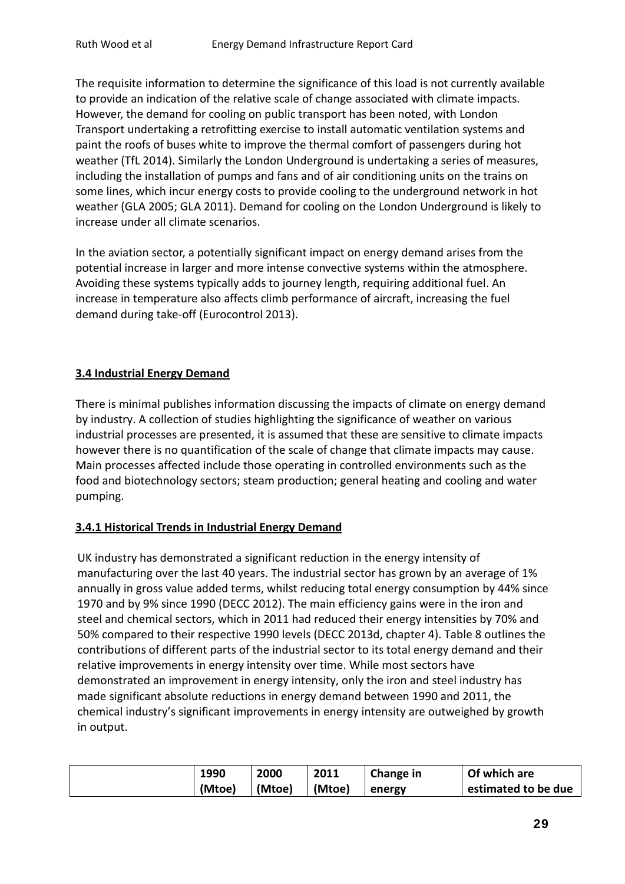The requisite information to determine the significance of this load is not currently available to provide an indication of the relative scale of change associated with climate impacts. However, the demand for cooling on public transport has been noted, with London Transport undertaking a retrofitting exercise to install automatic ventilation systems and paint the roofs of buses white to improve the thermal comfort of passengers during hot weather (TfL 2014). Similarly the London Underground is undertaking a series of measures, including the installation of pumps and fans and of air conditioning units on the trains on some lines, which incur energy costs to provide cooling to the underground network in hot weather (GLA 2005; GLA 2011). Demand for cooling on the London Underground is likely to increase under all climate scenarios.

In the aviation sector, a potentially significant impact on energy demand arises from the potential increase in larger and more intense convective systems within the atmosphere. Avoiding these systems typically adds to journey length, requiring additional fuel. An increase in temperature also affects climb performance of aircraft, increasing the fuel demand during take-off (Eurocontrol 2013).

## 3.4 Industrial Energy Demand

There is minimal publishes information discussing the impacts of climate on energy demand by industry. A collection of studies highlighting the significance of weather on various industrial processes are presented, it is assumed that these are sensitive to climate impacts however there is no quantification of the scale of change that climate impacts may cause. Main processes affected include those operating in controlled environments such as the food and biotechnology sectors; steam production; general heating and cooling and water pumping.

### 3.4.1 Historical Trends in Industrial Energy Demand

UK industry has demonstrated a significant reduction in the energy intensity of manufacturing over the last 40 years. The industrial sector has grown by an average of 1% annually in gross value added terms, whilst reducing total energy consumption by 44% since 1970 and by 9% since 1990 (DECC 2012). The main efficiency gains were in the iron and steel and chemical sectors, which in 2011 had reduced their energy intensities by 70% and 50% compared to their respective 1990 levels (DECC 2013d, chapter 4). Table 8 outlines the contributions of different parts of the industrial sector to its total energy demand and their relative improvements in energy intensity over time. While most sectors have demonstrated an improvement in energy intensity, only the iron and steel industry has made significant absolute reductions in energy demand between 1990 and 2011, the chemical industry's significant improvements in energy intensity are outweighed by growth in output.

| | 1990 (Mtoe) | 2000 (Mtoe) | 2011 (Mtoe) | Change in energy | Of which are estimated to be due |
|---|---|---|---|---|---|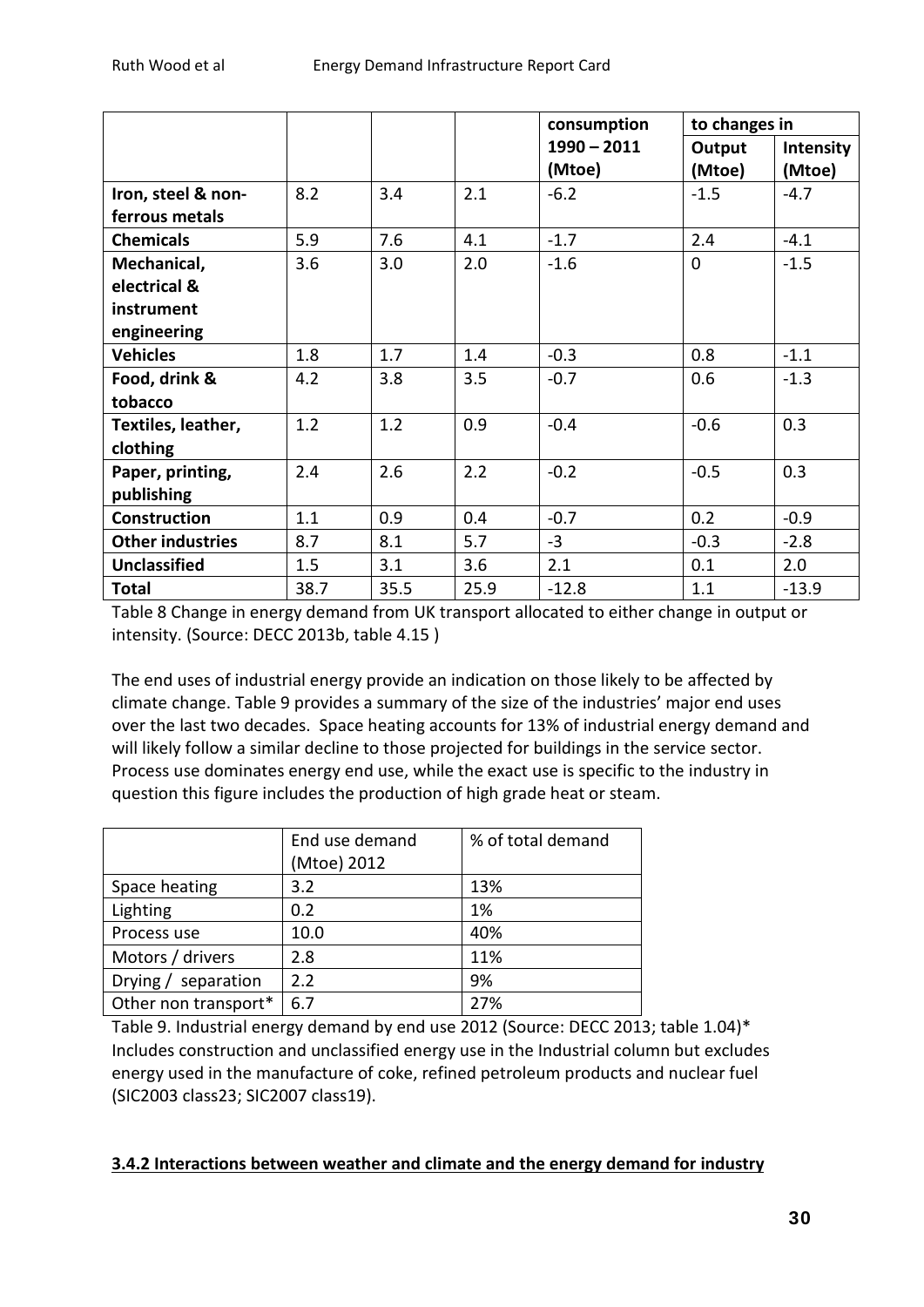| | | | | consumption 1990 – 2011 (Mtoe) | to changes in | |
|---|---|---|---|---|---|---|
| | | | | | **Output (Mtoe)** | **Intensity (Mtoe)** |
| **Iron, steel & non-ferrous metals** | 8.2 | 3.4 | 2.1 | -6.2 | -1.5 | -4.7 |
| **Chemicals** | 5.9 | 7.6 | 4.1 | -1.7 | 2.4 | -4.1 |
| **Mechanical, electrical & instrument engineering** | 3.6 | 3.0 | 2.0 | -1.6 | 0 | -1.5 |
| **Vehicles** | 1.8 | 1.7 | 1.4 | -0.3 | 0.8 | -1.1 |
| **Food, drink & tobacco** | 4.2 | 3.8 | 3.5 | -0.7 | 0.6 | -1.3 |
| **Textiles, leather, clothing** | 1.2 | 1.2 | 0.9 | -0.4 | -0.6 | 0.3 |
| **Paper, printing, publishing** | 2.4 | 2.6 | 2.2 | -0.2 | -0.5 | 0.3 |
| **Construction** | 1.1 | 0.9 | 0.4 | -0.7 | 0.2 | -0.9 |
| **Other industries** | 8.7 | 8.1 | 5.7 | -3 | -0.3 | -2.8 |
| **Unclassified** | 1.5 | 3.1 | 3.6 | 2.1 | 0.1 | 2.0 |
| **Total** | 38.7 | 35.5 | 25.9 | -12.8 | 1.1 | -13.9 |

Table 8 Change in energy demand from UK transport allocated to either change in output or intensity. (Source: DECC 2013b, table 4.15 )

The end uses of industrial energy provide an indication on those likely to be affected by climate change. Table 9 provides a summary of the size of the industries' major end uses over the last two decades. Space heating accounts for 13% of industrial energy demand and will likely follow a similar decline to those projected for buildings in the service sector. Process use dominates energy end use, while the exact use is specific to the industry in question this figure includes the production of high grade heat or steam.

| | End use demand (Mtoe) 2012 | % of total demand |
|---|---|---|
| Space heating | 3.2 | 13% |
| Lighting | 0.2 | 1% |
| Process use | 10.0 | 40% |
| Motors / drivers | 2.8 | 11% |
| Drying / separation | 2.2 | 9% |
| Other non transport* | 6.7 | 27% |

Table 9. Industrial energy demand by end use 2012 (Source: DECC 2013; table 1.04)* Includes construction and unclassified energy use in the Industrial column but excludes energy used in the manufacture of coke, refined petroleum products and nuclear fuel (SIC2003 class23; SIC2007 class19).

### 3.4.2 Interactions between weather and climate and the energy demand for industry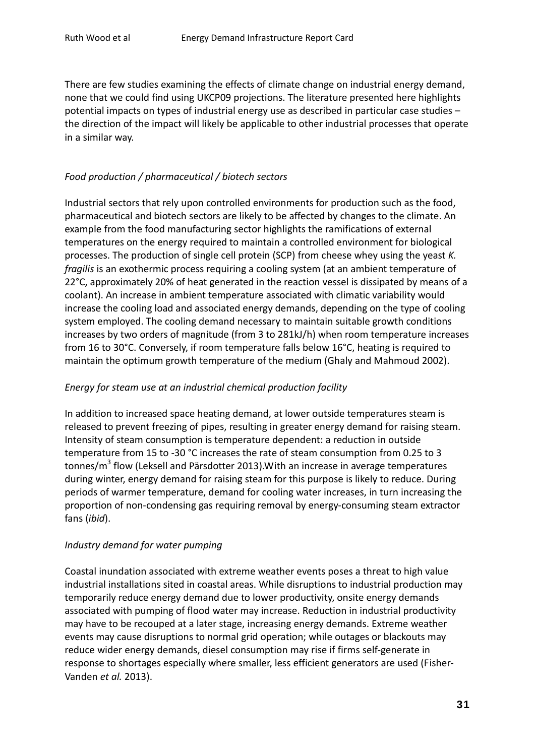There are few studies examining the effects of climate change on industrial energy demand, none that we could find using UKCP09 projections. The literature presented here highlights potential impacts on types of industrial energy use as described in particular case studies – the direction of the impact will likely be applicable to other industrial processes that operate in a similar way.

*Food production / pharmaceutical / biotech sectors*

Industrial sectors that rely upon controlled environments for production such as the food, pharmaceutical and biotech sectors are likely to be affected by changes to the climate. An example from the food manufacturing sector highlights the ramifications of external temperatures on the energy required to maintain a controlled environment for biological processes. The production of single cell protein (SCP) from cheese whey using the yeast *K. fragilis* is an exothermic process requiring a cooling system (at an ambient temperature of 22°C, approximately 20% of heat generated in the reaction vessel is dissipated by means of a coolant). An increase in ambient temperature associated with climatic variability would increase the cooling load and associated energy demands, depending on the type of cooling system employed. The cooling demand necessary to maintain suitable growth conditions increases by two orders of magnitude (from 3 to 281kJ/h) when room temperature increases from 16 to 30°C. Conversely, if room temperature falls below 16°C, heating is required to maintain the optimum growth temperature of the medium (Ghaly and Mahmoud 2002).

*Energy for steam use at an industrial chemical production facility*

In addition to increased space heating demand, at lower outside temperatures steam is released to prevent freezing of pipes, resulting in greater energy demand for raising steam. Intensity of steam consumption is temperature dependent: a reduction in outside temperature from 15 to -30 °C increases the rate of steam consumption from 0.25 to 3 tonnes/$m^3$ flow (Leksell and Pärsdotter 2013).With an increase in average temperatures during winter, energy demand for raising steam for this purpose is likely to reduce. During periods of warmer temperature, demand for cooling water increases, in turn increasing the proportion of non-condensing gas requiring removal by energy-consuming steam extractor fans (*ibid*).

*Industry demand for water pumping*

Coastal inundation associated with extreme weather events poses a threat to high value industrial installations sited in coastal areas. While disruptions to industrial production may temporarily reduce energy demand due to lower productivity, onsite energy demands associated with pumping of flood water may increase. Reduction in industrial productivity may have to be recouped at a later stage, increasing energy demands. Extreme weather events may cause disruptions to normal grid operation; while outages or blackouts may reduce wider energy demands, diesel consumption may rise if firms self-generate in response to shortages especially where smaller, less efficient generators are used (Fisher-Vanden *et al.* 2013).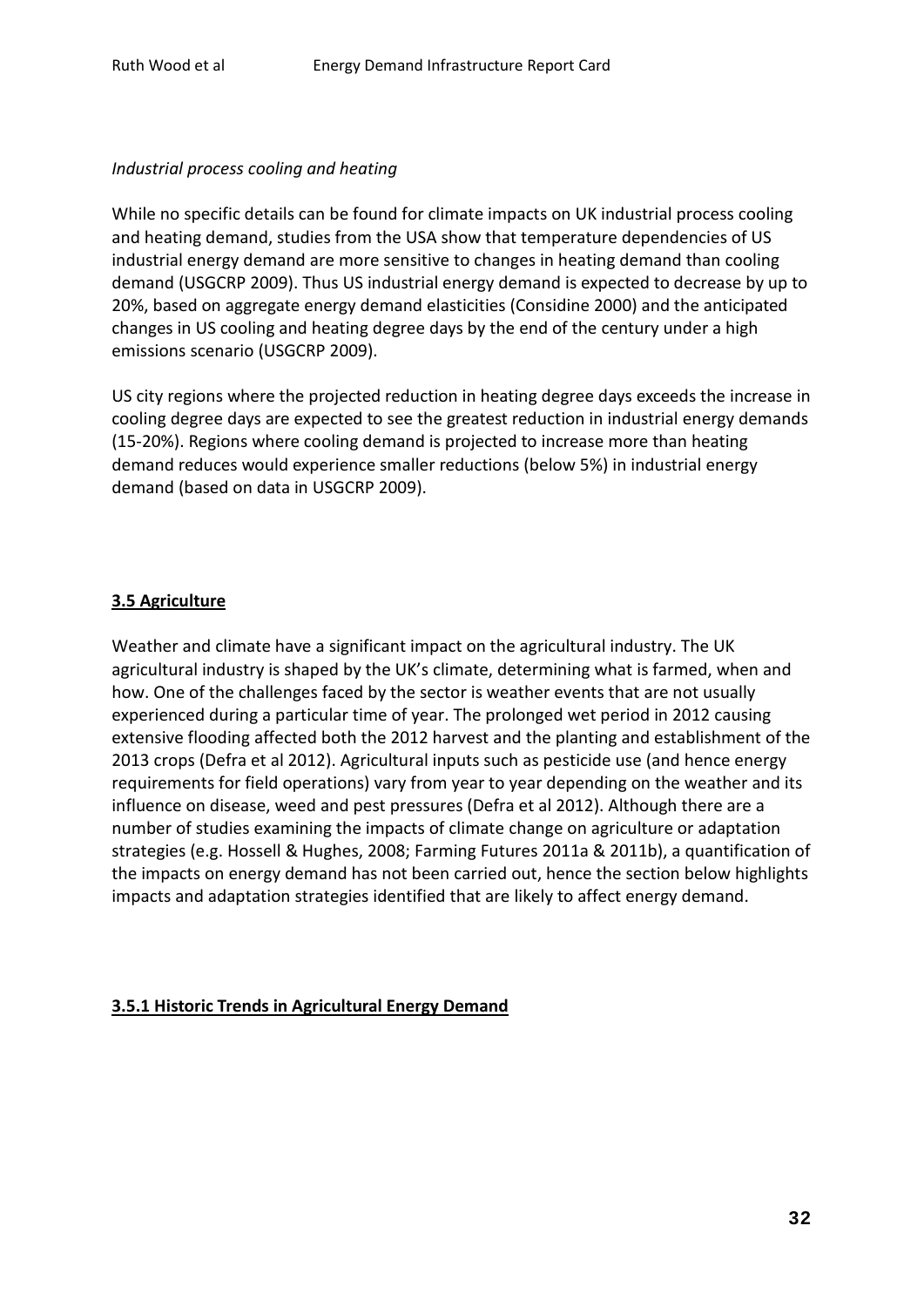*Industrial process cooling and heating*

While no specific details can be found for climate impacts on UK industrial process cooling and heating demand, studies from the USA show that temperature dependencies of US industrial energy demand are more sensitive to changes in heating demand than cooling demand (USGCRP 2009). Thus US industrial energy demand is expected to decrease by up to 20%, based on aggregate energy demand elasticities (Considine 2000) and the anticipated changes in US cooling and heating degree days by the end of the century under a high emissions scenario (USGCRP 2009).

US city regions where the projected reduction in heating degree days exceeds the increase in cooling degree days are expected to see the greatest reduction in industrial energy demands (15-20%). Regions where cooling demand is projected to increase more than heating demand reduces would experience smaller reductions (below 5%) in industrial energy demand (based on data in USGCRP 2009).

## 3.5 Agriculture

Weather and climate have a significant impact on the agricultural industry. The UK agricultural industry is shaped by the UK's climate, determining what is farmed, when and how. One of the challenges faced by the sector is weather events that are not usually experienced during a particular time of year. The prolonged wet period in 2012 causing extensive flooding affected both the 2012 harvest and the planting and establishment of the 2013 crops (Defra et al 2012). Agricultural inputs such as pesticide use (and hence energy requirements for field operations) vary from year to year depending on the weather and its influence on disease, weed and pest pressures (Defra et al 2012). Although there are a number of studies examining the impacts of climate change on agriculture or adaptation strategies (e.g. Hossell & Hughes, 2008; Farming Futures 2011a & 2011b), a quantification of the impacts on energy demand has not been carried out, hence the section below highlights impacts and adaptation strategies identified that are likely to affect energy demand.

### 3.5.1 Historic Trends in Agricultural Energy Demand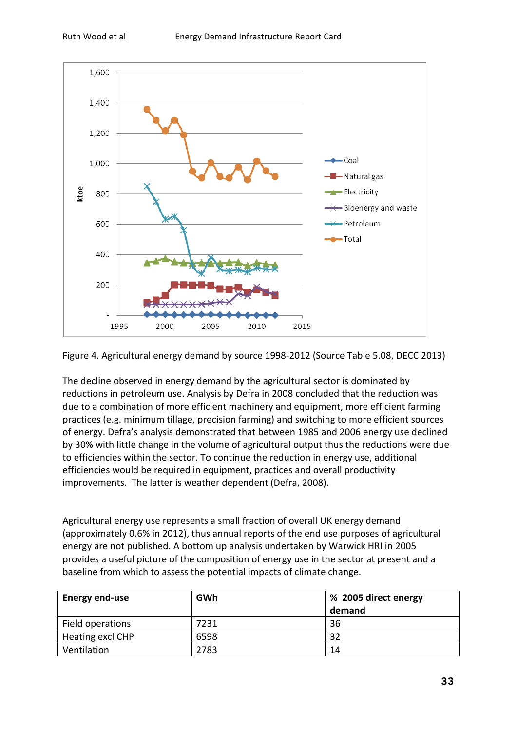Figure 4. Agricultural energy demand by source 1998-2012 (Source Table 5.08, DECC 2013)

The decline observed in energy demand by the agricultural sector is dominated by reductions in petroleum use. Analysis by Defra in 2008 concluded that the reduction was due to a combination of more efficient machinery and equipment, more efficient farming practices (e.g. minimum tillage, precision farming) and switching to more efficient sources of energy. Defra's analysis demonstrated that between 1985 and 2006 energy use declined by 30% with little change in the volume of agricultural output thus the reductions were due to efficiencies within the sector. To continue the reduction in energy use, additional efficiencies would be required in equipment, practices and overall productivity improvements. The latter is weather dependent (Defra, 2008).

Agricultural energy use represents a small fraction of overall UK energy demand (approximately 0.6% in 2012), thus annual reports of the end use purposes of agricultural energy are not published. A bottom up analysis undertaken by Warwick HRI in 2005 provides a useful picture of the composition of energy use in the sector at present and a baseline from which to assess the potential impacts of climate change.

| Energy end-use | GWh | % 2005 direct energy demand |
|---|---|---|
| Field operations | 7231 | 36 |
| Heating excl CHP | 6598 | 32 |
| Ventilation | 2783 | 14 |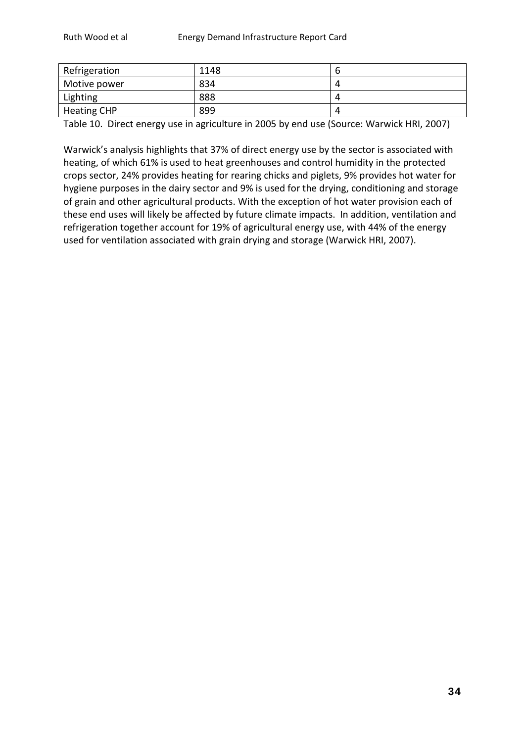| Refrigeration | 1148 | 6 |
| --- | --- | --- |
| Motive power | 834 | 4 |
| Lighting | 888 | 4 |
| Heating CHP | 899 | 4 |

Table 10. Direct energy use in agriculture in 2005 by end use (Source: Warwick HRI, 2007)

Warwick's analysis highlights that 37% of direct energy use by the sector is associated with heating, of which 61% is used to heat greenhouses and control humidity in the protected crops sector, 24% provides heating for rearing chicks and piglets, 9% provides hot water for hygiene purposes in the dairy sector and 9% is used for the drying, conditioning and storage of grain and other agricultural products. With the exception of hot water provision each of these end uses will likely be affected by future climate impacts. In addition, ventilation and refrigeration together account for 19% of agricultural energy use, with 44% of the energy used for ventilation associated with grain drying and storage (Warwick HRI, 2007).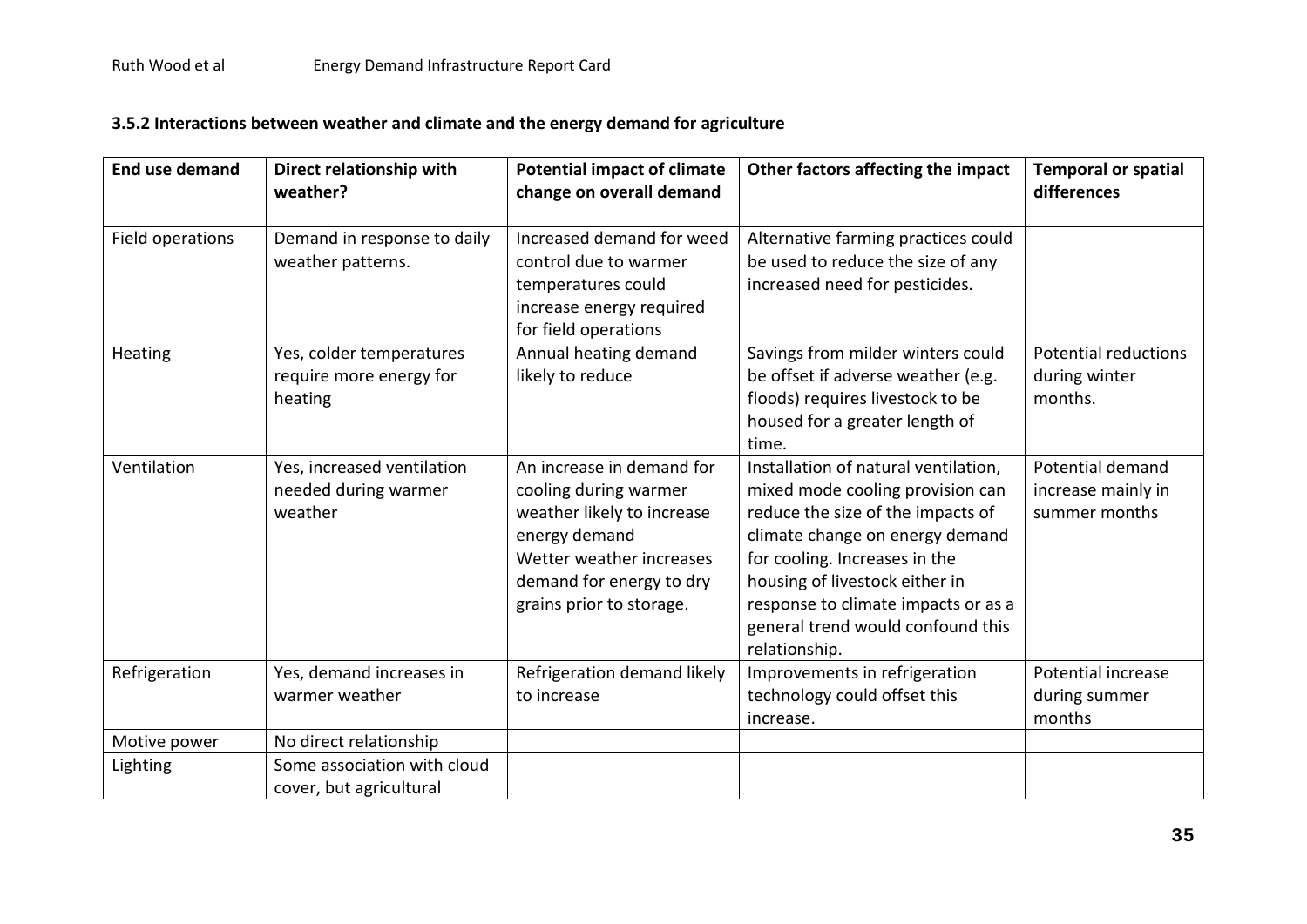### 3.5.2 Interactions between weather and climate and the energy demand for agriculture

| End use demand | Direct relationship with weather? | Potential impact of climate change on overall demand | Other factors affecting the impact | Temporal or spatial differences |
|---|---|---|---|---|
| Field operations | Demand in response to daily weather patterns. | Increased demand for weed control due to warmer temperatures could increase energy required for field operations | Alternative farming practices could be used to reduce the size of any increased need for pesticides. | |
| Heating | Yes, colder temperatures require more energy for heating | Annual heating demand likely to reduce | Savings from milder winters could be offset if adverse weather (e.g. floods) requires livestock to be housed for a greater length of time. | Potential reductions during winter months. |
| Ventilation | Yes, increased ventilation needed during warmer weather | An increase in demand for cooling during warmer weather likely to increase energy demand<br>Wetter weather increases demand for energy to dry grains prior to storage. | Installation of natural ventilation, mixed mode cooling provision can reduce the size of the impacts of climate change on energy demand for cooling. Increases in the housing of livestock either in response to climate impacts or as a general trend would confound this relationship. | Potential demand increase mainly in summer months |
| Refrigeration | Yes, demand increases in warmer weather | Refrigeration demand likely to increase | Improvements in refrigeration technology could offset this increase. | Potential increase during summer months |
| Motive power | No direct relationship | | | |
| Lighting | Some association with cloud cover, but agricultural | | | |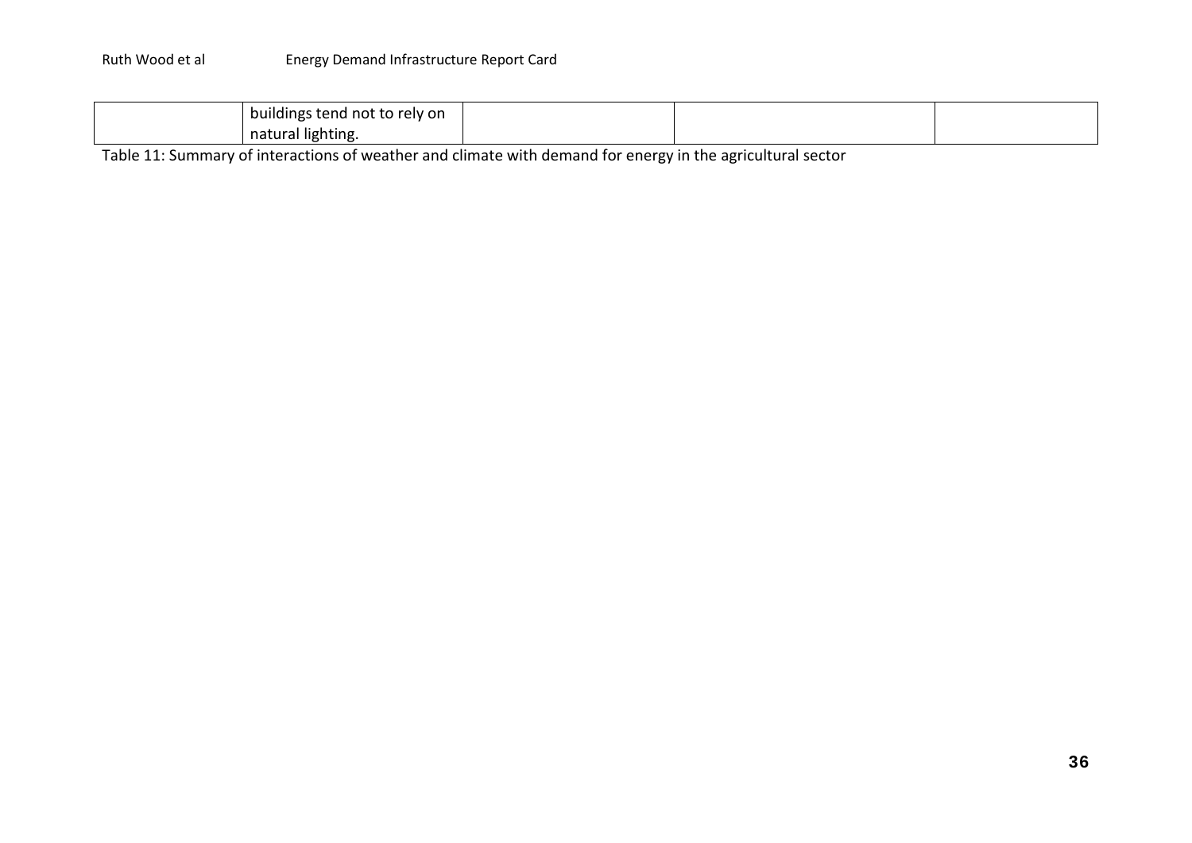| | | | | |
|---|---|---|---|---|
| | buildings tend not to rely on natural lighting. | | | |

Table 11: Summary of interactions of weather and climate with demand for energy in the agricultural sector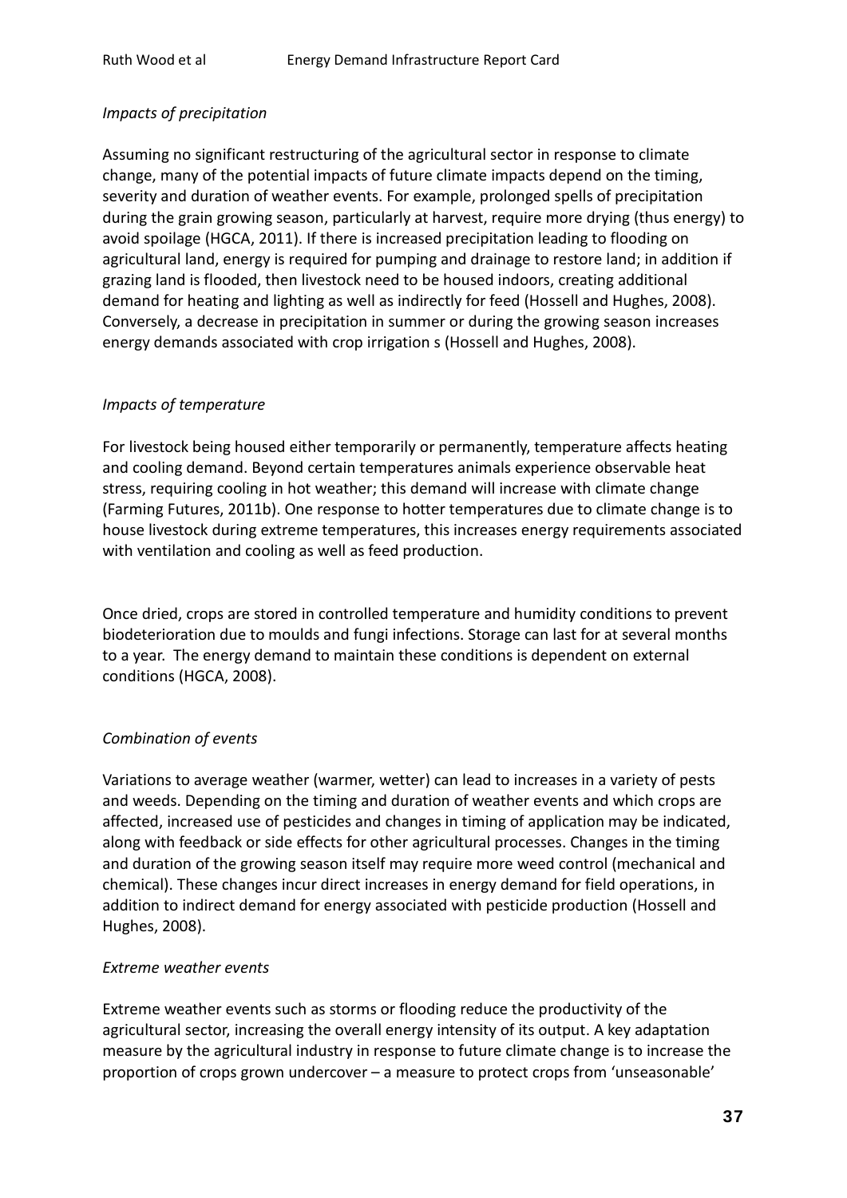*Impacts of precipitation*

Assuming no significant restructuring of the agricultural sector in response to climate change, many of the potential impacts of future climate impacts depend on the timing, severity and duration of weather events. For example, prolonged spells of precipitation during the grain growing season, particularly at harvest, require more drying (thus energy) to avoid spoilage (HGCA, 2011). If there is increased precipitation leading to flooding on agricultural land, energy is required for pumping and drainage to restore land; in addition if grazing land is flooded, then livestock need to be housed indoors, creating additional demand for heating and lighting as well as indirectly for feed (Hossell and Hughes, 2008). Conversely, a decrease in precipitation in summer or during the growing season increases energy demands associated with crop irrigation s (Hossell and Hughes, 2008).

*Impacts of temperature*

For livestock being housed either temporarily or permanently, temperature affects heating and cooling demand. Beyond certain temperatures animals experience observable heat stress, requiring cooling in hot weather; this demand will increase with climate change (Farming Futures, 2011b). One response to hotter temperatures due to climate change is to house livestock during extreme temperatures, this increases energy requirements associated with ventilation and cooling as well as feed production.

Once dried, crops are stored in controlled temperature and humidity conditions to prevent biodeterioration due to moulds and fungi infections. Storage can last for at several months to a year. The energy demand to maintain these conditions is dependent on external conditions (HGCA, 2008).

*Combination of events*

Variations to average weather (warmer, wetter) can lead to increases in a variety of pests and weeds. Depending on the timing and duration of weather events and which crops are affected, increased use of pesticides and changes in timing of application may be indicated, along with feedback or side effects for other agricultural processes. Changes in the timing and duration of the growing season itself may require more weed control (mechanical and chemical). These changes incur direct increases in energy demand for field operations, in addition to indirect demand for energy associated with pesticide production (Hossell and Hughes, 2008).

*Extreme weather events*

Extreme weather events such as storms or flooding reduce the productivity of the agricultural sector, increasing the overall energy intensity of its output. A key adaptation measure by the agricultural industry in response to future climate change is to increase the proportion of crops grown undercover – a measure to protect crops from 'unseasonable'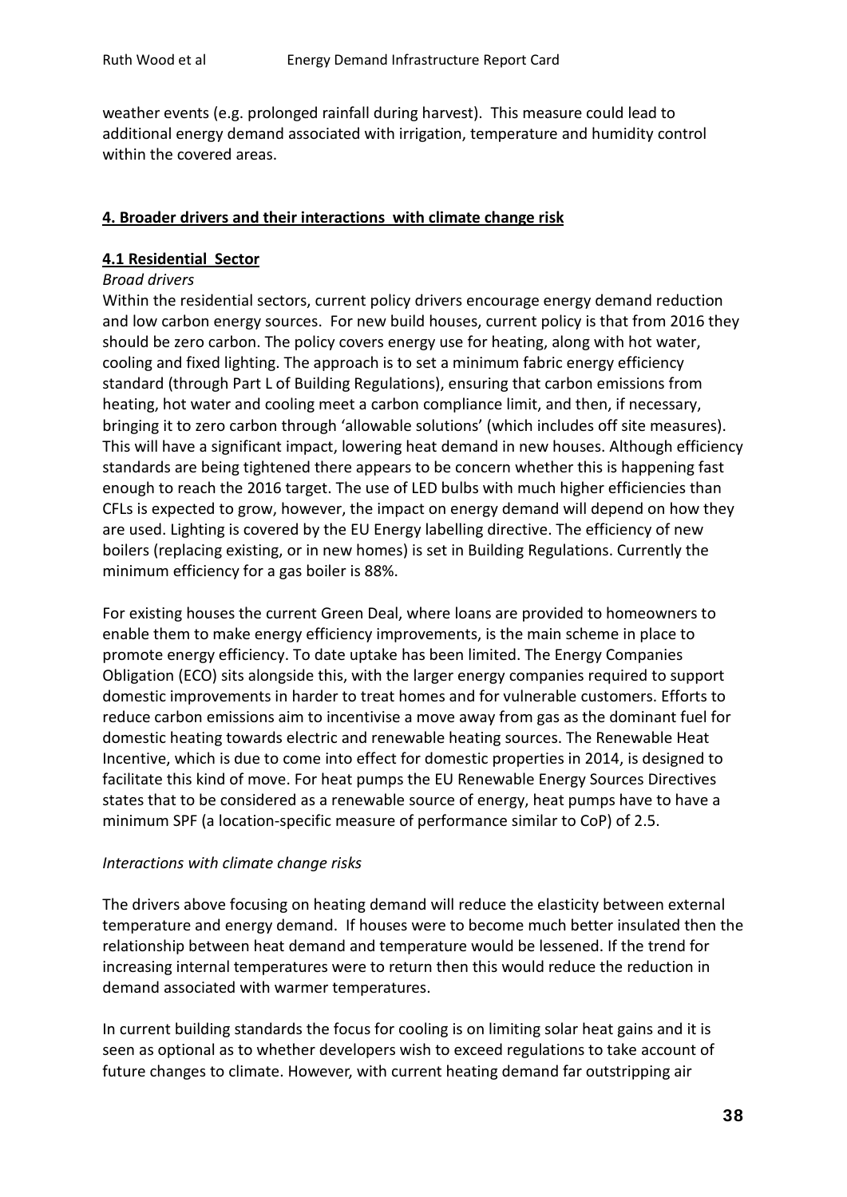weather events (e.g. prolonged rainfall during harvest). This measure could lead to additional energy demand associated with irrigation, temperature and humidity control within the covered areas.

## 4. Broader drivers and their interactions with climate change risk

### 4.1 Residential Sector

*Broad drivers*

Within the residential sectors, current policy drivers encourage energy demand reduction and low carbon energy sources. For new build houses, current policy is that from 2016 they should be zero carbon. The policy covers energy use for heating, along with hot water, cooling and fixed lighting. The approach is to set a minimum fabric energy efficiency standard (through Part L of Building Regulations), ensuring that carbon emissions from heating, hot water and cooling meet a carbon compliance limit, and then, if necessary, bringing it to zero carbon through 'allowable solutions' (which includes off site measures). This will have a significant impact, lowering heat demand in new houses. Although efficiency standards are being tightened there appears to be concern whether this is happening fast enough to reach the 2016 target. The use of LED bulbs with much higher efficiencies than CFLs is expected to grow, however, the impact on energy demand will depend on how they are used. Lighting is covered by the EU Energy labelling directive. The efficiency of new boilers (replacing existing, or in new homes) is set in Building Regulations. Currently the minimum efficiency for a gas boiler is 88%.

For existing houses the current Green Deal, where loans are provided to homeowners to enable them to make energy efficiency improvements, is the main scheme in place to promote energy efficiency. To date uptake has been limited. The Energy Companies Obligation (ECO) sits alongside this, with the larger energy companies required to support domestic improvements in harder to treat homes and for vulnerable customers. Efforts to reduce carbon emissions aim to incentivise a move away from gas as the dominant fuel for domestic heating towards electric and renewable heating sources. The Renewable Heat Incentive, which is due to come into effect for domestic properties in 2014, is designed to facilitate this kind of move. For heat pumps the EU Renewable Energy Sources Directives states that to be considered as a renewable source of energy, heat pumps have to have a minimum SPF (a location-specific measure of performance similar to CoP) of 2.5.

*Interactions with climate change risks*

The drivers above focusing on heating demand will reduce the elasticity between external temperature and energy demand. If houses were to become much better insulated then the relationship between heat demand and temperature would be lessened. If the trend for increasing internal temperatures were to return then this would reduce the reduction in demand associated with warmer temperatures.

In current building standards the focus for cooling is on limiting solar heat gains and it is seen as optional as to whether developers wish to exceed regulations to take account of future changes to climate. However, with current heating demand far outstripping air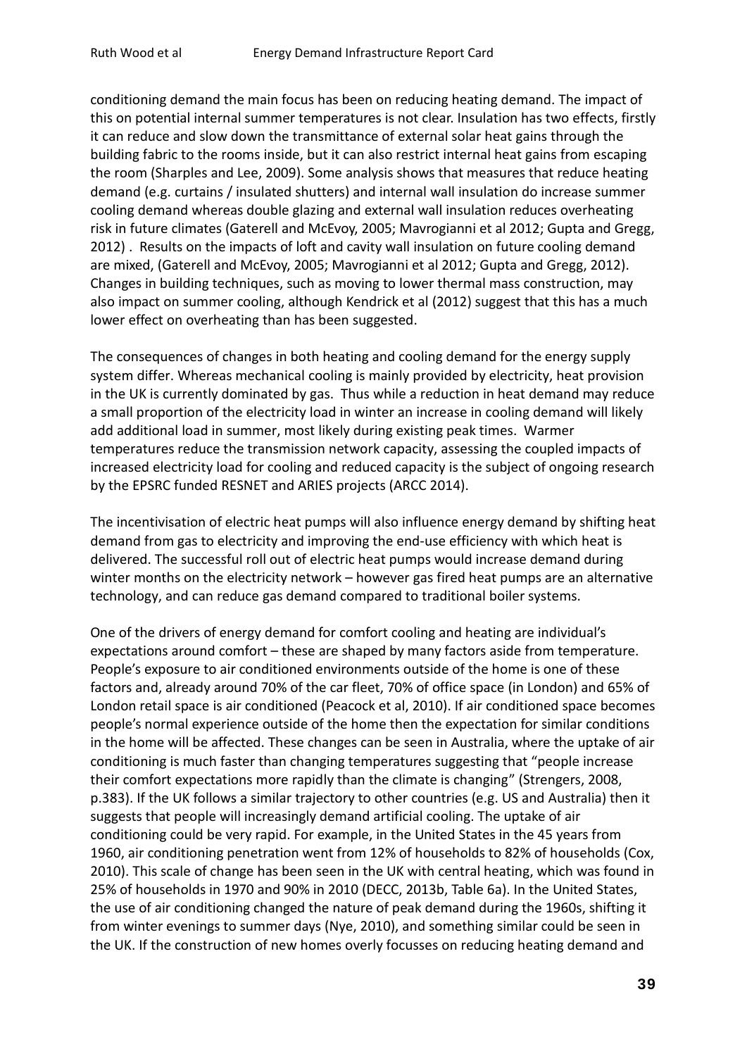conditioning demand the main focus has been on reducing heating demand. The impact of this on potential internal summer temperatures is not clear. Insulation has two effects, firstly it can reduce and slow down the transmittance of external solar heat gains through the building fabric to the rooms inside, but it can also restrict internal heat gains from escaping the room (Sharples and Lee, 2009). Some analysis shows that measures that reduce heating demand (e.g. curtains / insulated shutters) and internal wall insulation do increase summer cooling demand whereas double glazing and external wall insulation reduces overheating risk in future climates (Gaterell and McEvoy, 2005; Mavrogianni et al 2012; Gupta and Gregg, 2012) . Results on the impacts of loft and cavity wall insulation on future cooling demand are mixed, (Gaterell and McEvoy, 2005; Mavrogianni et al 2012; Gupta and Gregg, 2012). Changes in building techniques, such as moving to lower thermal mass construction, may also impact on summer cooling, although Kendrick et al (2012) suggest that this has a much lower effect on overheating than has been suggested.

The consequences of changes in both heating and cooling demand for the energy supply system differ. Whereas mechanical cooling is mainly provided by electricity, heat provision in the UK is currently dominated by gas. Thus while a reduction in heat demand may reduce a small proportion of the electricity load in winter an increase in cooling demand will likely add additional load in summer, most likely during existing peak times. Warmer temperatures reduce the transmission network capacity, assessing the coupled impacts of increased electricity load for cooling and reduced capacity is the subject of ongoing research by the EPSRC funded RESNET and ARIES projects (ARCC 2014).

The incentivisation of electric heat pumps will also influence energy demand by shifting heat demand from gas to electricity and improving the end-use efficiency with which heat is delivered. The successful roll out of electric heat pumps would increase demand during winter months on the electricity network – however gas fired heat pumps are an alternative technology, and can reduce gas demand compared to traditional boiler systems.

One of the drivers of energy demand for comfort cooling and heating are individual's expectations around comfort – these are shaped by many factors aside from temperature. People's exposure to air conditioned environments outside of the home is one of these factors and, already around 70% of the car fleet, 70% of office space (in London) and 65% of London retail space is air conditioned (Peacock et al, 2010). If air conditioned space becomes people's normal experience outside of the home then the expectation for similar conditions in the home will be affected. These changes can be seen in Australia, where the uptake of air conditioning is much faster than changing temperatures suggesting that "people increase their comfort expectations more rapidly than the climate is changing" (Strengers, 2008, p.383). If the UK follows a similar trajectory to other countries (e.g. US and Australia) then it suggests that people will increasingly demand artificial cooling. The uptake of air conditioning could be very rapid. For example, in the United States in the 45 years from 1960, air conditioning penetration went from 12% of households to 82% of households (Cox, 2010). This scale of change has been seen in the UK with central heating, which was found in 25% of households in 1970 and 90% in 2010 (DECC, 2013b, Table 6a). In the United States, the use of air conditioning changed the nature of peak demand during the 1960s, shifting it from winter evenings to summer days (Nye, 2010), and something similar could be seen in the UK. If the construction of new homes overly focusses on reducing heating demand and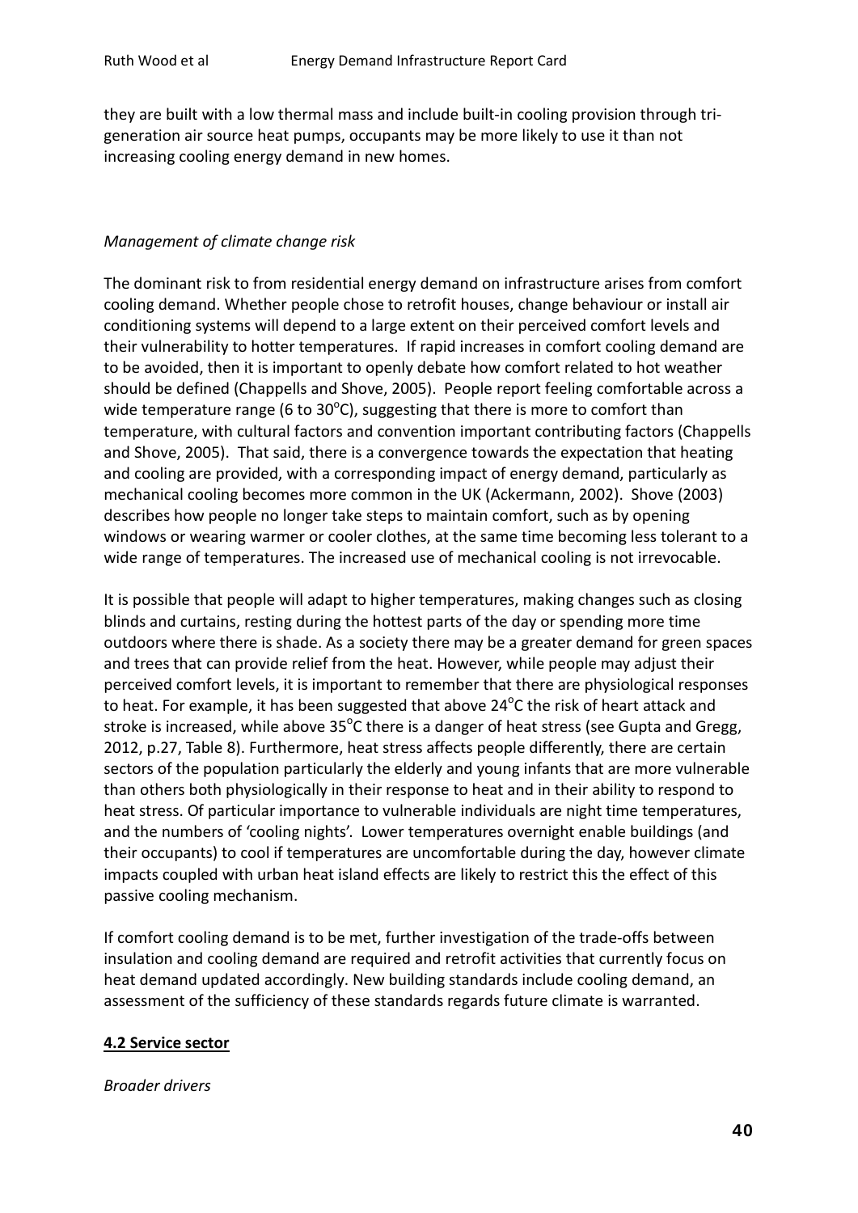they are built with a low thermal mass and include built-in cooling provision through tri-generation air source heat pumps, occupants may be more likely to use it than not increasing cooling energy demand in new homes.

*Management of climate change risk*

The dominant risk to from residential energy demand on infrastructure arises from comfort cooling demand. Whether people chose to retrofit houses, change behaviour or install air conditioning systems will depend to a large extent on their perceived comfort levels and their vulnerability to hotter temperatures. If rapid increases in comfort cooling demand are to be avoided, then it is important to openly debate how comfort related to hot weather should be defined (Chappells and Shove, 2005). People report feeling comfortable across a wide temperature range (6 to 30$^{o}$C), suggesting that there is more to comfort than temperature, with cultural factors and convention important contributing factors (Chappells and Shove, 2005). That said, there is a convergence towards the expectation that heating and cooling are provided, with a corresponding impact of energy demand, particularly as mechanical cooling becomes more common in the UK (Ackermann, 2002). Shove (2003) describes how people no longer take steps to maintain comfort, such as by opening windows or wearing warmer or cooler clothes, at the same time becoming less tolerant to a wide range of temperatures. The increased use of mechanical cooling is not irrevocable.

It is possible that people will adapt to higher temperatures, making changes such as closing blinds and curtains, resting during the hottest parts of the day or spending more time outdoors where there is shade. As a society there may be a greater demand for green spaces and trees that can provide relief from the heat. However, while people may adjust their perceived comfort levels, it is important to remember that there are physiological responses to heat. For example, it has been suggested that above 24$^{o}$C the risk of heart attack and stroke is increased, while above 35$^{o}$C there is a danger of heat stress (see Gupta and Gregg, 2012, p.27, Table 8). Furthermore, heat stress affects people differently, there are certain sectors of the population particularly the elderly and young infants that are more vulnerable than others both physiologically in their response to heat and in their ability to respond to heat stress. Of particular importance to vulnerable individuals are night time temperatures, and the numbers of 'cooling nights'. Lower temperatures overnight enable buildings (and their occupants) to cool if temperatures are uncomfortable during the day, however climate impacts coupled with urban heat island effects are likely to restrict this the effect of this passive cooling mechanism.

If comfort cooling demand is to be met, further investigation of the trade-offs between insulation and cooling demand are required and retrofit activities that currently focus on heat demand updated accordingly. New building standards include cooling demand, an assessment of the sufficiency of these standards regards future climate is warranted.

## 4.2 Service sector

*Broader drivers*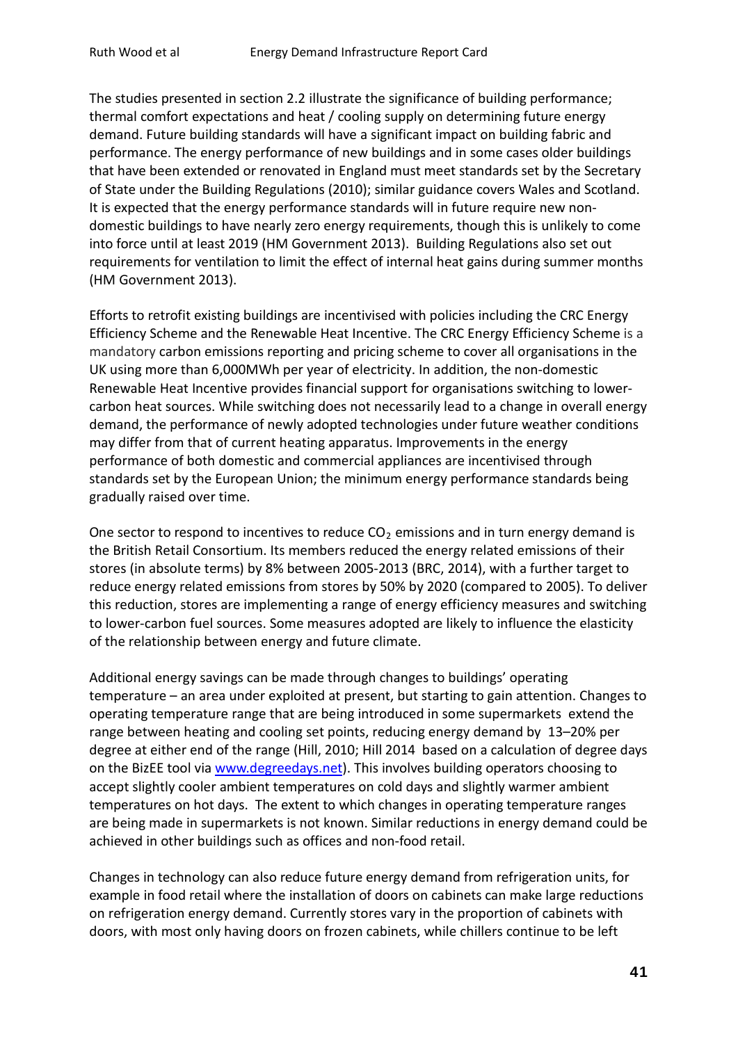The studies presented in section 2.2 illustrate the significance of building performance; thermal comfort expectations and heat / cooling supply on determining future energy demand. Future building standards will have a significant impact on building fabric and performance. The energy performance of new buildings and in some cases older buildings that have been extended or renovated in England must meet standards set by the Secretary of State under the Building Regulations (2010); similar guidance covers Wales and Scotland. It is expected that the energy performance standards will in future require new non-domestic buildings to have nearly zero energy requirements, though this is unlikely to come into force until at least 2019 (HM Government 2013). Building Regulations also set out requirements for ventilation to limit the effect of internal heat gains during summer months (HM Government 2013).

Efforts to retrofit existing buildings are incentivised with policies including the CRC Energy Efficiency Scheme and the Renewable Heat Incentive. The CRC Energy Efficiency Scheme is a mandatory carbon emissions reporting and pricing scheme to cover all organisations in the UK using more than 6,000MWh per year of electricity. In addition, the non-domestic Renewable Heat Incentive provides financial support for organisations switching to lower-carbon heat sources. While switching does not necessarily lead to a change in overall energy demand, the performance of newly adopted technologies under future weather conditions may differ from that of current heating apparatus. Improvements in the energy performance of both domestic and commercial appliances are incentivised through standards set by the European Union; the minimum energy performance standards being gradually raised over time.

One sector to respond to incentives to reduce $CO_2$ emissions and in turn energy demand is the British Retail Consortium. Its members reduced the energy related emissions of their stores (in absolute terms) by 8% between 2005-2013 (BRC, 2014), with a further target to reduce energy related emissions from stores by 50% by 2020 (compared to 2005). To deliver this reduction, stores are implementing a range of energy efficiency measures and switching to lower-carbon fuel sources. Some measures adopted are likely to influence the elasticity of the relationship between energy and future climate.

Additional energy savings can be made through changes to buildings' operating temperature – an area under exploited at present, but starting to gain attention. Changes to operating temperature range that are being introduced in some supermarkets extend the range between heating and cooling set points, reducing energy demand by 13–20% per degree at either end of the range (Hill, 2010; Hill 2014 based on a calculation of degree days on the BizEE tool via [www.degreedays.net](www.degreedays.net)). This involves building operators choosing to accept slightly cooler ambient temperatures on cold days and slightly warmer ambient temperatures on hot days. The extent to which changes in operating temperature ranges are being made in supermarkets is not known. Similar reductions in energy demand could be achieved in other buildings such as offices and non-food retail.

Changes in technology can also reduce future energy demand from refrigeration units, for example in food retail where the installation of doors on cabinets can make large reductions on refrigeration energy demand. Currently stores vary in the proportion of cabinets with doors, with most only having doors on frozen cabinets, while chillers continue to be left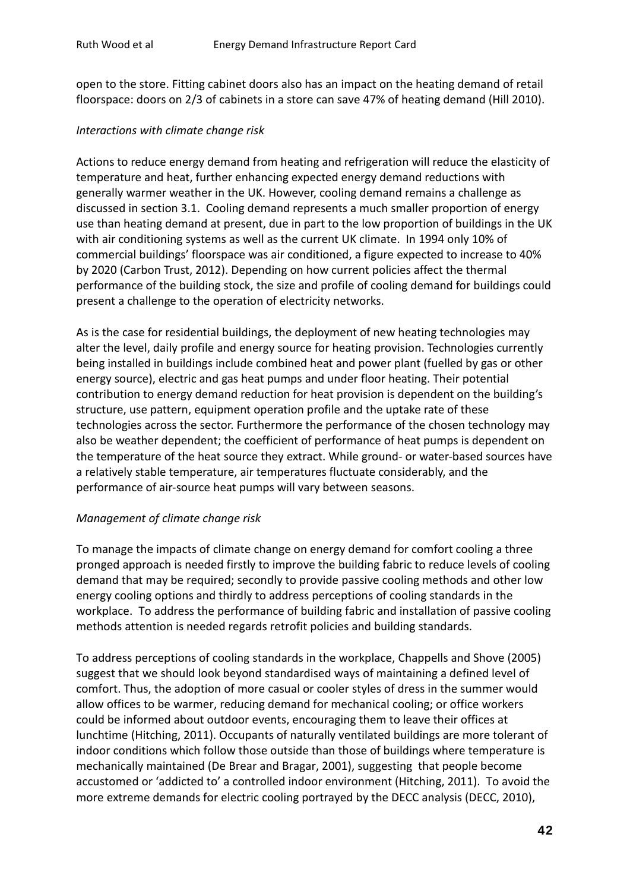open to the store. Fitting cabinet doors also has an impact on the heating demand of retail floorspace: doors on 2/3 of cabinets in a store can save 47% of heating demand (Hill 2010).

*Interactions with climate change risk*

Actions to reduce energy demand from heating and refrigeration will reduce the elasticity of temperature and heat, further enhancing expected energy demand reductions with generally warmer weather in the UK. However, cooling demand remains a challenge as discussed in section 3.1. Cooling demand represents a much smaller proportion of energy use than heating demand at present, due in part to the low proportion of buildings in the UK with air conditioning systems as well as the current UK climate. In 1994 only 10% of commercial buildings' floorspace was air conditioned, a figure expected to increase to 40% by 2020 (Carbon Trust, 2012). Depending on how current policies affect the thermal performance of the building stock, the size and profile of cooling demand for buildings could present a challenge to the operation of electricity networks.

As is the case for residential buildings, the deployment of new heating technologies may alter the level, daily profile and energy source for heating provision. Technologies currently being installed in buildings include combined heat and power plant (fuelled by gas or other energy source), electric and gas heat pumps and under floor heating. Their potential contribution to energy demand reduction for heat provision is dependent on the building's structure, use pattern, equipment operation profile and the uptake rate of these technologies across the sector. Furthermore the performance of the chosen technology may also be weather dependent; the coefficient of performance of heat pumps is dependent on the temperature of the heat source they extract. While ground- or water-based sources have a relatively stable temperature, air temperatures fluctuate considerably, and the performance of air-source heat pumps will vary between seasons.

*Management of climate change risk*

To manage the impacts of climate change on energy demand for comfort cooling a three pronged approach is needed firstly to improve the building fabric to reduce levels of cooling demand that may be required; secondly to provide passive cooling methods and other low energy cooling options and thirdly to address perceptions of cooling standards in the workplace. To address the performance of building fabric and installation of passive cooling methods attention is needed regards retrofit policies and building standards.

To address perceptions of cooling standards in the workplace, Chappells and Shove (2005) suggest that we should look beyond standardised ways of maintaining a defined level of comfort. Thus, the adoption of more casual or cooler styles of dress in the summer would allow offices to be warmer, reducing demand for mechanical cooling; or office workers could be informed about outdoor events, encouraging them to leave their offices at lunchtime (Hitching, 2011). Occupants of naturally ventilated buildings are more tolerant of indoor conditions which follow those outside than those of buildings where temperature is mechanically maintained (De Brear and Bragar, 2001), suggesting that people become accustomed or 'addicted to' a controlled indoor environment (Hitching, 2011). To avoid the more extreme demands for electric cooling portrayed by the DECC analysis (DECC, 2010),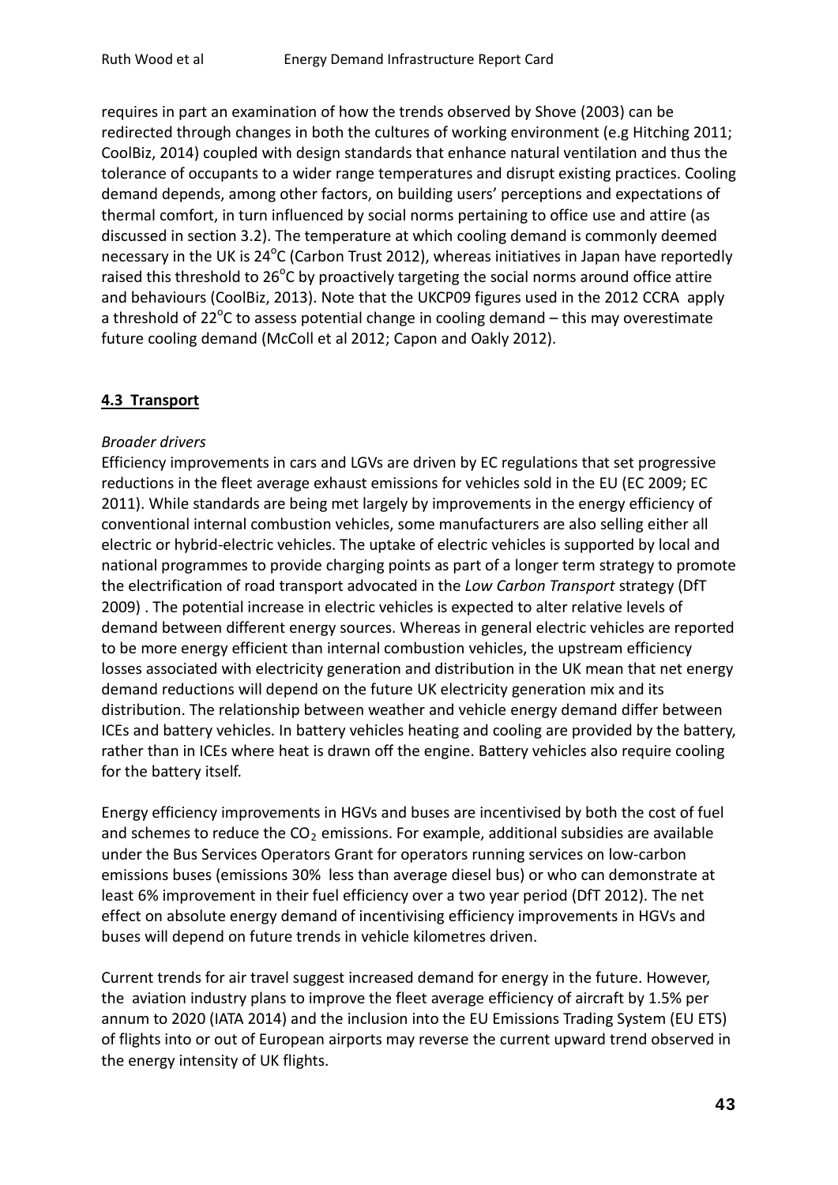requires in part an examination of how the trends observed by Shove (2003) can be redirected through changes in both the cultures of working environment (e.g Hitching 2011; CoolBiz, 2014) coupled with design standards that enhance natural ventilation and thus the tolerance of occupants to a wider range temperatures and disrupt existing practices. Cooling demand depends, among other factors, on building users' perceptions and expectations of thermal comfort, in turn influenced by social norms pertaining to office use and attire (as discussed in section 3.2). The temperature at which cooling demand is commonly deemed necessary in the UK is 24$^{o}$C (Carbon Trust 2012), whereas initiatives in Japan have reportedly raised this threshold to 26$^{o}$C by proactively targeting the social norms around office attire and behaviours (CoolBiz, 2013). Note that the UKCP09 figures used in the 2012 CCRA apply a threshold of 22$^{o}$C to assess potential change in cooling demand – this may overestimate future cooling demand (McColl et al 2012; Capon and Oakly 2012).

## 4.3 Transport

*Broader drivers*

Efficiency improvements in cars and LGVs are driven by EC regulations that set progressive reductions in the fleet average exhaust emissions for vehicles sold in the EU (EC 2009; EC 2011). While standards are being met largely by improvements in the energy efficiency of conventional internal combustion vehicles, some manufacturers are also selling either all electric or hybrid-electric vehicles. The uptake of electric vehicles is supported by local and national programmes to provide charging points as part of a longer term strategy to promote the electrification of road transport advocated in the *Low Carbon Transport* strategy (DfT 2009) . The potential increase in electric vehicles is expected to alter relative levels of demand between different energy sources. Whereas in general electric vehicles are reported to be more energy efficient than internal combustion vehicles, the upstream efficiency losses associated with electricity generation and distribution in the UK mean that net energy demand reductions will depend on the future UK electricity generation mix and its distribution. The relationship between weather and vehicle energy demand differ between ICEs and battery vehicles. In battery vehicles heating and cooling are provided by the battery, rather than in ICEs where heat is drawn off the engine. Battery vehicles also require cooling for the battery itself.

Energy efficiency improvements in HGVs and buses are incentivised by both the cost of fuel and schemes to reduce the $CO_2$ emissions. For example, additional subsidies are available under the Bus Services Operators Grant for operators running services on low-carbon emissions buses (emissions 30% less than average diesel bus) or who can demonstrate at least 6% improvement in their fuel efficiency over a two year period (DfT 2012). The net effect on absolute energy demand of incentivising efficiency improvements in HGVs and buses will depend on future trends in vehicle kilometres driven.

Current trends for air travel suggest increased demand for energy in the future. However, the aviation industry plans to improve the fleet average efficiency of aircraft by 1.5% per annum to 2020 (IATA 2014) and the inclusion into the EU Emissions Trading System (EU ETS) of flights into or out of European airports may reverse the current upward trend observed in the energy intensity of UK flights.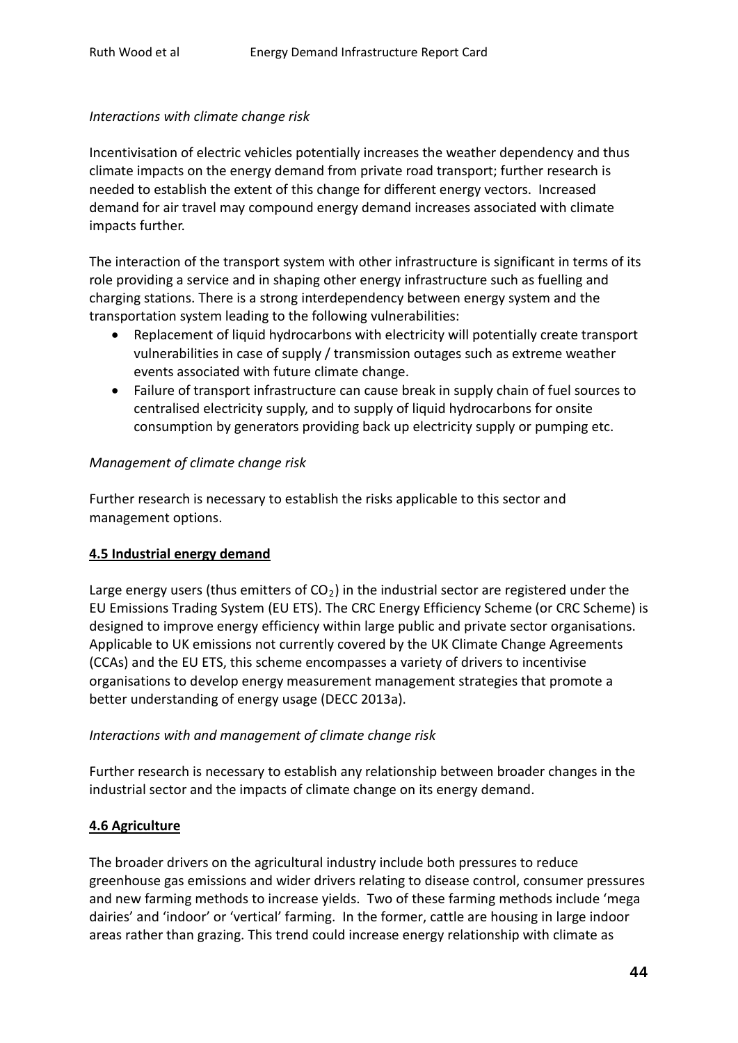*Interactions with climate change risk*

Incentivisation of electric vehicles potentially increases the weather dependency and thus climate impacts on the energy demand from private road transport; further research is needed to establish the extent of this change for different energy vectors. Increased demand for air travel may compound energy demand increases associated with climate impacts further.

The interaction of the transport system with other infrastructure is significant in terms of its role providing a service and in shaping other energy infrastructure such as fuelling and charging stations. There is a strong interdependency between energy system and the transportation system leading to the following vulnerabilities:

- Replacement of liquid hydrocarbons with electricity will potentially create transport vulnerabilities in case of supply / transmission outages such as extreme weather events associated with future climate change.
- Failure of transport infrastructure can cause break in supply chain of fuel sources to centralised electricity supply, and to supply of liquid hydrocarbons for onsite consumption by generators providing back up electricity supply or pumping etc.

*Management of climate change risk*

Further research is necessary to establish the risks applicable to this sector and management options.

## 4.5 Industrial energy demand

Large energy users (thus emitters of $CO_2$) in the industrial sector are registered under the EU Emissions Trading System (EU ETS). The CRC Energy Efficiency Scheme (or CRC Scheme) is designed to improve energy efficiency within large public and private sector organisations. Applicable to UK emissions not currently covered by the UK Climate Change Agreements (CCAs) and the EU ETS, this scheme encompasses a variety of drivers to incentivise organisations to develop energy measurement management strategies that promote a better understanding of energy usage (DECC 2013a).

*Interactions with and management of climate change risk*

Further research is necessary to establish any relationship between broader changes in the industrial sector and the impacts of climate change on its energy demand.

## 4.6 Agriculture

The broader drivers on the agricultural industry include both pressures to reduce greenhouse gas emissions and wider drivers relating to disease control, consumer pressures and new farming methods to increase yields. Two of these farming methods include 'mega dairies' and 'indoor' or 'vertical' farming. In the former, cattle are housing in large indoor areas rather than grazing. This trend could increase energy relationship with climate as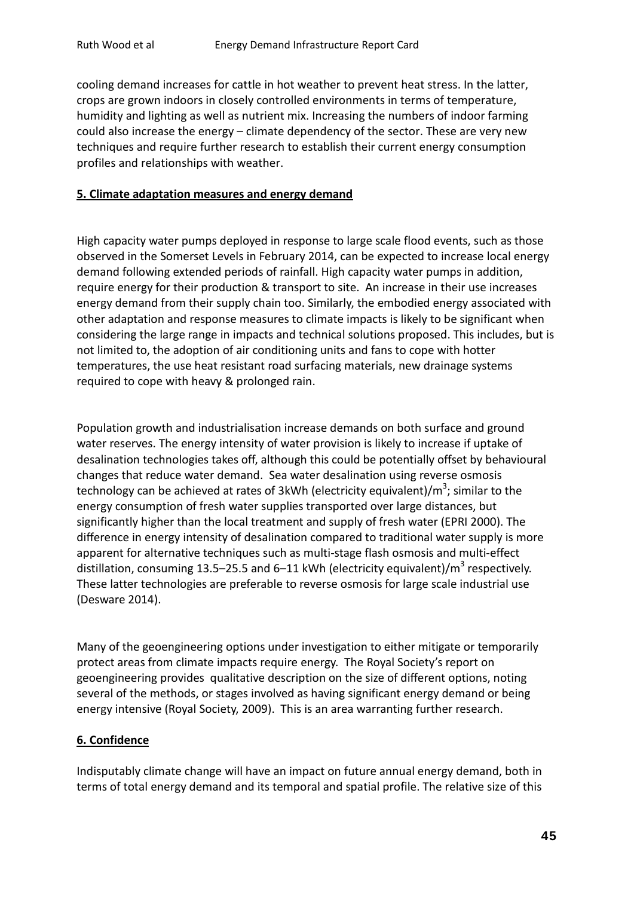cooling demand increases for cattle in hot weather to prevent heat stress. In the latter, crops are grown indoors in closely controlled environments in terms of temperature, humidity and lighting as well as nutrient mix. Increasing the numbers of indoor farming could also increase the energy – climate dependency of the sector. These are very new techniques and require further research to establish their current energy consumption profiles and relationships with weather.

## 5. Climate adaptation measures and energy demand

High capacity water pumps deployed in response to large scale flood events, such as those observed in the Somerset Levels in February 2014, can be expected to increase local energy demand following extended periods of rainfall. High capacity water pumps in addition, require energy for their production & transport to site. An increase in their use increases energy demand from their supply chain too. Similarly, the embodied energy associated with other adaptation and response measures to climate impacts is likely to be significant when considering the large range in impacts and technical solutions proposed. This includes, but is not limited to, the adoption of air conditioning units and fans to cope with hotter temperatures, the use heat resistant road surfacing materials, new drainage systems required to cope with heavy & prolonged rain.

Population growth and industrialisation increase demands on both surface and ground water reserves. The energy intensity of water provision is likely to increase if uptake of desalination technologies takes off, although this could be potentially offset by behavioural changes that reduce water demand. Sea water desalination using reverse osmosis technology can be achieved at rates of 3kWh (electricity equivalent)/$m^3$; similar to the energy consumption of fresh water supplies transported over large distances, but significantly higher than the local treatment and supply of fresh water (EPRI 2000). The difference in energy intensity of desalination compared to traditional water supply is more apparent for alternative techniques such as multi-stage flash osmosis and multi-effect distillation, consuming 13.5–25.5 and 6–11 kWh (electricity equivalent)/$m^3$ respectively. These latter technologies are preferable to reverse osmosis for large scale industrial use (Desware 2014).

Many of the geoengineering options under investigation to either mitigate or temporarily protect areas from climate impacts require energy. The Royal Society's report on geoengineering provides qualitative description on the size of different options, noting several of the methods, or stages involved as having significant energy demand or being energy intensive (Royal Society, 2009). This is an area warranting further research.

## 6. Confidence

Indisputably climate change will have an impact on future annual energy demand, both in terms of total energy demand and its temporal and spatial profile. The relative size of this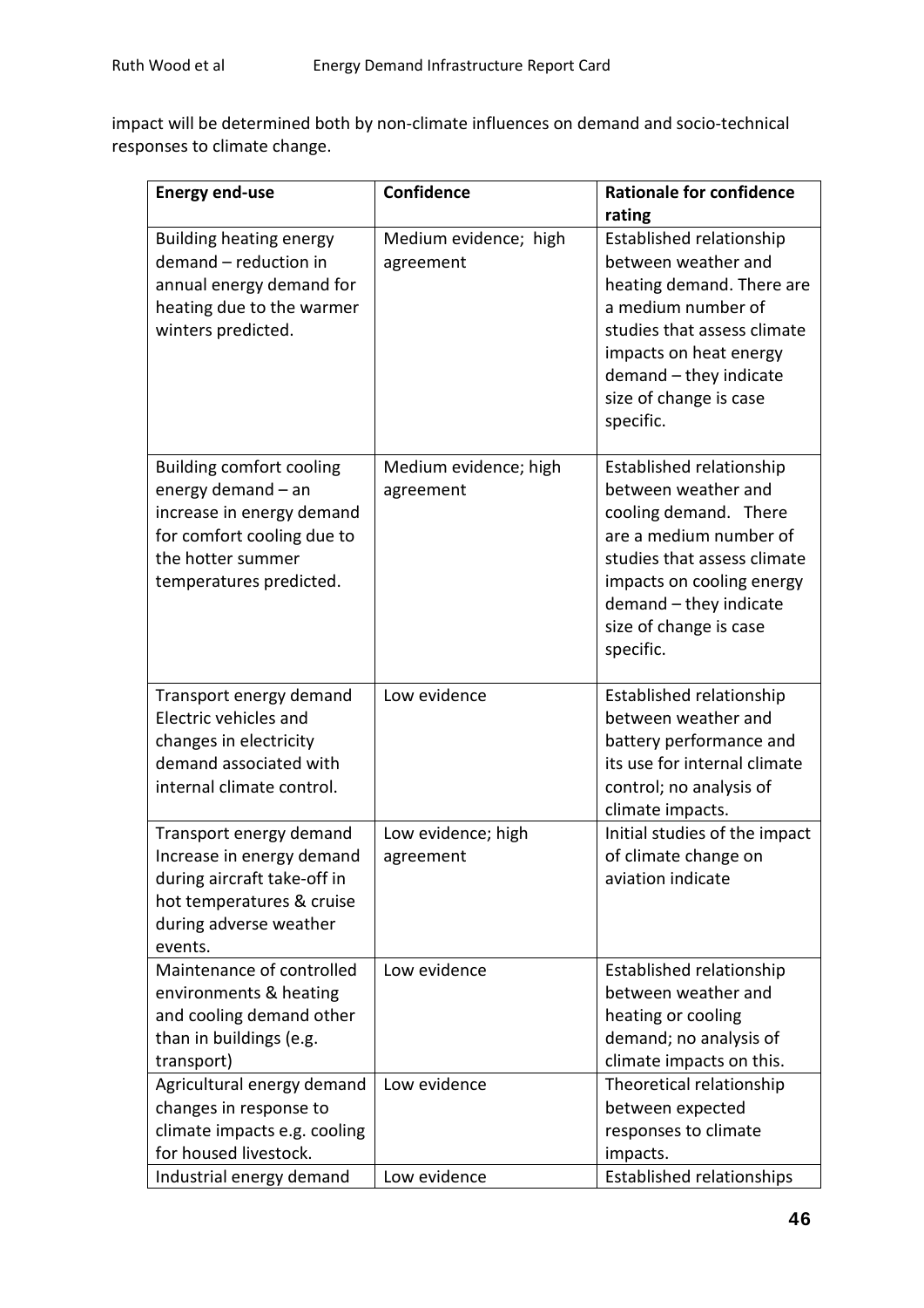impact will be determined both by non-climate influences on demand and socio-technical responses to climate change.

| Energy end-use | Confidence | Rationale for confidence rating |
| --- | --- | --- |
| Building heating energy demand – reduction in annual energy demand for heating due to the warmer winters predicted. | Medium evidence; high agreement | Established relationship between weather and heating demand. There are a medium number of studies that assess climate impacts on heat energy demand – they indicate size of change is case specific. |
| Building comfort cooling energy demand – an increase in energy demand for comfort cooling due to the hotter summer temperatures predicted. | Medium evidence; high agreement | Established relationship between weather and cooling demand. There are a medium number of studies that assess climate impacts on cooling energy demand – they indicate size of change is case specific. |
| Transport energy demand Electric vehicles and changes in electricity demand associated with internal climate control. | Low evidence | Established relationship between weather and battery performance and its use for internal climate control; no analysis of climate impacts. |
| Transport energy demand Increase in energy demand during aircraft take-off in hot temperatures & cruise during adverse weather events. | Low evidence; high agreement | Initial studies of the impact of climate change on aviation indicate |
| Maintenance of controlled environments & heating and cooling demand other than in buildings (e.g. transport) | Low evidence | Established relationship between weather and heating or cooling demand; no analysis of climate impacts on this. |
| Agricultural energy demand changes in response to climate impacts e.g. cooling for housed livestock. | Low evidence | Theoretical relationship between expected responses to climate impacts. |
| Industrial energy demand | Low evidence | Established relationships |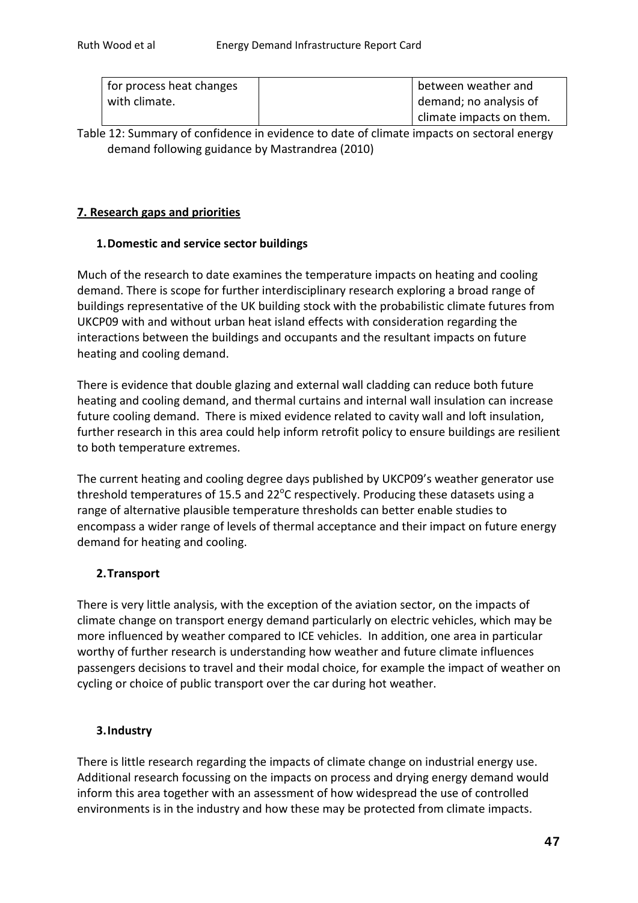| | | |
|---|---|---|
| for process heat changes with climate. | | between weather and demand; no analysis of climate impacts on them. |

Table 12: Summary of confidence in evidence to date of climate impacts on sectoral energy demand following guidance by Mastrandrea (2010)

## 7. Research gaps and priorities

### 1. Domestic and service sector buildings

Much of the research to date examines the temperature impacts on heating and cooling demand. There is scope for further interdisciplinary research exploring a broad range of buildings representative of the UK building stock with the probabilistic climate futures from UKCP09 with and without urban heat island effects with consideration regarding the interactions between the buildings and occupants and the resultant impacts on future heating and cooling demand.

There is evidence that double glazing and external wall cladding can reduce both future heating and cooling demand, and thermal curtains and internal wall insulation can increase future cooling demand. There is mixed evidence related to cavity wall and loft insulation, further research in this area could help inform retrofit policy to ensure buildings are resilient to both temperature extremes.

The current heating and cooling degree days published by UKCP09's weather generator use threshold temperatures of 15.5 and 22°C respectively. Producing these datasets using a range of alternative plausible temperature thresholds can better enable studies to encompass a wider range of levels of thermal acceptance and their impact on future energy demand for heating and cooling.

### 2. Transport

There is very little analysis, with the exception of the aviation sector, on the impacts of climate change on transport energy demand particularly on electric vehicles, which may be more influenced by weather compared to ICE vehicles. In addition, one area in particular worthy of further research is understanding how weather and future climate influences passengers decisions to travel and their modal choice, for example the impact of weather on cycling or choice of public transport over the car during hot weather.

### 3. Industry

There is little research regarding the impacts of climate change on industrial energy use. Additional research focussing on the impacts on process and drying energy demand would inform this area together with an assessment of how widespread the use of controlled environments is in the industry and how these may be protected from climate impacts.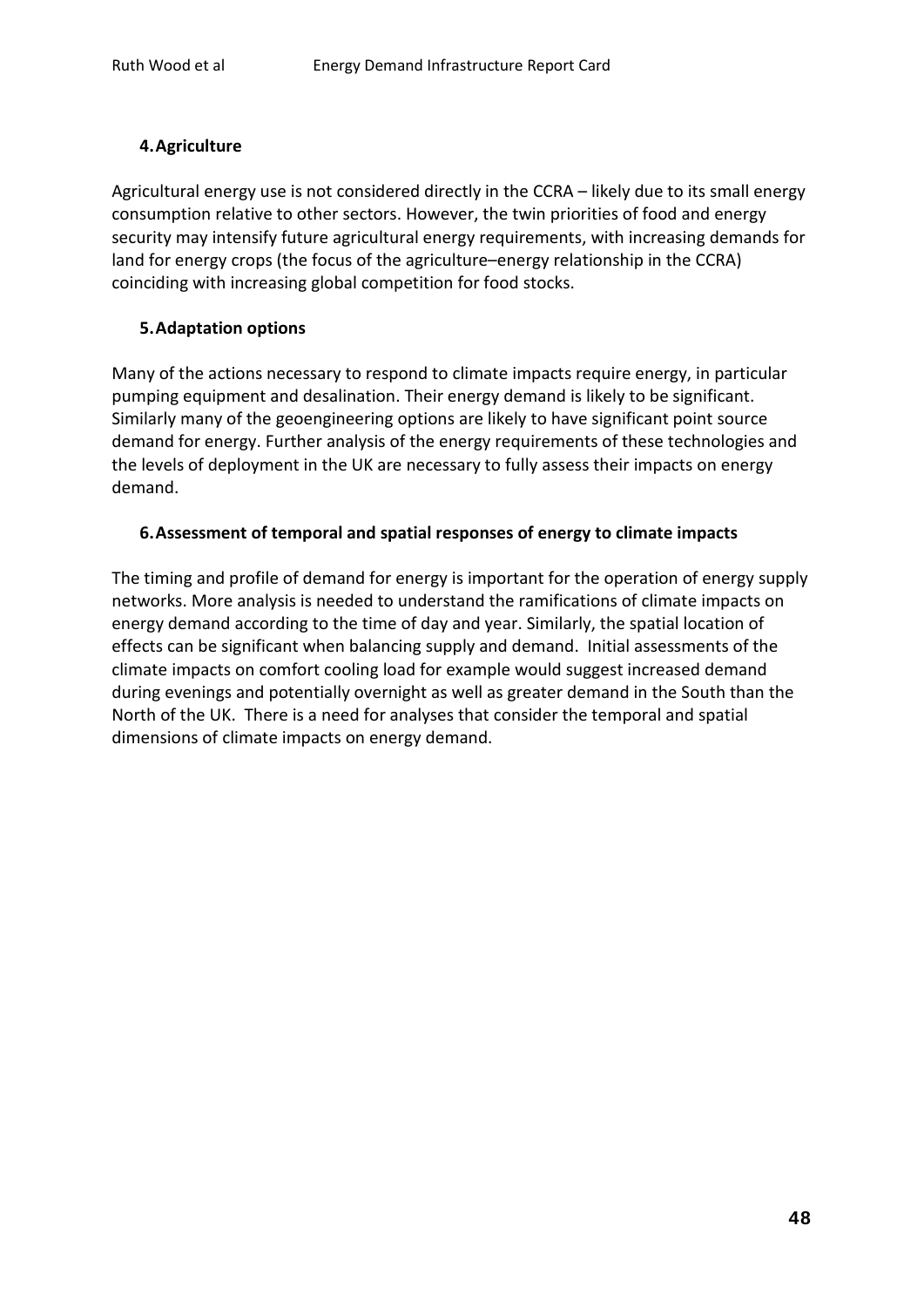### 4. Agriculture

Agricultural energy use is not considered directly in the CCRA – likely due to its small energy consumption relative to other sectors. However, the twin priorities of food and energy security may intensify future agricultural energy requirements, with increasing demands for land for energy crops (the focus of the agriculture–energy relationship in the CCRA) coinciding with increasing global competition for food stocks.

### 5. Adaptation options

Many of the actions necessary to respond to climate impacts require energy, in particular pumping equipment and desalination. Their energy demand is likely to be significant. Similarly many of the geoengineering options are likely to have significant point source demand for energy. Further analysis of the energy requirements of these technologies and the levels of deployment in the UK are necessary to fully assess their impacts on energy demand.

### 6. Assessment of temporal and spatial responses of energy to climate impacts

The timing and profile of demand for energy is important for the operation of energy supply networks. More analysis is needed to understand the ramifications of climate impacts on energy demand according to the time of day and year. Similarly, the spatial location of effects can be significant when balancing supply and demand. Initial assessments of the climate impacts on comfort cooling load for example would suggest increased demand during evenings and potentially overnight as well as greater demand in the South than the North of the UK. There is a need for analyses that consider the temporal and spatial dimensions of climate impacts on energy demand.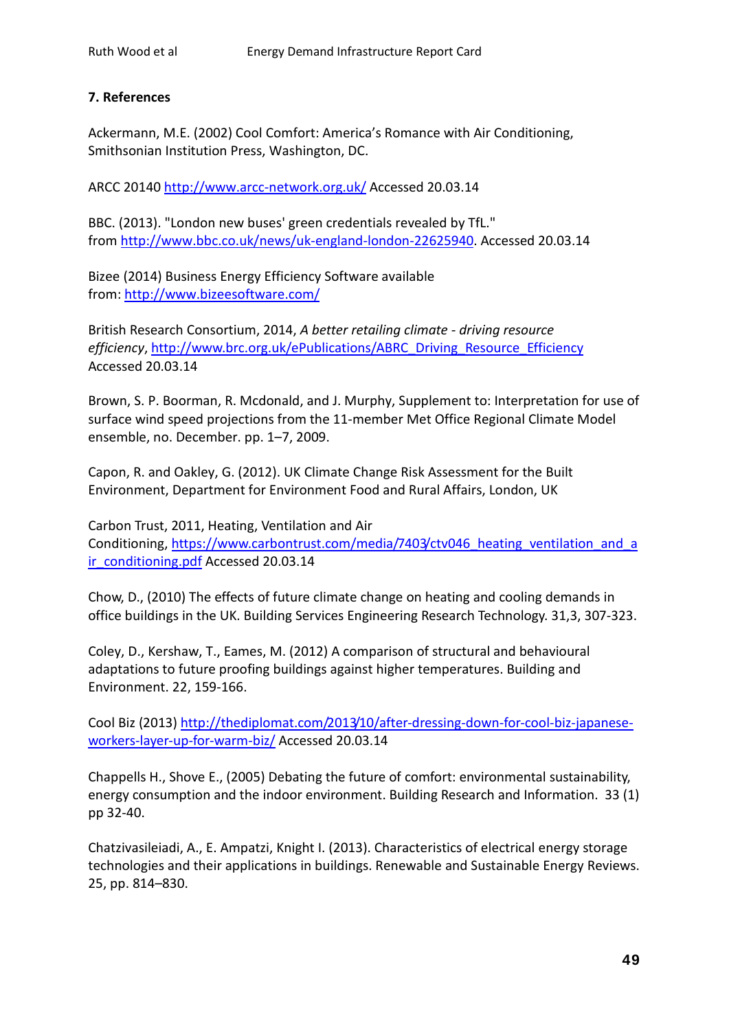**7. References**

Ackermann, M.E. (2002) Cool Comfort: America's Romance with Air Conditioning, Smithsonian Institution Press, Washington, DC.

ARCC 20140 http://www.arcc-network.org.uk/ Accessed 20.03.14

BBC. (2013). "London new buses' green credentials revealed by TfL." from http://www.bbc.co.uk/news/uk-england-london-22625940. Accessed 20.03.14

Bizee (2014) Business Energy Efficiency Software available from: http://www.bizeesoftware.com/

British Research Consortium, 2014, *A better retailing climate - driving resource efficiency*, http://www.brc.org.uk/ePublications/ABRC_Driving_Resource_Efficiency Accessed 20.03.14

Brown, S. P. Boorman, R. Mcdonald, and J. Murphy, Supplement to: Interpretation for use of surface wind speed projections from the 11-member Met Office Regional Climate Model ensemble, no. December. pp. 1–7, 2009.

Capon, R. and Oakley, G. (2012). UK Climate Change Risk Assessment for the Built Environment, Department for Environment Food and Rural Affairs, London, UK

Carbon Trust, 2011, Heating, Ventilation and Air Conditioning, https://www.carbontrust.com/media/7403/ctv046_heating_ventilation_and_air_conditioning.pdf Accessed 20.03.14

Chow, D., (2010) The effects of future climate change on heating and cooling demands in office buildings in the UK. Building Services Engineering Research Technology. 31,3, 307-323.

Coley, D., Kershaw, T., Eames, M. (2012) A comparison of structural and behavioural adaptations to future proofing buildings against higher temperatures. Building and Environment. 22, 159-166.

Cool Biz (2013) http://thediplomat.com/2013/10/after-dressing-down-for-cool-biz-japanese-workers-layer-up-for-warm-biz/ Accessed 20.03.14

Chappells H., Shove E., (2005) Debating the future of comfort: environmental sustainability, energy consumption and the indoor environment. Building Research and Information. 33 (1) pp 32-40.

Chatzivasileiadi, A., E. Ampatzi, Knight I. (2013). Characteristics of electrical energy storage technologies and their applications in buildings. Renewable and Sustainable Energy Reviews. 25, pp. 814–830.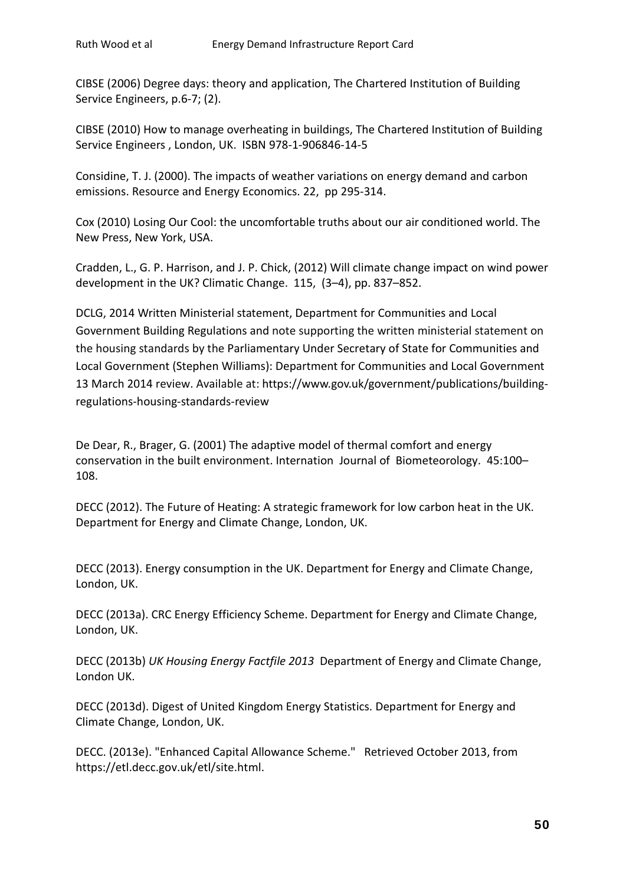CIBSE (2006) Degree days: theory and application, The Chartered Institution of Building Service Engineers, p.6-7; (2).

CIBSE (2010) How to manage overheating in buildings, The Chartered Institution of Building Service Engineers , London, UK. ISBN 978-1-906846-14-5

Considine, T. J. (2000). The impacts of weather variations on energy demand and carbon emissions. Resource and Energy Economics. 22, pp 295-314.

Cox (2010) Losing Our Cool: the uncomfortable truths about our air conditioned world. The New Press, New York, USA.

Cradden, L., G. P. Harrison, and J. P. Chick, (2012) Will climate change impact on wind power development in the UK? Climatic Change. 115, (3–4), pp. 837–852.

DCLG, 2014 Written Ministerial statement, Department for Communities and Local Government Building Regulations and note supporting the written ministerial statement on the housing standards by the Parliamentary Under Secretary of State for Communities and Local Government (Stephen Williams): Department for Communities and Local Government 13 March 2014 review. Available at: https://www.gov.uk/government/publications/building-regulations-housing-standards-review

De Dear, R., Brager, G. (2001) The adaptive model of thermal comfort and energy conservation in the built environment. Internation Journal of Biometeorology. 45:100–108.

DECC (2012). The Future of Heating: A strategic framework for low carbon heat in the UK. Department for Energy and Climate Change, London, UK.

DECC (2013). Energy consumption in the UK. Department for Energy and Climate Change, London, UK.

DECC (2013a). CRC Energy Efficiency Scheme. Department for Energy and Climate Change, London, UK.

DECC (2013b) *UK Housing Energy Factfile 2013* Department of Energy and Climate Change, London UK.

DECC (2013d). Digest of United Kingdom Energy Statistics. Department for Energy and Climate Change, London, UK.

DECC. (2013e). "Enhanced Capital Allowance Scheme." Retrieved October 2013, from https://etl.decc.gov.uk/etl/site.html.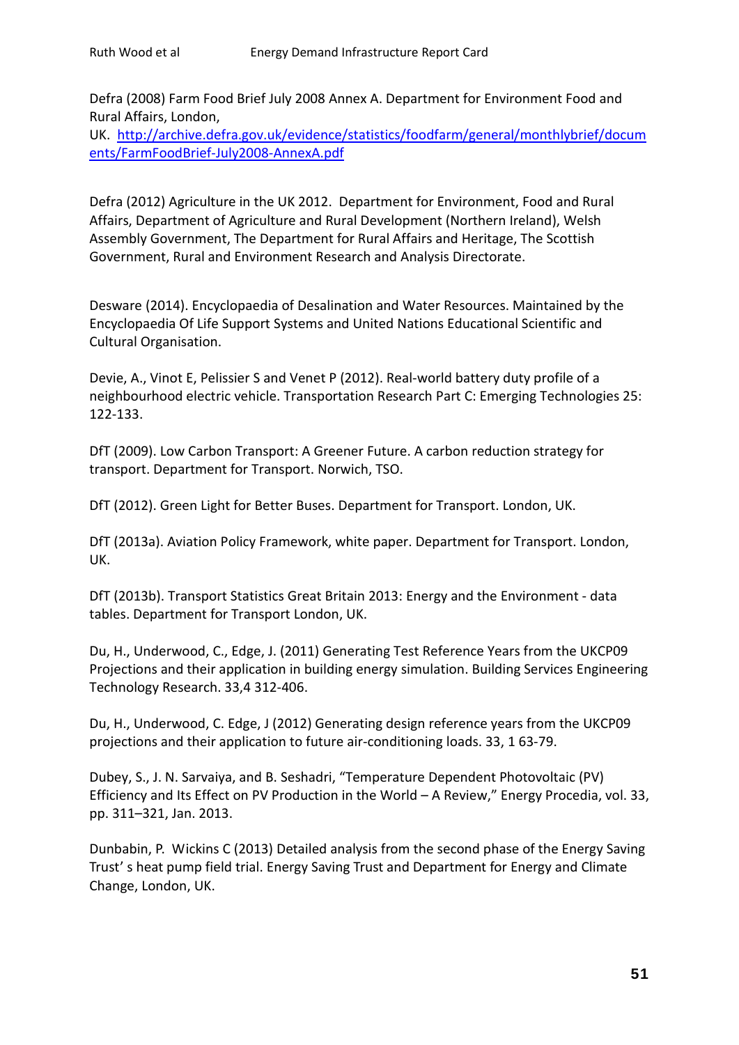Defra (2008) Farm Food Brief July 2008 Annex A. Department for Environment Food and Rural Affairs, London, UK. [http://archive.defra.gov.uk/evidence/statistics/foodfarm/general/monthlybrief/documents/FarmFoodBrief-July2008-AnnexA.pdf](http://archive.defra.gov.uk/evidence/statistics/foodfarm/general/monthlybrief/documents/FarmFoodBrief-July2008-AnnexA.pdf)

Defra (2012) Agriculture in the UK 2012. Department for Environment, Food and Rural Affairs, Department of Agriculture and Rural Development (Northern Ireland), Welsh Assembly Government, The Department for Rural Affairs and Heritage, The Scottish Government, Rural and Environment Research and Analysis Directorate.

Desware (2014). Encyclopaedia of Desalination and Water Resources. Maintained by the Encyclopaedia Of Life Support Systems and United Nations Educational Scientific and Cultural Organisation.

Devie, A., Vinot E, Pelissier S and Venet P (2012). Real-world battery duty profile of a neighbourhood electric vehicle. Transportation Research Part C: Emerging Technologies 25: 122-133.

DfT (2009). Low Carbon Transport: A Greener Future. A carbon reduction strategy for transport. Department for Transport. Norwich, TSO.

DfT (2012). Green Light for Better Buses. Department for Transport. London, UK.

DfT (2013a). Aviation Policy Framework, white paper. Department for Transport. London, UK.

DfT (2013b). Transport Statistics Great Britain 2013: Energy and the Environment - data tables. Department for Transport London, UK.

Du, H., Underwood, C., Edge, J. (2011) Generating Test Reference Years from the UKCP09 Projections and their application in building energy simulation. Building Services Engineering Technology Research. 33,4 312-406.

Du, H., Underwood, C. Edge, J (2012) Generating design reference years from the UKCP09 projections and their application to future air-conditioning loads. 33, 1 63-79.

Dubey, S., J. N. Sarvaiya, and B. Seshadri, "Temperature Dependent Photovoltaic (PV) Efficiency and Its Effect on PV Production in the World – A Review," Energy Procedia, vol. 33, pp. 311–321, Jan. 2013.

Dunbabin, P. Wickins C (2013) Detailed analysis from the second phase of the Energy Saving Trust' s heat pump field trial. Energy Saving Trust and Department for Energy and Climate Change, London, UK.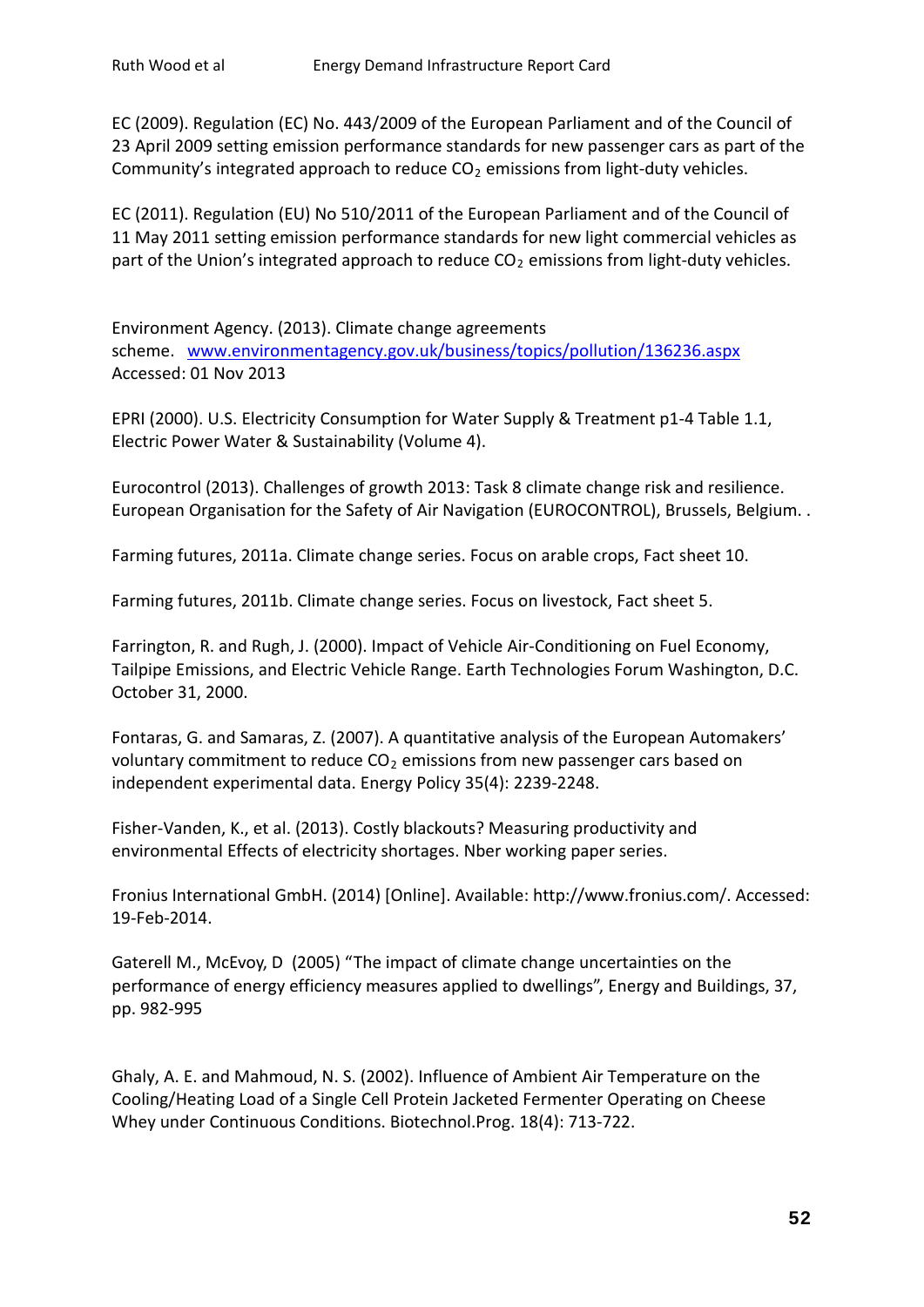EC (2009). Regulation (EC) No. 443/2009 of the European Parliament and of the Council of 23 April 2009 setting emission performance standards for new passenger cars as part of the Community's integrated approach to reduce $CO_2$ emissions from light-duty vehicles.

EC (2011). Regulation (EU) No 510/2011 of the European Parliament and of the Council of 11 May 2011 setting emission performance standards for new light commercial vehicles as part of the Union's integrated approach to reduce $CO_2$ emissions from light-duty vehicles.

Environment Agency. (2013). Climate change agreements scheme. www.environmentagency.gov.uk/business/topics/pollution/136236.aspx Accessed: 01 Nov 2013

EPRI (2000). U.S. Electricity Consumption for Water Supply & Treatment p1-4 Table 1.1, Electric Power Water & Sustainability (Volume 4).

Eurocontrol (2013). Challenges of growth 2013: Task 8 climate change risk and resilience. European Organisation for the Safety of Air Navigation (EUROCONTROL), Brussels, Belgium. .

Farming futures, 2011a. Climate change series. Focus on arable crops, Fact sheet 10.

Farming futures, 2011b. Climate change series. Focus on livestock, Fact sheet 5.

Farrington, R. and Rugh, J. (2000). Impact of Vehicle Air-Conditioning on Fuel Economy, Tailpipe Emissions, and Electric Vehicle Range. Earth Technologies Forum Washington, D.C. October 31, 2000.

Fontaras, G. and Samaras, Z. (2007). A quantitative analysis of the European Automakers' voluntary commitment to reduce $CO_2$ emissions from new passenger cars based on independent experimental data. Energy Policy 35(4): 2239-2248.

Fisher-Vanden, K., et al. (2013). Costly blackouts? Measuring productivity and environmental Effects of electricity shortages. Nber working paper series.

Fronius International GmbH. (2014) [Online]. Available: http://www.fronius.com/. Accessed: 19-Feb-2014.

Gaterell M., McEvoy, D (2005) "The impact of climate change uncertainties on the performance of energy efficiency measures applied to dwellings", Energy and Buildings, 37, pp. 982-995

Ghaly, A. E. and Mahmoud, N. S. (2002). Influence of Ambient Air Temperature on the Cooling/Heating Load of a Single Cell Protein Jacketed Fermenter Operating on Cheese Whey under Continuous Conditions. Biotechnol.Prog. 18(4): 713-722.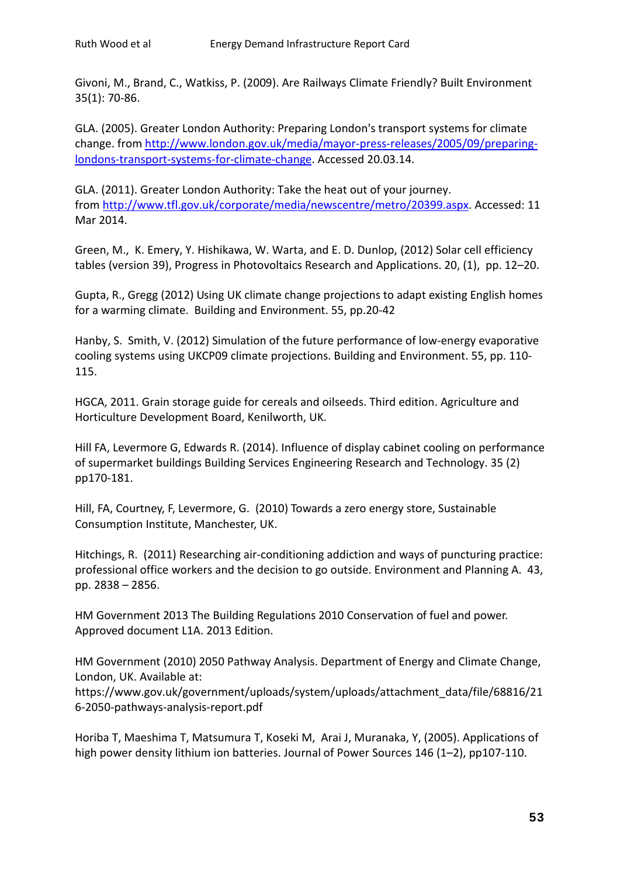Givoni, M., Brand, C., Watkiss, P. (2009). Are Railways Climate Friendly? Built Environment 35(1): 70-86.

GLA. (2005). Greater London Authority: Preparing London's transport systems for climate change. from http://www.london.gov.uk/media/mayor-press-releases/2005/09/preparing-londons-transport-systems-for-climate-change. Accessed 20.03.14.

GLA. (2011). Greater London Authority: Take the heat out of your journey. from http://www.tfl.gov.uk/corporate/media/newscentre/metro/20399.aspx. Accessed: 11 Mar 2014.

Green, M., K. Emery, Y. Hishikawa, W. Warta, and E. D. Dunlop, (2012) Solar cell efficiency tables (version 39), Progress in Photovoltaics Research and Applications. 20, (1), pp. 12–20.

Gupta, R., Gregg (2012) Using UK climate change projections to adapt existing English homes for a warming climate. Building and Environment. 55, pp.20-42

Hanby, S. Smith, V. (2012) Simulation of the future performance of low-energy evaporative cooling systems using UKCP09 climate projections. Building and Environment. 55, pp. 110-115.

HGCA, 2011. Grain storage guide for cereals and oilseeds. Third edition. Agriculture and Horticulture Development Board, Kenilworth, UK.

Hill FA, Levermore G, Edwards R. (2014). Influence of display cabinet cooling on performance of supermarket buildings Building Services Engineering Research and Technology. 35 (2) pp170-181.

Hill, FA, Courtney, F, Levermore, G. (2010) Towards a zero energy store, Sustainable Consumption Institute, Manchester, UK.

Hitchings, R. (2011) Researching air-conditioning addiction and ways of puncturing practice: professional office workers and the decision to go outside. Environment and Planning A. 43, pp. 2838 – 2856.

HM Government 2013 The Building Regulations 2010 Conservation of fuel and power. Approved document L1A. 2013 Edition.

HM Government (2010) 2050 Pathway Analysis. Department of Energy and Climate Change, London, UK. Available at: https://www.gov.uk/government/uploads/system/uploads/attachment_data/file/68816/216-2050-pathways-analysis-report.pdf

Horiba T, Maeshima T, Matsumura T, Koseki M, Arai J, Muranaka, Y, (2005). Applications of high power density lithium ion batteries. Journal of Power Sources 146 (1–2), pp107-110.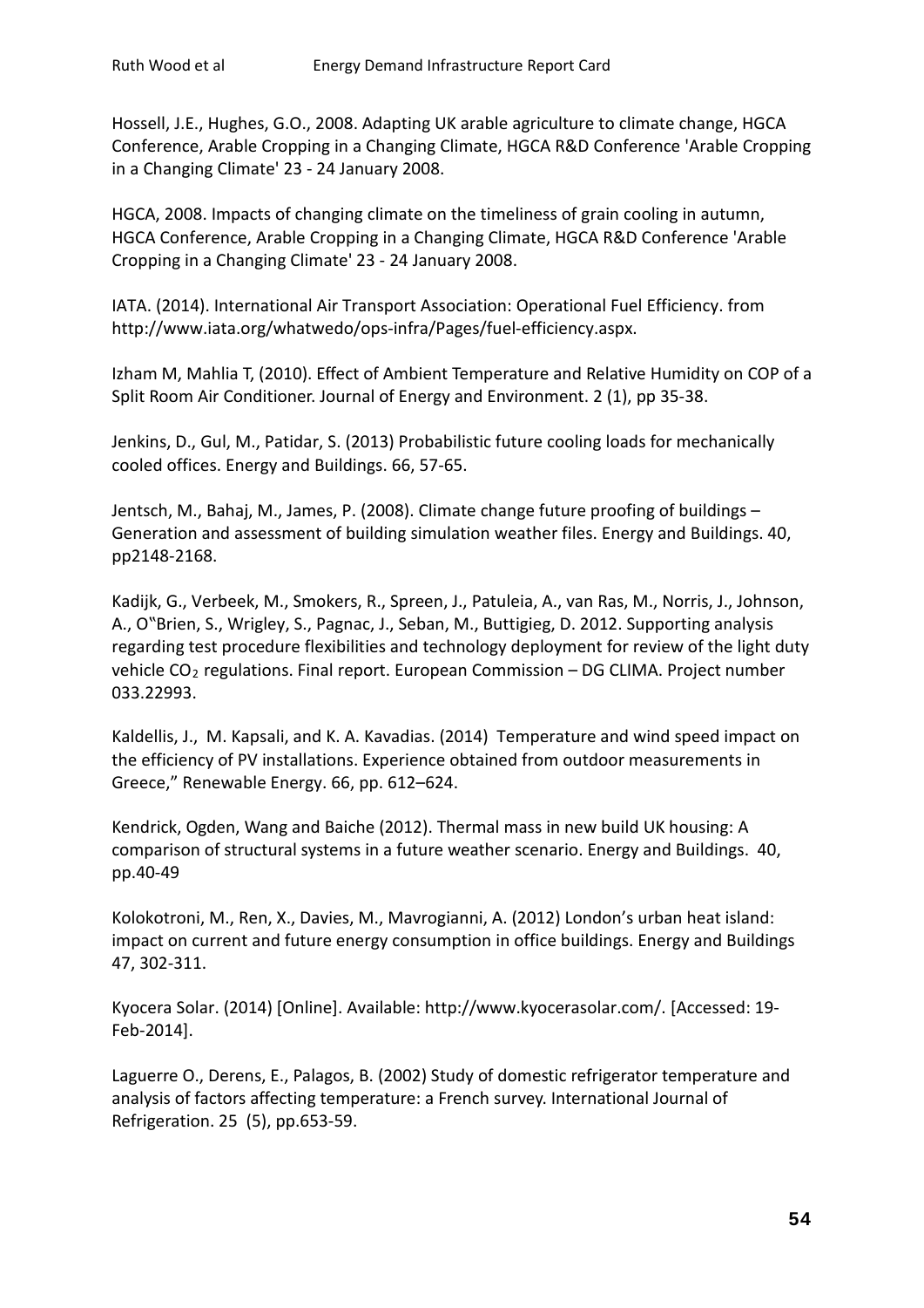Hossell, J.E., Hughes, G.O., 2008. Adapting UK arable agriculture to climate change, HGCA Conference, Arable Cropping in a Changing Climate, HGCA R&D Conference 'Arable Cropping in a Changing Climate' 23 - 24 January 2008.

HGCA, 2008. Impacts of changing climate on the timeliness of grain cooling in autumn, HGCA Conference, Arable Cropping in a Changing Climate, HGCA R&D Conference 'Arable Cropping in a Changing Climate' 23 - 24 January 2008.

IATA. (2014). International Air Transport Association: Operational Fuel Efficiency. from http://www.iata.org/whatwedo/ops-infra/Pages/fuel-efficiency.aspx.

Izham M, Mahlia T, (2010). Effect of Ambient Temperature and Relative Humidity on COP of a Split Room Air Conditioner. Journal of Energy and Environment. 2 (1), pp 35-38.

Jenkins, D., Gul, M., Patidar, S. (2013) Probabilistic future cooling loads for mechanically cooled offices. Energy and Buildings. 66, 57-65.

Jentsch, M., Bahaj, M., James, P. (2008). Climate change future proofing of buildings – Generation and assessment of building simulation weather files. Energy and Buildings. 40, pp2148-2168.

Kadijk, G., Verbeek, M., Smokers, R., Spreen, J., Patuleia, A., van Ras, M., Norris, J., Johnson, A., O‟Brien, S., Wrigley, S., Pagnac, J., Seban, M., Buttigieg, D. 2012. Supporting analysis regarding test procedure flexibilities and technology deployment for review of the light duty vehicle $CO_2$ regulations. Final report. European Commission – DG CLIMA. Project number 033.22993.

Kaldellis, J., M. Kapsali, and K. A. Kavadias. (2014) Temperature and wind speed impact on the efficiency of PV installations. Experience obtained from outdoor measurements in Greece," Renewable Energy. 66, pp. 612–624.

Kendrick, Ogden, Wang and Baiche (2012). Thermal mass in new build UK housing: A comparison of structural systems in a future weather scenario. Energy and Buildings. 40, pp.40-49

Kolokotroni, M., Ren, X., Davies, M., Mavrogianni, A. (2012) London's urban heat island: impact on current and future energy consumption in office buildings. Energy and Buildings 47, 302-311.

Kyocera Solar. (2014) [Online]. Available: http://www.kyocerasolar.com/. [Accessed: 19-Feb-2014].

Laguerre O., Derens, E., Palagos, B. (2002) Study of domestic refrigerator temperature and analysis of factors affecting temperature: a French survey. International Journal of Refrigeration. 25 (5), pp.653-59.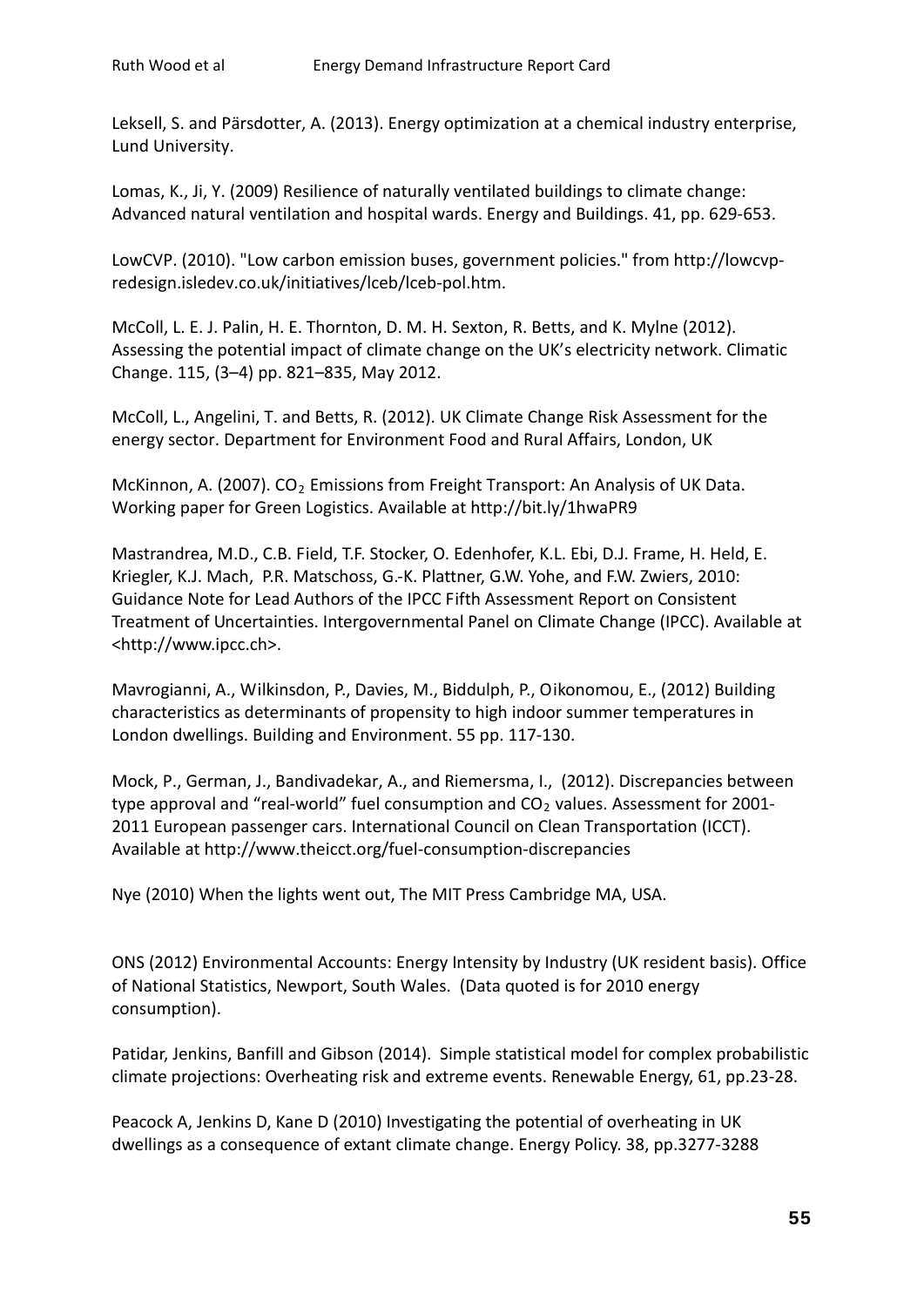Leksell, S. and Pärsdotter, A. (2013). Energy optimization at a chemical industry enterprise, Lund University.

Lomas, K., Ji, Y. (2009) Resilience of naturally ventilated buildings to climate change: Advanced natural ventilation and hospital wards. Energy and Buildings. 41, pp. 629-653.

LowCVP. (2010). "Low carbon emission buses, government policies." from http://lowcvp-redesign.isledev.co.uk/initiatives/lceb/lceb-pol.htm.

McColl, L. E. J. Palin, H. E. Thornton, D. M. H. Sexton, R. Betts, and K. Mylne (2012). Assessing the potential impact of climate change on the UK's electricity network. Climatic Change. 115, (3–4) pp. 821–835, May 2012.

McColl, L., Angelini, T. and Betts, R. (2012). UK Climate Change Risk Assessment for the energy sector. Department for Environment Food and Rural Affairs, London, UK

McKinnon, A. (2007). $CO_2$ Emissions from Freight Transport: An Analysis of UK Data. Working paper for Green Logistics. Available at http://bit.ly/1hwaPR9

Mastrandrea, M.D., C.B. Field, T.F. Stocker, O. Edenhofer, K.L. Ebi, D.J. Frame, H. Held, E. Kriegler, K.J. Mach, P.R. Matschoss, G.-K. Plattner, G.W. Yohe, and F.W. Zwiers, 2010: Guidance Note for Lead Authors of the IPCC Fifth Assessment Report on Consistent Treatment of Uncertainties. Intergovernmental Panel on Climate Change (IPCC). Available at <http://www.ipcc.ch>.

Mavrogianni, A., Wilkinsdon, P., Davies, M., Biddulph, P., Oikonomou, E., (2012) Building characteristics as determinants of propensity to high indoor summer temperatures in London dwellings. Building and Environment. 55 pp. 117-130.

Mock, P., German, J., Bandivadekar, A., and Riemersma, I., (2012). Discrepancies between type approval and "real-world" fuel consumption and $CO_2$ values. Assessment for 2001-2011 European passenger cars. International Council on Clean Transportation (ICCT). Available at http://www.theicct.org/fuel-consumption-discrepancies

Nye (2010) When the lights went out, The MIT Press Cambridge MA, USA.

ONS (2012) Environmental Accounts: Energy Intensity by Industry (UK resident basis). Office of National Statistics, Newport, South Wales. (Data quoted is for 2010 energy consumption).

Patidar, Jenkins, Banfill and Gibson (2014). Simple statistical model for complex probabilistic climate projections: Overheating risk and extreme events. Renewable Energy, 61, pp.23-28.

Peacock A, Jenkins D, Kane D (2010) Investigating the potential of overheating in UK dwellings as a consequence of extant climate change. Energy Policy. 38, pp.3277-3288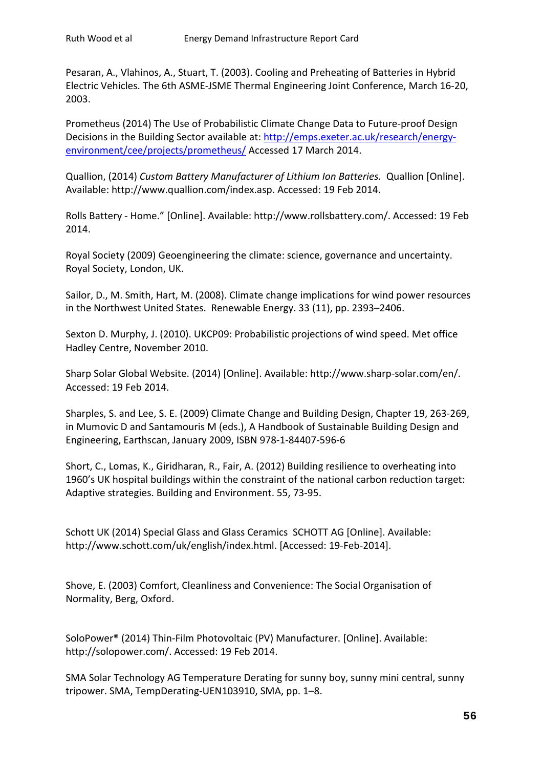Pesaran, A., Vlahinos, A., Stuart, T. (2003). Cooling and Preheating of Batteries in Hybrid Electric Vehicles. The 6th ASME-JSME Thermal Engineering Joint Conference, March 16-20, 2003.

Prometheus (2014) The Use of Probabilistic Climate Change Data to Future-proof Design Decisions in the Building Sector available at: [http://emps.exeter.ac.uk/research/energy-environment/cee/projects/prometheus/](http://emps.exeter.ac.uk/research/energy-environment/cee/projects/prometheus/) Accessed 17 March 2014.

Quallion, (2014) *Custom Battery Manufacturer of Lithium Ion Batteries.* Quallion [Online]. Available: http://www.quallion.com/index.asp. Accessed: 19 Feb 2014.

Rolls Battery - Home." [Online]. Available: http://www.rollsbattery.com/. Accessed: 19 Feb 2014.

Royal Society (2009) Geoengineering the climate: science, governance and uncertainty. Royal Society, London, UK.

Sailor, D., M. Smith, Hart, M. (2008). Climate change implications for wind power resources in the Northwest United States. Renewable Energy. 33 (11), pp. 2393–2406.

Sexton D. Murphy, J. (2010). UKCP09: Probabilistic projections of wind speed. Met office Hadley Centre, November 2010.

Sharp Solar Global Website. (2014) [Online]. Available: http://www.sharp-solar.com/en/. Accessed: 19 Feb 2014.

Sharples, S. and Lee, S. E. (2009) Climate Change and Building Design, Chapter 19, 263-269, in Mumovic D and Santamouris M (eds.), A Handbook of Sustainable Building Design and Engineering, Earthscan, January 2009, ISBN 978-1-84407-596-6

Short, C., Lomas, K., Giridharan, R., Fair, A. (2012) Building resilience to overheating into 1960's UK hospital buildings within the constraint of the national carbon reduction target: Adaptive strategies. Building and Environment. 55, 73-95.

Schott UK (2014) Special Glass and Glass Ceramics SCHOTT AG [Online]. Available: http://www.schott.com/uk/english/index.html. [Accessed: 19-Feb-2014].

Shove, E. (2003) Comfort, Cleanliness and Convenience: The Social Organisation of Normality, Berg, Oxford.

SoloPower® (2014) Thin-Film Photovoltaic (PV) Manufacturer. [Online]. Available: http://solopower.com/. Accessed: 19 Feb 2014.

SMA Solar Technology AG Temperature Derating for sunny boy, sunny mini central, sunny tripower. SMA, TempDerating-UEN103910, SMA, pp. 1–8.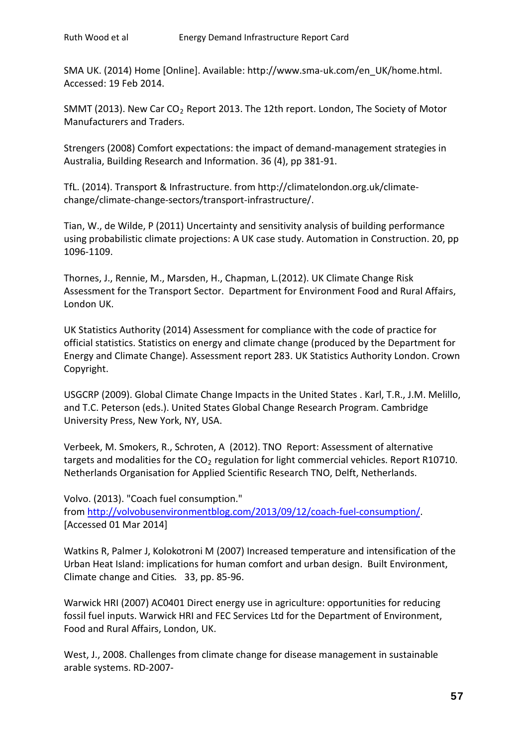SMA UK. (2014) Home [Online]. Available: http://www.sma-uk.com/en_UK/home.html. Accessed: 19 Feb 2014.

SMMT (2013). New Car $CO_2$ Report 2013. The 12th report. London, The Society of Motor Manufacturers and Traders.

Strengers (2008) Comfort expectations: the impact of demand-management strategies in Australia, Building Research and Information. 36 (4), pp 381-91.

TfL. (2014). Transport & Infrastructure. from http://climatelondon.org.uk/climate-change/climate-change-sectors/transport-infrastructure/.

Tian, W., de Wilde, P (2011) Uncertainty and sensitivity analysis of building performance using probabilistic climate projections: A UK case study. Automation in Construction. 20, pp 1096-1109.

Thornes, J., Rennie, M., Marsden, H., Chapman, L.(2012). UK Climate Change Risk Assessment for the Transport Sector. Department for Environment Food and Rural Affairs, London UK.

UK Statistics Authority (2014) Assessment for compliance with the code of practice for official statistics. Statistics on energy and climate change (produced by the Department for Energy and Climate Change). Assessment report 283. UK Statistics Authority London. Crown Copyright.

USGCRP (2009). Global Climate Change Impacts in the United States . Karl, T.R., J.M. Melillo, and T.C. Peterson (eds.). United States Global Change Research Program. Cambridge University Press, New York, NY, USA.

Verbeek, M. Smokers, R., Schroten, A (2012). TNO Report: Assessment of alternative targets and modalities for the $CO_2$ regulation for light commercial vehicles. Report R10710. Netherlands Organisation for Applied Scientific Research TNO, Delft, Netherlands.

Volvo. (2013). "Coach fuel consumption." from http://volvobusenvironmentblog.com/2013/09/12/coach-fuel-consumption/. [Accessed 01 Mar 2014]

Watkins R, Palmer J, Kolokotroni M (2007) Increased temperature and intensification of the Urban Heat Island: implications for human comfort and urban design. Built Environment, Climate change and Cities*.* 33, pp. 85-96.

Warwick HRI (2007) AC0401 Direct energy use in agriculture: opportunities for reducing fossil fuel inputs. Warwick HRI and FEC Services Ltd for the Department of Environment, Food and Rural Affairs, London, UK.

West, J., 2008. Challenges from climate change for disease management in sustainable arable systems. RD-2007-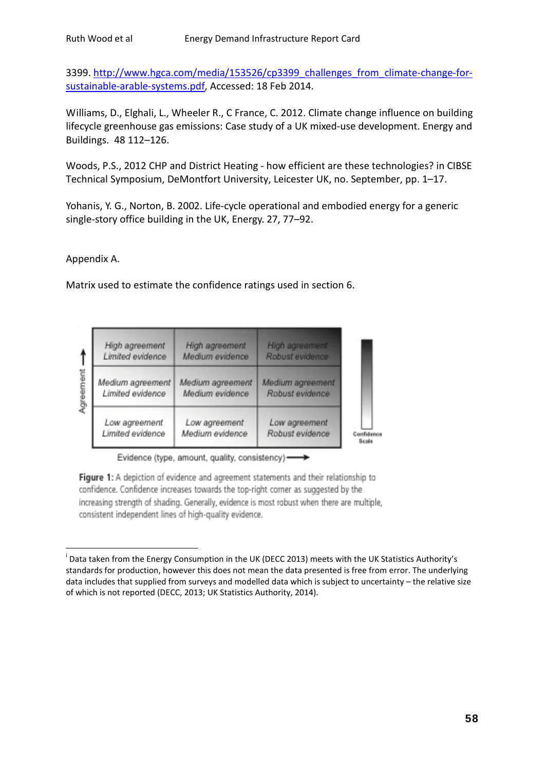3399. http://www.hgca.com/media/153526/cp3399_challenges_from_climate-change-for-sustainable-arable-systems.pdf, Accessed: 18 Feb 2014.

Williams, D., Elghali, L., Wheeler R., C France, C. 2012. Climate change influence on building lifecycle greenhouse gas emissions: Case study of a UK mixed-use development. Energy and Buildings. 48 112–126.

Woods, P.S., 2012 CHP and District Heating - how efficient are these technologies? in CIBSE Technical Symposium, DeMontfort University, Leicester UK, no. September, pp. 1–17.

Yohanis, Y. G., Norton, B. 2002. Life-cycle operational and embodied energy for a generic single-story office building in the UK, Energy. 27, 77–92.

Appendix A.

Matrix used to estimate the confidence ratings used in section 6.

| | | |
|---|---|---|
| *High agreement Limited evidence* | *High agreement Medium evidence* | *High agreement Robust evidence* |
| *Medium agreement Limited evidence* | *Medium agreement Medium evidence* | *Medium agreement Robust evidence* |
| *Low agreement Limited evidence* | *Low agreement Medium evidence* | *Low agreement Robust evidence* |

Agreement →

Evidence (type, amount, quality, consistency) →

Confidence Scale

**Figure 1:** A depiction of evidence and agreement statements and their relationship to confidence. Confidence increases towards the top-right corner as suggested by the increasing strength of shading. Generally, evidence is most robust when there are multiple, consistent independent lines of high-quality evidence.

---

[i] Data taken from the Energy Consumption in the UK (DECC 2013) meets with the UK Statistics Authority's standards for production, however this does not mean the data presented is free from error. The underlying data includes that supplied from surveys and modelled data which is subject to uncertainty – the relative size of which is not reported (DECC, 2013; UK Statistics Authority, 2014).